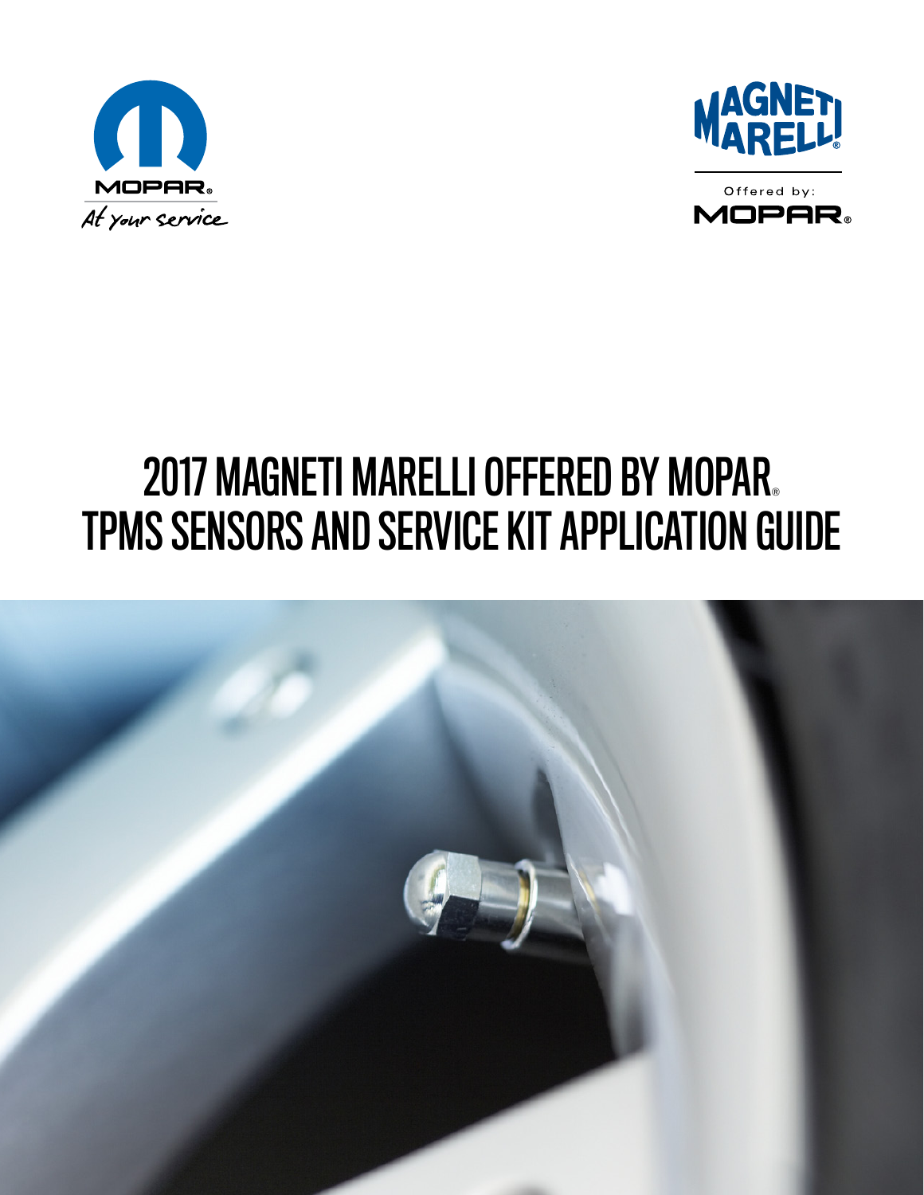MOPAR®

At your service

MAGNETI MARELLI®

Offered by:

MOPAR®

# 2017 MAGNETI MARELLI OFFERED BY MOPAR® TPMS SENSORS AND SERVICE KIT APPLICATION GUIDE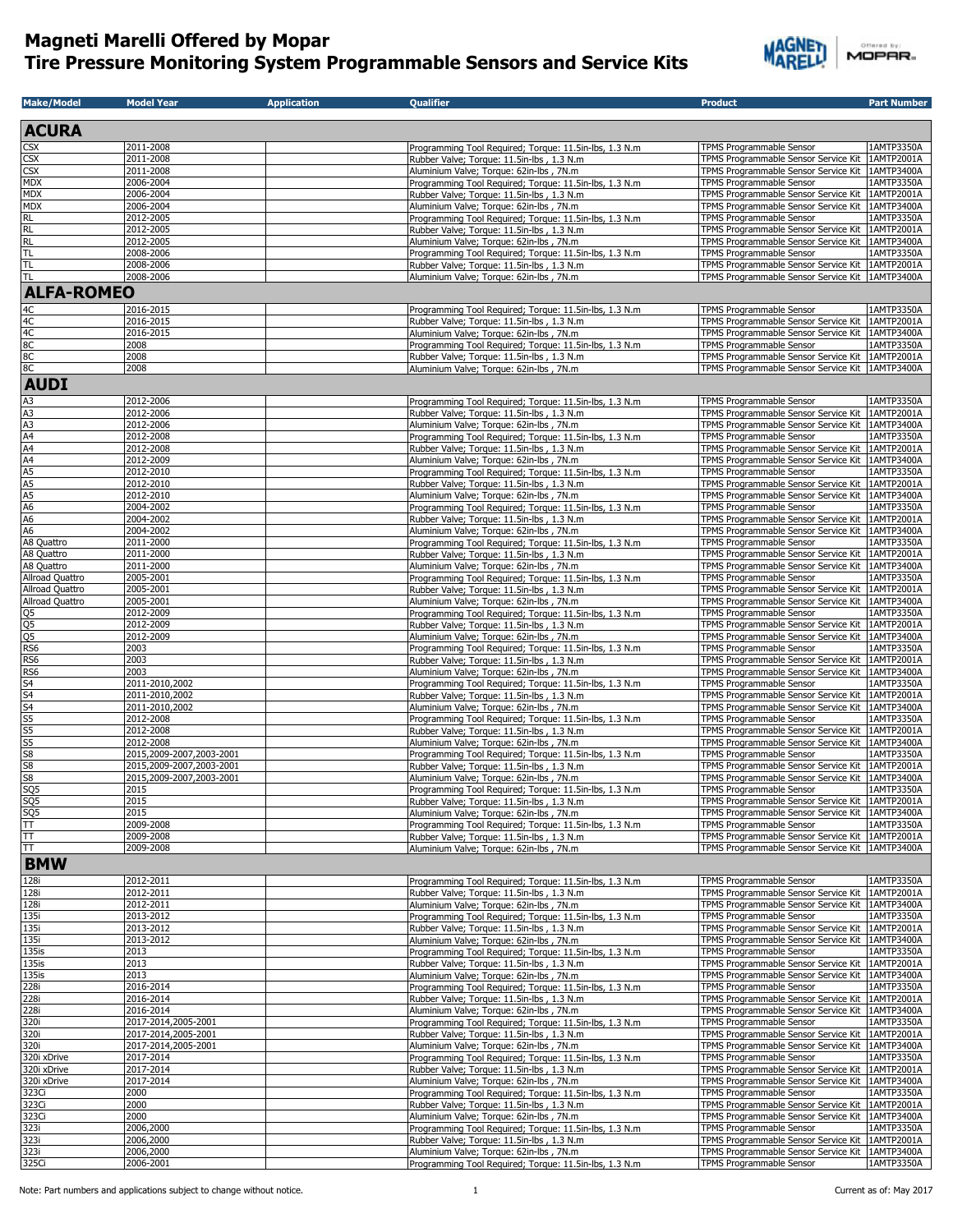# Magneti Marelli Offered by Mopar
# Tire Pressure Monitoring System Programmable Sensors and Service Kits

| Make/Model | Model Year | Application | Qualifier | Product | Part Number |
|---|---|---|---|---|---|
| **ACURA** | | | | | |
| CSX | 2011-2008 | | Programming Tool Required; Torque: 11.5in-lbs, 1.3 N.m | TPMS Programmable Sensor | 1AMTP3350A |
| CSX | 2011-2008 | | Rubber Valve; Torque: 11.5in-lbs , 1.3 N.m | TPMS Programmable Sensor Service Kit | 1AMTP2001A |
| CSX | 2011-2008 | | Aluminium Valve; Torque: 62in-lbs , 7N.m | TPMS Programmable Sensor Service Kit | 1AMTP3400A |
| MDX | 2006-2004 | | Programming Tool Required; Torque: 11.5in-lbs, 1.3 N.m | TPMS Programmable Sensor | 1AMTP3350A |
| MDX | 2006-2004 | | Rubber Valve; Torque: 11.5in-lbs , 1.3 N.m | TPMS Programmable Sensor Service Kit | 1AMTP2001A |
| MDX | 2006-2004 | | Aluminium Valve; Torque: 62in-lbs , 7N.m | TPMS Programmable Sensor Service Kit | 1AMTP3400A |
| RL | 2012-2005 | | Programming Tool Required; Torque: 11.5in-lbs, 1.3 N.m | TPMS Programmable Sensor | 1AMTP3350A |
| RL | 2012-2005 | | Rubber Valve; Torque: 11.5in-lbs , 1.3 N.m | TPMS Programmable Sensor Service Kit | 1AMTP2001A |
| RL | 2012-2005 | | Aluminium Valve; Torque: 62in-lbs , 7N.m | TPMS Programmable Sensor Service Kit | 1AMTP3400A |
| TL | 2008-2006 | | Programming Tool Required; Torque: 11.5in-lbs, 1.3 N.m | TPMS Programmable Sensor | 1AMTP3350A |
| TL | 2008-2006 | | Rubber Valve; Torque: 11.5in-lbs , 1.3 N.m | TPMS Programmable Sensor Service Kit | 1AMTP2001A |
| TL | 2008-2006 | | Aluminium Valve; Torque: 62in-lbs , 7N.m | TPMS Programmable Sensor Service Kit | 1AMTP3400A |
| **ALFA-ROMEO** | | | | | |
| 4C | 2016-2015 | | Programming Tool Required; Torque: 11.5in-lbs, 1.3 N.m | TPMS Programmable Sensor | 1AMTP3350A |
| 4C | 2016-2015 | | Rubber Valve; Torque: 11.5in-lbs , 1.3 N.m | TPMS Programmable Sensor Service Kit | 1AMTP2001A |
| 4C | 2016-2015 | | Aluminium Valve; Torque: 62in-lbs , 7N.m | TPMS Programmable Sensor Service Kit | 1AMTP3400A |
| 8C | 2008 | | Programming Tool Required; Torque: 11.5in-lbs, 1.3 N.m | TPMS Programmable Sensor | 1AMTP3350A |
| 8C | 2008 | | Rubber Valve; Torque: 11.5in-lbs , 1.3 N.m | TPMS Programmable Sensor Service Kit | 1AMTP2001A |
| 8C | 2008 | | Aluminium Valve; Torque: 62in-lbs , 7N.m | TPMS Programmable Sensor Service Kit | 1AMTP3400A |
| **AUDI** | | | | | |
| A3 | 2012-2006 | | Programming Tool Required; Torque: 11.5in-lbs, 1.3 N.m | TPMS Programmable Sensor | 1AMTP3350A |
| A3 | 2012-2006 | | Rubber Valve; Torque: 11.5in-lbs , 1.3 N.m | TPMS Programmable Sensor Service Kit | 1AMTP2001A |
| A3 | 2012-2006 | | Aluminium Valve; Torque: 62in-lbs , 7N.m | TPMS Programmable Sensor Service Kit | 1AMTP3400A |
| A4 | 2012-2008 | | Programming Tool Required; Torque: 11.5in-lbs, 1.3 N.m | TPMS Programmable Sensor | 1AMTP3350A |
| A4 | 2012-2008 | | Rubber Valve; Torque: 11.5in-lbs , 1.3 N.m | TPMS Programmable Sensor Service Kit | 1AMTP2001A |
| A4 | 2012-2009 | | Aluminium Valve; Torque: 62in-lbs , 7N.m | TPMS Programmable Sensor Service Kit | 1AMTP3400A |
| A5 | 2012-2010 | | Programming Tool Required; Torque: 11.5in-lbs, 1.3 N.m | TPMS Programmable Sensor | 1AMTP3350A |
| A5 | 2012-2010 | | Rubber Valve; Torque: 11.5in-lbs , 1.3 N.m | TPMS Programmable Sensor Service Kit | 1AMTP2001A |
| A5 | 2012-2010 | | Aluminium Valve; Torque: 62in-lbs , 7N.m | TPMS Programmable Sensor Service Kit | 1AMTP3400A |
| A6 | 2004-2002 | | Programming Tool Required; Torque: 11.5in-lbs, 1.3 N.m | TPMS Programmable Sensor | 1AMTP3350A |
| A6 | 2004-2002 | | Rubber Valve; Torque: 11.5in-lbs , 1.3 N.m | TPMS Programmable Sensor Service Kit | 1AMTP2001A |
| A6 | 2004-2002 | | Aluminium Valve; Torque: 62in-lbs , 7N.m | TPMS Programmable Sensor Service Kit | 1AMTP3400A |
| A8 Quattro | 2011-2000 | | Programming Tool Required; Torque: 11.5in-lbs, 1.3 N.m | TPMS Programmable Sensor | 1AMTP3350A |
| A8 Quattro | 2011-2000 | | Rubber Valve; Torque: 11.5in-lbs , 1.3 N.m | TPMS Programmable Sensor Service Kit | 1AMTP2001A |
| A8 Quattro | 2011-2000 | | Aluminium Valve; Torque: 62in-lbs , 7N.m | TPMS Programmable Sensor Service Kit | 1AMTP3400A |
| Allroad Quattro | 2005-2001 | | Programming Tool Required; Torque: 11.5in-lbs, 1.3 N.m | TPMS Programmable Sensor | 1AMTP3350A |
| Allroad Quattro | 2005-2001 | | Rubber Valve; Torque: 11.5in-lbs , 1.3 N.m | TPMS Programmable Sensor Service Kit | 1AMTP2001A |
| Allroad Quattro | 2005-2001 | | Aluminium Valve; Torque: 62in-lbs , 7N.m | TPMS Programmable Sensor Service Kit | 1AMTP3400A |
| Q5 | 2012-2009 | | Programming Tool Required; Torque: 11.5in-lbs, 1.3 N.m | TPMS Programmable Sensor | 1AMTP3350A |
| Q5 | 2012-2009 | | Rubber Valve; Torque: 11.5in-lbs , 1.3 N.m | TPMS Programmable Sensor Service Kit | 1AMTP2001A |
| Q5 | 2012-2009 | | Aluminium Valve; Torque: 62in-lbs , 7N.m | TPMS Programmable Sensor Service Kit | 1AMTP3400A |
| RS6 | 2003 | | Programming Tool Required; Torque: 11.5in-lbs, 1.3 N.m | TPMS Programmable Sensor | 1AMTP3350A |
| RS6 | 2003 | | Rubber Valve; Torque: 11.5in-lbs , 1.3 N.m | TPMS Programmable Sensor Service Kit | 1AMTP2001A |
| RS6 | 2003 | | Aluminium Valve; Torque: 62in-lbs , 7N.m | TPMS Programmable Sensor Service Kit | 1AMTP3400A |
| S4 | 2011-2010,2002 | | Programming Tool Required; Torque: 11.5in-lbs, 1.3 N.m | TPMS Programmable Sensor | 1AMTP3350A |
| S4 | 2011-2010,2002 | | Rubber Valve; Torque: 11.5in-lbs , 1.3 N.m | TPMS Programmable Sensor Service Kit | 1AMTP2001A |
| S4 | 2011-2010,2002 | | Aluminium Valve; Torque: 62in-lbs , 7N.m | TPMS Programmable Sensor Service Kit | 1AMTP3400A |
| S5 | 2012-2008 | | Programming Tool Required; Torque: 11.5in-lbs, 1.3 N.m | TPMS Programmable Sensor | 1AMTP3350A |
| S5 | 2012-2008 | | Rubber Valve; Torque: 11.5in-lbs , 1.3 N.m | TPMS Programmable Sensor Service Kit | 1AMTP2001A |
| S5 | 2012-2008 | | Aluminium Valve; Torque: 62in-lbs , 7N.m | TPMS Programmable Sensor Service Kit | 1AMTP3400A |
| S8 | 2015,2009-2007,2003-2001 | | Programming Tool Required; Torque: 11.5in-lbs, 1.3 N.m | TPMS Programmable Sensor | 1AMTP3350A |
| S8 | 2015,2009-2007,2003-2001 | | Rubber Valve; Torque: 11.5in-lbs , 1.3 N.m | TPMS Programmable Sensor Service Kit | 1AMTP2001A |
| S8 | 2015,2009-2007,2003-2001 | | Aluminium Valve; Torque: 62in-lbs , 7N.m | TPMS Programmable Sensor Service Kit | 1AMTP3400A |
| SQ5 | 2015 | | Programming Tool Required; Torque: 11.5in-lbs, 1.3 N.m | TPMS Programmable Sensor | 1AMTP3350A |
| SQ5 | 2015 | | Rubber Valve; Torque: 11.5in-lbs , 1.3 N.m | TPMS Programmable Sensor Service Kit | 1AMTP2001A |
| SQ5 | 2015 | | Aluminium Valve; Torque: 62in-lbs , 7N.m | TPMS Programmable Sensor Service Kit | 1AMTP3400A |
| TT | 2009-2008 | | Programming Tool Required; Torque: 11.5in-lbs, 1.3 N.m | TPMS Programmable Sensor | 1AMTP3350A |
| TT | 2009-2008 | | Rubber Valve; Torque: 11.5in-lbs , 1.3 N.m | TPMS Programmable Sensor Service Kit | 1AMTP2001A |
| TT | 2009-2008 | | Aluminium Valve; Torque: 62in-lbs , 7N.m | TPMS Programmable Sensor Service Kit | 1AMTP3400A |
| **BMW** | | | | | |
| 128i | 2012-2011 | | Programming Tool Required; Torque: 11.5in-lbs, 1.3 N.m | TPMS Programmable Sensor | 1AMTP3350A |
| 128i | 2012-2011 | | Rubber Valve; Torque: 11.5in-lbs , 1.3 N.m | TPMS Programmable Sensor Service Kit | 1AMTP2001A |
| 128i | 2012-2011 | | Aluminium Valve; Torque: 62in-lbs , 7N.m | TPMS Programmable Sensor Service Kit | 1AMTP3400A |
| 135i | 2013-2012 | | Programming Tool Required; Torque: 11.5in-lbs, 1.3 N.m | TPMS Programmable Sensor | 1AMTP3350A |
| 135i | 2013-2012 | | Rubber Valve; Torque: 11.5in-lbs , 1.3 N.m | TPMS Programmable Sensor Service Kit | 1AMTP2001A |
| 135i | 2013-2012 | | Aluminium Valve; Torque: 62in-lbs , 7N.m | TPMS Programmable Sensor Service Kit | 1AMTP3400A |
| 135is | 2013 | | Programming Tool Required; Torque: 11.5in-lbs, 1.3 N.m | TPMS Programmable Sensor | 1AMTP3350A |
| 135is | 2013 | | Rubber Valve; Torque: 11.5in-lbs , 1.3 N.m | TPMS Programmable Sensor Service Kit | 1AMTP2001A |
| 135is | 2013 | | Aluminium Valve; Torque: 62in-lbs , 7N.m | TPMS Programmable Sensor Service Kit | 1AMTP3400A |
| 228i | 2016-2014 | | Programming Tool Required; Torque: 11.5in-lbs, 1.3 N.m | TPMS Programmable Sensor | 1AMTP3350A |
| 228i | 2016-2014 | | Rubber Valve; Torque: 11.5in-lbs , 1.3 N.m | TPMS Programmable Sensor Service Kit | 1AMTP2001A |
| 228i | 2016-2014 | | Aluminium Valve; Torque: 62in-lbs , 7N.m | TPMS Programmable Sensor Service Kit | 1AMTP3400A |
| 320i | 2017-2014,2005-2001 | | Programming Tool Required; Torque: 11.5in-lbs, 1.3 N.m | TPMS Programmable Sensor | 1AMTP3350A |
| 320i | 2017-2014,2005-2001 | | Rubber Valve; Torque: 11.5in-lbs , 1.3 N.m | TPMS Programmable Sensor Service Kit | 1AMTP2001A |
| 320i | 2017-2014,2005-2001 | | Aluminium Valve; Torque: 62in-lbs , 7N.m | TPMS Programmable Sensor Service Kit | 1AMTP3400A |
| 320i xDrive | 2017-2014 | | Programming Tool Required; Torque: 11.5in-lbs, 1.3 N.m | TPMS Programmable Sensor | 1AMTP3350A |
| 320i xDrive | 2017-2014 | | Rubber Valve; Torque: 11.5in-lbs , 1.3 N.m | TPMS Programmable Sensor Service Kit | 1AMTP2001A |
| 320i xDrive | 2017-2014 | | Aluminium Valve; Torque: 62in-lbs , 7N.m | TPMS Programmable Sensor Service Kit | 1AMTP3400A |
| 323Ci | 2000 | | Programming Tool Required; Torque: 11.5in-lbs, 1.3 N.m | TPMS Programmable Sensor | 1AMTP3350A |
| 323Ci | 2000 | | Rubber Valve; Torque: 11.5in-lbs , 1.3 N.m | TPMS Programmable Sensor Service Kit | 1AMTP2001A |
| 323Ci | 2000 | | Aluminium Valve; Torque: 62in-lbs , 7N.m | TPMS Programmable Sensor Service Kit | 1AMTP3400A |
| 323i | 2006,2000 | | Programming Tool Required; Torque: 11.5in-lbs, 1.3 N.m | TPMS Programmable Sensor | 1AMTP3350A |
| 323i | 2006,2000 | | Rubber Valve; Torque: 11.5in-lbs , 1.3 N.m | TPMS Programmable Sensor Service Kit | 1AMTP2001A |
| 323i | 2006,2000 | | Aluminium Valve; Torque: 62in-lbs , 7N.m | TPMS Programmable Sensor Service Kit | 1AMTP3400A |
| 325Ci | 2006-2001 | | Programming Tool Required; Torque: 11.5in-lbs, 1.3 N.m | TPMS Programmable Sensor | 1AMTP3350A |

Note: Part numbers and applications subject to change without notice.

Current as of: May 2017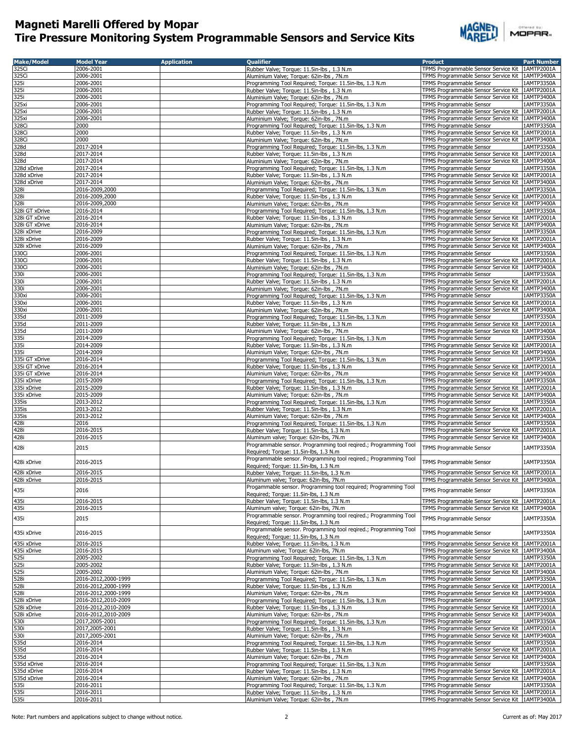# Magneti Marelli Offered by Mopar
# Tire Pressure Monitoring System Programmable Sensors and Service Kits

| Make/Model | Model Year | Application | Qualifier | Product | Part Number |
|---|---|---|---|---|---|
| 325Ci | 2006-2001 | | Rubber Valve; Torque: 11.5in-lbs , 1.3 N.m | TPMS Programmable Sensor Service Kit | 1AMTP2001A |
| 325Ci | 2006-2001 | | Aluminium Valve; Torque: 62in-lbs , 7N.m | TPMS Programmable Sensor Service Kit | 1AMTP3400A |
| 325i | 2006-2001 | | Programming Tool Required; Torque: 11.5in-lbs, 1.3 N.m | TPMS Programmable Sensor | 1AMTP3350A |
| 325i | 2006-2001 | | Rubber Valve; Torque: 11.5in-lbs , 1.3 N.m | TPMS Programmable Sensor Service Kit | 1AMTP2001A |
| 325i | 2006-2001 | | Aluminium Valve; Torque: 62in-lbs , 7N.m | TPMS Programmable Sensor Service Kit | 1AMTP3400A |
| 325xi | 2006-2001 | | Programming Tool Required; Torque: 11.5in-lbs, 1.3 N.m | TPMS Programmable Sensor | 1AMTP3350A |
| 325xi | 2006-2001 | | Rubber Valve; Torque: 11.5in-lbs , 1.3 N.m | TPMS Programmable Sensor Service Kit | 1AMTP2001A |
| 325xi | 2006-2001 | | Aluminium Valve; Torque: 62in-lbs , 7N.m | TPMS Programmable Sensor Service Kit | 1AMTP3400A |
| 328Ci | 2000 | | Programming Tool Required; Torque: 11.5in-lbs, 1.3 N.m | TPMS Programmable Sensor | 1AMTP3350A |
| 328Ci | 2000 | | Rubber Valve; Torque: 11.5in-lbs , 1.3 N.m | TPMS Programmable Sensor Service Kit | 1AMTP2001A |
| 328Ci | 2000 | | Aluminium Valve; Torque: 62in-lbs , 7N.m | TPMS Programmable Sensor Service Kit | 1AMTP3400A |
| 328d | 2017-2014 | | Programming Tool Required; Torque: 11.5in-lbs, 1.3 N.m | TPMS Programmable Sensor | 1AMTP3350A |
| 328d | 2017-2014 | | Rubber Valve; Torque: 11.5in-lbs , 1.3 N.m | TPMS Programmable Sensor Service Kit | 1AMTP2001A |
| 328d | 2017-2014 | | Aluminium Valve; Torque: 62in-lbs , 7N.m | TPMS Programmable Sensor Service Kit | 1AMTP3400A |
| 328d xDrive | 2017-2014 | | Programming Tool Required; Torque: 11.5in-lbs, 1.3 N.m | TPMS Programmable Sensor | 1AMTP3350A |
| 328d xDrive | 2017-2014 | | Rubber Valve; Torque: 11.5in-lbs , 1.3 N.m | TPMS Programmable Sensor Service Kit | 1AMTP2001A |
| 328d xDrive | 2017-2014 | | Aluminium Valve; Torque: 62in-lbs , 7N.m | TPMS Programmable Sensor Service Kit | 1AMTP3400A |
| 328i | 2016-2009,2000 | | Programming Tool Required; Torque: 11.5in-lbs, 1.3 N.m | TPMS Programmable Sensor | 1AMTP3350A |
| 328i | 2016-2009,2000 | | Rubber Valve; Torque: 11.5in-lbs , 1.3 N.m | TPMS Programmable Sensor Service Kit | 1AMTP2001A |
| 328i | 2016-2009,2000 | | Aluminium Valve; Torque: 62in-lbs , 7N.m | TPMS Programmable Sensor Service Kit | 1AMTP3400A |
| 328i GT xDrive | 2016-2014 | | Programming Tool Required; Torque: 11.5in-lbs, 1.3 N.m | TPMS Programmable Sensor | 1AMTP3350A |
| 328i GT xDrive | 2016-2014 | | Rubber Valve; Torque: 11.5in-lbs , 1.3 N.m | TPMS Programmable Sensor Service Kit | 1AMTP2001A |
| 328i GT xDrive | 2016-2014 | | Aluminium Valve; Torque: 62in-lbs , 7N.m | TPMS Programmable Sensor Service Kit | 1AMTP3400A |
| 328i xDrive | 2016-2009 | | Programming Tool Required; Torque: 11.5in-lbs, 1.3 N.m | TPMS Programmable Sensor | 1AMTP3350A |
| 328i xDrive | 2016-2009 | | Rubber Valve; Torque: 11.5in-lbs , 1.3 N.m | TPMS Programmable Sensor Service Kit | 1AMTP2001A |
| 328i xDrive | 2016-2009 | | Aluminium Valve; Torque: 62in-lbs , 7N.m | TPMS Programmable Sensor Service Kit | 1AMTP3400A |
| 330Ci | 2006-2001 | | Programming Tool Required; Torque: 11.5in-lbs, 1.3 N.m | TPMS Programmable Sensor | 1AMTP3350A |
| 330Ci | 2006-2001 | | Rubber Valve; Torque: 11.5in-lbs , 1.3 N.m | TPMS Programmable Sensor Service Kit | 1AMTP2001A |
| 330Ci | 2006-2001 | | Aluminium Valve; Torque: 62in-lbs , 7N.m | TPMS Programmable Sensor Service Kit | 1AMTP3400A |
| 330i | 2006-2001 | | Programming Tool Required; Torque: 11.5in-lbs, 1.3 N.m | TPMS Programmable Sensor | 1AMTP3350A |
| 330i | 2006-2001 | | Rubber Valve; Torque: 11.5in-lbs , 1.3 N.m | TPMS Programmable Sensor Service Kit | 1AMTP2001A |
| 330i | 2006-2001 | | Aluminium Valve; Torque: 62in-lbs , 7N.m | TPMS Programmable Sensor Service Kit | 1AMTP3400A |
| 330xi | 2006-2001 | | Programming Tool Required; Torque: 11.5in-lbs, 1.3 N.m | TPMS Programmable Sensor | 1AMTP3350A |
| 330xi | 2006-2001 | | Rubber Valve; Torque: 11.5in-lbs , 1.3 N.m | TPMS Programmable Sensor Service Kit | 1AMTP2001A |
| 330xi | 2006-2001 | | Aluminium Valve; Torque: 62in-lbs , 7N.m | TPMS Programmable Sensor Service Kit | 1AMTP3400A |
| 335d | 2011-2009 | | Programming Tool Required; Torque: 11.5in-lbs, 1.3 N.m | TPMS Programmable Sensor | 1AMTP3350A |
| 335d | 2011-2009 | | Rubber Valve; Torque: 11.5in-lbs , 1.3 N.m | TPMS Programmable Sensor Service Kit | 1AMTP2001A |
| 335d | 2011-2009 | | Aluminium Valve; Torque: 62in-lbs , 7N.m | TPMS Programmable Sensor Service Kit | 1AMTP3400A |
| 335i | 2014-2009 | | Programming Tool Required; Torque: 11.5in-lbs, 1.3 N.m | TPMS Programmable Sensor | 1AMTP3350A |
| 335i | 2014-2009 | | Rubber Valve; Torque: 11.5in-lbs , 1.3 N.m | TPMS Programmable Sensor Service Kit | 1AMTP2001A |
| 335i | 2014-2009 | | Aluminium Valve; Torque: 62in-lbs , 7N.m | TPMS Programmable Sensor Service Kit | 1AMTP3400A |
| 335i GT xDrive | 2016-2014 | | Programming Tool Required; Torque: 11.5in-lbs, 1.3 N.m | TPMS Programmable Sensor | 1AMTP3350A |
| 335i GT xDrive | 2016-2014 | | Rubber Valve; Torque: 11.5in-lbs , 1.3 N.m | TPMS Programmable Sensor Service Kit | 1AMTP2001A |
| 335i GT xDrive | 2016-2014 | | Aluminium Valve; Torque: 62in-lbs , 7N.m | TPMS Programmable Sensor Service Kit | 1AMTP3400A |
| 335i xDrive | 2015-2009 | | Programming Tool Required; Torque: 11.5in-lbs, 1.3 N.m | TPMS Programmable Sensor | 1AMTP3350A |
| 335i xDrive | 2015-2009 | | Rubber Valve; Torque: 11.5in-lbs , 1.3 N.m | TPMS Programmable Sensor Service Kit | 1AMTP2001A |
| 335i xDrive | 2015-2009 | | Aluminium Valve; Torque: 62in-lbs , 7N.m | TPMS Programmable Sensor Service Kit | 1AMTP3400A |
| 335is | 2013-2012 | | Programming Tool Required; Torque: 11.5in-lbs, 1.3 N.m | TPMS Programmable Sensor | 1AMTP3350A |
| 335is | 2013-2012 | | Rubber Valve; Torque: 11.5in-lbs , 1.3 N.m | TPMS Programmable Sensor Service Kit | 1AMTP2001A |
| 335is | 2013-2012 | | Aluminium Valve; Torque: 62in-lbs , 7N.m | TPMS Programmable Sensor Service Kit | 1AMTP3400A |
| 428i | 2016 | | Programming Tool Required; Torque: 11.5in-lbs, 1.3 N.m | TPMS Programmable Sensor | 1AMTP3350A |
| 428i | 2016-2015 | | Rubber Valve; Torque: 11.5in-lbs, 1.3 N.m | TPMS Programmable Sensor Service Kit | 1AMTP2001A |
| 428i | 2016-2015 | | Aluminum valve; Torque: 62in-lbs, 7N.m | TPMS Programmable Sensor Service Kit | 1AMTP3400A |
| 428i | 2015 | | Programmable sensor. Programming tool reqired.; Programming Tool Required; Torque: 11.5in-lbs, 1.3 N.m | TPMS Programmable Sensor | 1AMTP3350A |
| 428i xDrive | 2016-2015 | | Programmable sensor. Programming tool reqired.; Programming Tool Required; Torque: 11.5in-lbs, 1.3 N.m | TPMS Programmable Sensor | 1AMTP3350A |
| 428i xDrive | 2016-2015 | | Rubber Valve; Torque: 11.5in-lbs, 1.3 N.m | TPMS Programmable Sensor Service Kit | 1AMTP2001A |
| 428i xDrive | 2016-2015 | | Aluminum valve; Torque: 62in-lbs, 7N.m | TPMS Programmable Sensor Service Kit | 1AMTP3400A |
| 435i | 2016 | | Progammable sensor. Programming tool reqired.; Programming Tool Required; Torque: 11.5in-lbs, 1.3 N.m | TPMS Programmable Sensor | 1AMTP3350A |
| 435i | 2016-2015 | | Rubber Valve; Torque: 11.5in-lbs, 1.3 N.m | TPMS Programmable Sensor Service Kit | 1AMTP2001A |
| 435i | 2016-2015 | | Aluminum valve; Torque: 62in-lbs, 7N.m | TPMS Programmable Sensor Service Kit | 1AMTP3400A |
| 435i | 2015 | | Programmable sensor. Programming tool reqired.; Programming Tool Required; Torque: 11.5in-lbs, 1.3 N.m | TPMS Programmable Sensor | 1AMTP3350A |
| 435i xDrive | 2016-2015 | | Programmable sensor. Programming tool reqired.; Programming Tool Required; Torque: 11.5in-lbs, 1.3 N.m | TPMS Programmable Sensor | 1AMTP3350A |
| 435i xDrive | 2016-2015 | | Rubber Valve; Torque: 11.5in-lbs, 1.3 N.m | TPMS Programmable Sensor Service Kit | 1AMTP2001A |
| 435i xDrive | 2016-2015 | | Aluminum valve; Torque: 62in-lbs, 7N.m | TPMS Programmable Sensor Service Kit | 1AMTP3400A |
| 525i | 2005-2002 | | Programming Tool Required; Torque: 11.5in-lbs, 1.3 N.m | TPMS Programmable Sensor | 1AMTP3350A |
| 525i | 2005-2002 | | Rubber Valve; Torque: 11.5in-lbs , 1.3 N.m | TPMS Programmable Sensor Service Kit | 1AMTP2001A |
| 525i | 2005-2002 | | Aluminium Valve; Torque: 62in-lbs , 7N.m | TPMS Programmable Sensor Service Kit | 1AMTP3400A |
| 528i | 2016-2012,2000-1999 | | Programming Tool Required; Torque: 11.5in-lbs, 1.3 N.m | TPMS Programmable Sensor | 1AMTP3350A |
| 528i | 2016-2012,2000-1999 | | Rubber Valve; Torque: 11.5in-lbs , 1.3 N.m | TPMS Programmable Sensor Service Kit | 1AMTP2001A |
| 528i | 2016-2012,2000-1999 | | Aluminium Valve; Torque: 62in-lbs , 7N.m | TPMS Programmable Sensor Service Kit | 1AMTP3400A |
| 528i xDrive | 2016-2012,2010-2009 | | Programming Tool Required; Torque: 11.5in-lbs, 1.3 N.m | TPMS Programmable Sensor | 1AMTP3350A |
| 528i xDrive | 2016-2012,2010-2009 | | Rubber Valve; Torque: 11.5in-lbs , 1.3 N.m | TPMS Programmable Sensor Service Kit | 1AMTP2001A |
| 528i xDrive | 2016-2012,2010-2009 | | Aluminium Valve; Torque: 62in-lbs , 7N.m | TPMS Programmable Sensor Service Kit | 1AMTP3400A |
| 530i | 2017,2005-2001 | | Programming Tool Required; Torque: 11.5in-lbs, 1.3 N.m | TPMS Programmable Sensor | 1AMTP3350A |
| 530i | 2017,2005-2001 | | Rubber Valve; Torque: 11.5in-lbs , 1.3 N.m | TPMS Programmable Sensor Service Kit | 1AMTP2001A |
| 530i | 2017,2005-2001 | | Aluminium Valve; Torque: 62in-lbs , 7N.m | TPMS Programmable Sensor Service Kit | 1AMTP3400A |
| 535d | 2016-2014 | | Programming Tool Required; Torque: 11.5in-lbs, 1.3 N.m | TPMS Programmable Sensor | 1AMTP3350A |
| 535d | 2016-2014 | | Rubber Valve; Torque: 11.5in-lbs , 1.3 N.m | TPMS Programmable Sensor Service Kit | 1AMTP2001A |
| 535d | 2016-2014 | | Aluminium Valve; Torque: 62in-lbs , 7N.m | TPMS Programmable Sensor Service Kit | 1AMTP3400A |
| 535d xDrive | 2016-2014 | | Programming Tool Required; Torque: 11.5in-lbs, 1.3 N.m | TPMS Programmable Sensor | 1AMTP3350A |
| 535d xDrive | 2016-2014 | | Rubber Valve; Torque: 11.5in-lbs , 1.3 N.m | TPMS Programmable Sensor Service Kit | 1AMTP2001A |
| 535d xDrive | 2016-2014 | | Aluminium Valve; Torque: 62in-lbs , 7N.m | TPMS Programmable Sensor Service Kit | 1AMTP3400A |
| 535i | 2016-2011 | | Programming Tool Required; Torque: 11.5in-lbs, 1.3 N.m | TPMS Programmable Sensor | 1AMTP3350A |
| 535i | 2016-2011 | | Rubber Valve; Torque: 11.5in-lbs , 1.3 N.m | TPMS Programmable Sensor Service Kit | 1AMTP2001A |
| 535i | 2016-2011 | | Aluminium Valve; Torque: 62in-lbs , 7N.m | TPMS Programmable Sensor Service Kit | 1AMTP3400A |

Note: Part numbers and applications subject to change without notice.

Current as of: May 2017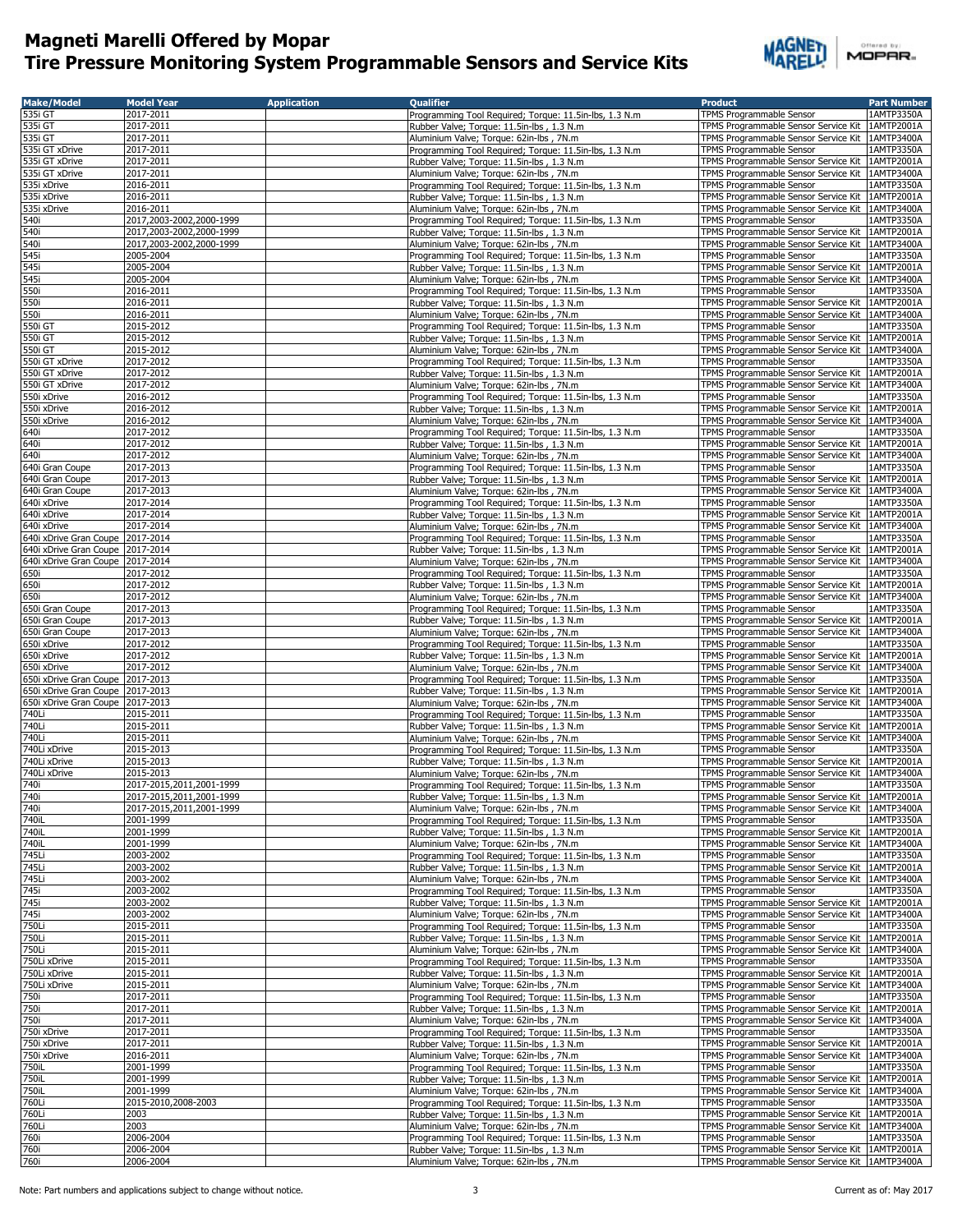# Magneti Marelli Offered by Mopar
# Tire Pressure Monitoring System Programmable Sensors and Service Kits

| Make/Model | Model Year | Application | Qualifier | Product | Part Number |
|---|---|---|---|---|---|
| 535i GT | 2017-2011 | | Programming Tool Required; Torque: 11.5in-lbs, 1.3 N.m | TPMS Programmable Sensor | 1AMTP3350A |
| 535i GT | 2017-2011 | | Rubber Valve; Torque: 11.5in-lbs , 1.3 N.m | TPMS Programmable Sensor Service Kit | 1AMTP2001A |
| 535i GT | 2017-2011 | | Aluminium Valve; Torque: 62in-lbs , 7N.m | TPMS Programmable Sensor Service Kit | 1AMTP3400A |
| 535i GT xDrive | 2017-2011 | | Programming Tool Required; Torque: 11.5in-lbs, 1.3 N.m | TPMS Programmable Sensor | 1AMTP3350A |
| 535i GT xDrive | 2017-2011 | | Rubber Valve; Torque: 11.5in-lbs , 1.3 N.m | TPMS Programmable Sensor Service Kit | 1AMTP2001A |
| 535i GT xDrive | 2017-2011 | | Aluminium Valve; Torque: 62in-lbs , 7N.m | TPMS Programmable Sensor Service Kit | 1AMTP3400A |
| 535i xDrive | 2016-2011 | | Programming Tool Required; Torque: 11.5in-lbs, 1.3 N.m | TPMS Programmable Sensor | 1AMTP3350A |
| 535i xDrive | 2016-2011 | | Rubber Valve; Torque: 11.5in-lbs , 1.3 N.m | TPMS Programmable Sensor Service Kit | 1AMTP2001A |
| 535i xDrive | 2016-2011 | | Aluminium Valve; Torque: 62in-lbs , 7N.m | TPMS Programmable Sensor Service Kit | 1AMTP3400A |
| 540i | 2017,2003-2002,2000-1999 | | Programming Tool Required; Torque: 11.5in-lbs, 1.3 N.m | TPMS Programmable Sensor | 1AMTP3350A |
| 540i | 2017,2003-2002,2000-1999 | | Rubber Valve; Torque: 11.5in-lbs , 1.3 N.m | TPMS Programmable Sensor Service Kit | 1AMTP2001A |
| 540i | 2017,2003-2002,2000-1999 | | Aluminium Valve; Torque: 62in-lbs , 7N.m | TPMS Programmable Sensor Service Kit | 1AMTP3400A |
| 545i | 2005-2004 | | Programming Tool Required; Torque: 11.5in-lbs, 1.3 N.m | TPMS Programmable Sensor | 1AMTP3350A |
| 545i | 2005-2004 | | Rubber Valve; Torque: 11.5in-lbs , 1.3 N.m | TPMS Programmable Sensor Service Kit | 1AMTP2001A |
| 545i | 2005-2004 | | Aluminium Valve; Torque: 62in-lbs , 7N.m | TPMS Programmable Sensor Service Kit | 1AMTP3400A |
| 550i | 2016-2011 | | Programming Tool Required; Torque: 11.5in-lbs, 1.3 N.m | TPMS Programmable Sensor | 1AMTP3350A |
| 550i | 2016-2011 | | Rubber Valve; Torque: 11.5in-lbs , 1.3 N.m | TPMS Programmable Sensor Service Kit | 1AMTP2001A |
| 550i | 2016-2011 | | Aluminium Valve; Torque: 62in-lbs , 7N.m | TPMS Programmable Sensor Service Kit | 1AMTP3400A |
| 550i GT | 2015-2012 | | Programming Tool Required; Torque: 11.5in-lbs, 1.3 N.m | TPMS Programmable Sensor | 1AMTP3350A |
| 550i GT | 2015-2012 | | Rubber Valve; Torque: 11.5in-lbs , 1.3 N.m | TPMS Programmable Sensor Service Kit | 1AMTP2001A |
| 550i GT | 2015-2012 | | Aluminium Valve; Torque: 62in-lbs , 7N.m | TPMS Programmable Sensor Service Kit | 1AMTP3400A |
| 550i GT xDrive | 2017-2012 | | Programming Tool Required; Torque: 11.5in-lbs, 1.3 N.m | TPMS Programmable Sensor | 1AMTP3350A |
| 550i GT xDrive | 2017-2012 | | Rubber Valve; Torque: 11.5in-lbs , 1.3 N.m | TPMS Programmable Sensor Service Kit | 1AMTP2001A |
| 550i GT xDrive | 2017-2012 | | Aluminium Valve; Torque: 62in-lbs , 7N.m | TPMS Programmable Sensor Service Kit | 1AMTP3400A |
| 550i xDrive | 2016-2012 | | Programming Tool Required; Torque: 11.5in-lbs, 1.3 N.m | TPMS Programmable Sensor | 1AMTP3350A |
| 550i xDrive | 2016-2012 | | Rubber Valve; Torque: 11.5in-lbs , 1.3 N.m | TPMS Programmable Sensor Service Kit | 1AMTP2001A |
| 550i xDrive | 2016-2012 | | Aluminium Valve; Torque: 62in-lbs , 7N.m | TPMS Programmable Sensor Service Kit | 1AMTP3400A |
| 640i | 2017-2012 | | Programming Tool Required; Torque: 11.5in-lbs, 1.3 N.m | TPMS Programmable Sensor | 1AMTP3350A |
| 640i | 2017-2012 | | Rubber Valve; Torque: 11.5in-lbs , 1.3 N.m | TPMS Programmable Sensor Service Kit | 1AMTP2001A |
| 640i | 2017-2012 | | Aluminium Valve; Torque: 62in-lbs , 7N.m | TPMS Programmable Sensor Service Kit | 1AMTP3400A |
| 640i Gran Coupe | 2017-2013 | | Programming Tool Required; Torque: 11.5in-lbs, 1.3 N.m | TPMS Programmable Sensor | 1AMTP3350A |
| 640i Gran Coupe | 2017-2013 | | Rubber Valve; Torque: 11.5in-lbs , 1.3 N.m | TPMS Programmable Sensor Service Kit | 1AMTP2001A |
| 640i Gran Coupe | 2017-2013 | | Aluminium Valve; Torque: 62in-lbs , 7N.m | TPMS Programmable Sensor Service Kit | 1AMTP3400A |
| 640i xDrive | 2017-2014 | | Programming Tool Required; Torque: 11.5in-lbs, 1.3 N.m | TPMS Programmable Sensor | 1AMTP3350A |
| 640i xDrive | 2017-2014 | | Rubber Valve; Torque: 11.5in-lbs , 1.3 N.m | TPMS Programmable Sensor Service Kit | 1AMTP2001A |
| 640i xDrive | 2017-2014 | | Aluminium Valve; Torque: 62in-lbs , 7N.m | TPMS Programmable Sensor Service Kit | 1AMTP3400A |
| 640i xDrive Gran Coupe | 2017-2014 | | Programming Tool Required; Torque: 11.5in-lbs, 1.3 N.m | TPMS Programmable Sensor | 1AMTP3350A |
| 640i xDrive Gran Coupe | 2017-2014 | | Rubber Valve; Torque: 11.5in-lbs , 1.3 N.m | TPMS Programmable Sensor Service Kit | 1AMTP2001A |
| 640i xDrive Gran Coupe | 2017-2014 | | Aluminium Valve; Torque: 62in-lbs , 7N.m | TPMS Programmable Sensor Service Kit | 1AMTP3400A |
| 650i | 2017-2012 | | Programming Tool Required; Torque: 11.5in-lbs, 1.3 N.m | TPMS Programmable Sensor | 1AMTP3350A |
| 650i | 2017-2012 | | Rubber Valve; Torque: 11.5in-lbs , 1.3 N.m | TPMS Programmable Sensor Service Kit | 1AMTP2001A |
| 650i | 2017-2012 | | Aluminium Valve; Torque: 62in-lbs , 7N.m | TPMS Programmable Sensor Service Kit | 1AMTP3400A |
| 650i Gran Coupe | 2017-2013 | | Programming Tool Required; Torque: 11.5in-lbs, 1.3 N.m | TPMS Programmable Sensor | 1AMTP3350A |
| 650i Gran Coupe | 2017-2013 | | Rubber Valve; Torque: 11.5in-lbs , 1.3 N.m | TPMS Programmable Sensor Service Kit | 1AMTP2001A |
| 650i Gran Coupe | 2017-2013 | | Aluminium Valve; Torque: 62in-lbs , 7N.m | TPMS Programmable Sensor Service Kit | 1AMTP3400A |
| 650i xDrive | 2017-2012 | | Programming Tool Required; Torque: 11.5in-lbs, 1.3 N.m | TPMS Programmable Sensor | 1AMTP3350A |
| 650i xDrive | 2017-2012 | | Rubber Valve; Torque: 11.5in-lbs , 1.3 N.m | TPMS Programmable Sensor Service Kit | 1AMTP2001A |
| 650i xDrive | 2017-2012 | | Aluminium Valve; Torque: 62in-lbs , 7N.m | TPMS Programmable Sensor Service Kit | 1AMTP3400A |
| 650i xDrive Gran Coupe | 2017-2013 | | Programming Tool Required; Torque: 11.5in-lbs, 1.3 N.m | TPMS Programmable Sensor | 1AMTP3350A |
| 650i xDrive Gran Coupe | 2017-2013 | | Rubber Valve; Torque: 11.5in-lbs , 1.3 N.m | TPMS Programmable Sensor Service Kit | 1AMTP2001A |
| 650i xDrive Gran Coupe | 2017-2013 | | Aluminium Valve; Torque: 62in-lbs , 7N.m | TPMS Programmable Sensor Service Kit | 1AMTP3400A |
| 740Li | 2015-2011 | | Programming Tool Required; Torque: 11.5in-lbs, 1.3 N.m | TPMS Programmable Sensor | 1AMTP3350A |
| 740Li | 2015-2011 | | Rubber Valve; Torque: 11.5in-lbs , 1.3 N.m | TPMS Programmable Sensor Service Kit | 1AMTP2001A |
| 740Li | 2015-2011 | | Aluminium Valve; Torque: 62in-lbs , 7N.m | TPMS Programmable Sensor Service Kit | 1AMTP3400A |
| 740Li xDrive | 2015-2013 | | Programming Tool Required; Torque: 11.5in-lbs, 1.3 N.m | TPMS Programmable Sensor | 1AMTP3350A |
| 740Li xDrive | 2015-2013 | | Rubber Valve; Torque: 11.5in-lbs , 1.3 N.m | TPMS Programmable Sensor Service Kit | 1AMTP2001A |
| 740Li xDrive | 2015-2013 | | Aluminium Valve; Torque: 62in-lbs , 7N.m | TPMS Programmable Sensor Service Kit | 1AMTP3400A |
| 740i | 2017-2015,2011,2001-1999 | | Programming Tool Required; Torque: 11.5in-lbs, 1.3 N.m | TPMS Programmable Sensor | 1AMTP3350A |
| 740i | 2017-2015,2011,2001-1999 | | Rubber Valve; Torque: 11.5in-lbs , 1.3 N.m | TPMS Programmable Sensor Service Kit | 1AMTP2001A |
| 740i | 2017-2015,2011,2001-1999 | | Aluminium Valve; Torque: 62in-lbs , 7N.m | TPMS Programmable Sensor Service Kit | 1AMTP3400A |
| 740iL | 2001-1999 | | Programming Tool Required; Torque: 11.5in-lbs, 1.3 N.m | TPMS Programmable Sensor | 1AMTP3350A |
| 740iL | 2001-1999 | | Rubber Valve; Torque: 11.5in-lbs , 1.3 N.m | TPMS Programmable Sensor Service Kit | 1AMTP2001A |
| 740iL | 2001-1999 | | Aluminium Valve; Torque: 62in-lbs , 7N.m | TPMS Programmable Sensor Service Kit | 1AMTP3400A |
| 745Li | 2003-2002 | | Programming Tool Required; Torque: 11.5in-lbs, 1.3 N.m | TPMS Programmable Sensor | 1AMTP3350A |
| 745Li | 2003-2002 | | Rubber Valve; Torque: 11.5in-lbs , 1.3 N.m | TPMS Programmable Sensor Service Kit | 1AMTP2001A |
| 745Li | 2003-2002 | | Aluminium Valve; Torque: 62in-lbs , 7N.m | TPMS Programmable Sensor Service Kit | 1AMTP3400A |
| 745i | 2003-2002 | | Programming Tool Required; Torque: 11.5in-lbs, 1.3 N.m | TPMS Programmable Sensor | 1AMTP3350A |
| 745i | 2003-2002 | | Rubber Valve; Torque: 11.5in-lbs , 1.3 N.m | TPMS Programmable Sensor Service Kit | 1AMTP2001A |
| 745i | 2003-2002 | | Aluminium Valve; Torque: 62in-lbs , 7N.m | TPMS Programmable Sensor Service Kit | 1AMTP3400A |
| 750Li | 2015-2011 | | Programming Tool Required; Torque: 11.5in-lbs, 1.3 N.m | TPMS Programmable Sensor | 1AMTP3350A |
| 750Li | 2015-2011 | | Rubber Valve; Torque: 11.5in-lbs , 1.3 N.m | TPMS Programmable Sensor Service Kit | 1AMTP2001A |
| 750Li | 2015-2011 | | Aluminium Valve; Torque: 62in-lbs , 7N.m | TPMS Programmable Sensor Service Kit | 1AMTP3400A |
| 750Li xDrive | 2015-2011 | | Programming Tool Required; Torque: 11.5in-lbs, 1.3 N.m | TPMS Programmable Sensor | 1AMTP3350A |
| 750Li xDrive | 2015-2011 | | Rubber Valve; Torque: 11.5in-lbs , 1.3 N.m | TPMS Programmable Sensor Service Kit | 1AMTP2001A |
| 750Li xDrive | 2015-2011 | | Aluminium Valve; Torque: 62in-lbs , 7N.m | TPMS Programmable Sensor Service Kit | 1AMTP3400A |
| 750i | 2017-2011 | | Programming Tool Required; Torque: 11.5in-lbs, 1.3 N.m | TPMS Programmable Sensor | 1AMTP3350A |
| 750i | 2017-2011 | | Rubber Valve; Torque: 11.5in-lbs , 1.3 N.m | TPMS Programmable Sensor Service Kit | 1AMTP2001A |
| 750i | 2017-2011 | | Aluminium Valve; Torque: 62in-lbs , 7N.m | TPMS Programmable Sensor Service Kit | 1AMTP3400A |
| 750i xDrive | 2017-2011 | | Programming Tool Required; Torque: 11.5in-lbs, 1.3 N.m | TPMS Programmable Sensor | 1AMTP3350A |
| 750i xDrive | 2017-2011 | | Rubber Valve; Torque: 11.5in-lbs , 1.3 N.m | TPMS Programmable Sensor Service Kit | 1AMTP2001A |
| 750i xDrive | 2016-2011 | | Aluminium Valve; Torque: 62in-lbs , 7N.m | TPMS Programmable Sensor Service Kit | 1AMTP3400A |
| 750iL | 2001-1999 | | Programming Tool Required; Torque: 11.5in-lbs, 1.3 N.m | TPMS Programmable Sensor | 1AMTP3350A |
| 750iL | 2001-1999 | | Rubber Valve; Torque: 11.5in-lbs , 1.3 N.m | TPMS Programmable Sensor Service Kit | 1AMTP2001A |
| 750iL | 2001-1999 | | Aluminium Valve; Torque: 62in-lbs , 7N.m | TPMS Programmable Sensor Service Kit | 1AMTP3400A |
| 760Li | 2015-2010,2008-2003 | | Programming Tool Required; Torque: 11.5in-lbs, 1.3 N.m | TPMS Programmable Sensor | 1AMTP3350A |
| 760Li | 2003 | | Rubber Valve; Torque: 11.5in-lbs , 1.3 N.m | TPMS Programmable Sensor Service Kit | 1AMTP2001A |
| 760Li | 2003 | | Aluminium Valve; Torque: 62in-lbs , 7N.m | TPMS Programmable Sensor Service Kit | 1AMTP3400A |
| 760i | 2006-2004 | | Programming Tool Required; Torque: 11.5in-lbs, 1.3 N.m | TPMS Programmable Sensor | 1AMTP3350A |
| 760i | 2006-2004 | | Rubber Valve; Torque: 11.5in-lbs , 1.3 N.m | TPMS Programmable Sensor Service Kit | 1AMTP2001A |
| 760i | 2006-2004 | | Aluminium Valve; Torque: 62in-lbs , 7N.m | TPMS Programmable Sensor Service Kit | 1AMTP3400A |

Note: Part numbers and applications subject to change without notice.

Current as of: May 2017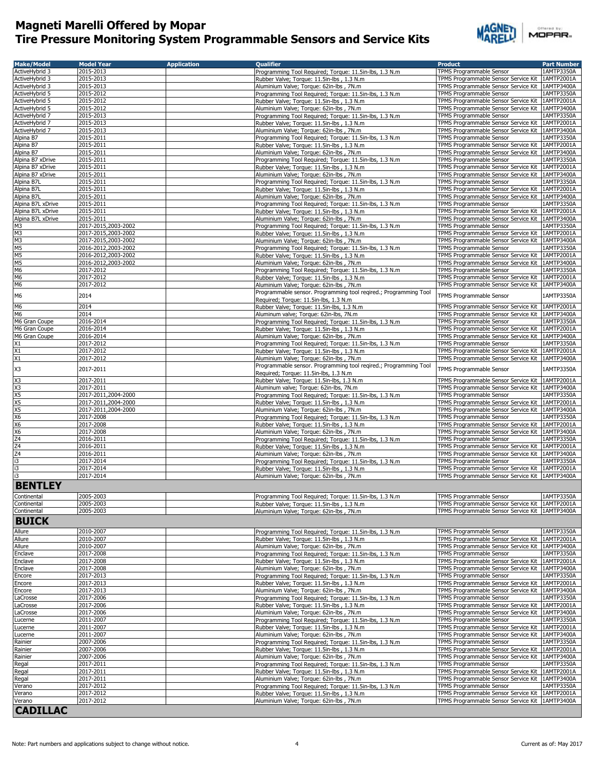# Magneti Marelli Offered by Mopar
# Tire Pressure Monitoring System Programmable Sensors and Service Kits

| Make/Model | Model Year | Application | Qualifier | Product | Part Number |
|---|---|---|---|---|---|
| ActiveHybrid 3 | 2015-2013 | | Programming Tool Required; Torque: 11.5in-lbs, 1.3 N.m | TPMS Programmable Sensor | 1AMTP3350A |
| ActiveHybrid 3 | 2015-2013 | | Rubber Valve; Torque: 11.5in-lbs , 1.3 N.m | TPMS Programmable Sensor Service Kit | 1AMTP2001A |
| ActiveHybrid 3 | 2015-2013 | | Aluminium Valve; Torque: 62in-lbs , 7N.m | TPMS Programmable Sensor Service Kit | 1AMTP3400A |
| ActiveHybrid 5 | 2015-2012 | | Programming Tool Required; Torque: 11.5in-lbs, 1.3 N.m | TPMS Programmable Sensor | 1AMTP3350A |
| ActiveHybrid 5 | 2015-2012 | | Rubber Valve; Torque: 11.5in-lbs , 1.3 N.m | TPMS Programmable Sensor Service Kit | 1AMTP2001A |
| ActiveHybrid 5 | 2015-2012 | | Aluminium Valve; Torque: 62in-lbs , 7N.m | TPMS Programmable Sensor Service Kit | 1AMTP3400A |
| ActiveHybrid 7 | 2015-2013 | | Programming Tool Required; Torque: 11.5in-lbs, 1.3 N.m | TPMS Programmable Sensor | 1AMTP3350A |
| ActiveHybrid 7 | 2015-2013 | | Rubber Valve; Torque: 11.5in-lbs , 1.3 N.m | TPMS Programmable Sensor Service Kit | 1AMTP2001A |
| ActiveHybrid 7 | 2015-2013 | | Aluminium Valve; Torque: 62in-lbs , 7N.m | TPMS Programmable Sensor Service Kit | 1AMTP3400A |
| Alpina B7 | 2015-2011 | | Programming Tool Required; Torque: 11.5in-lbs, 1.3 N.m | TPMS Programmable Sensor | 1AMTP3350A |
| Alpina B7 | 2015-2011 | | Rubber Valve; Torque: 11.5in-lbs , 1.3 N.m | TPMS Programmable Sensor Service Kit | 1AMTP2001A |
| Alpina B7 | 2015-2011 | | Aluminium Valve; Torque: 62in-lbs , 7N.m | TPMS Programmable Sensor Service Kit | 1AMTP3400A |
| Alpina B7 xDrive | 2015-2011 | | Programming Tool Required; Torque: 11.5in-lbs, 1.3 N.m | TPMS Programmable Sensor | 1AMTP3350A |
| Alpina B7 xDrive | 2015-2011 | | Rubber Valve; Torque: 11.5in-lbs , 1.3 N.m | TPMS Programmable Sensor Service Kit | 1AMTP2001A |
| Alpina B7 xDrive | 2015-2011 | | Aluminium Valve; Torque: 62in-lbs , 7N.m | TPMS Programmable Sensor Service Kit | 1AMTP3400A |
| Alpina B7L | 2015-2011 | | Programming Tool Required; Torque: 11.5in-lbs, 1.3 N.m | TPMS Programmable Sensor | 1AMTP3350A |
| Alpina B7L | 2015-2011 | | Rubber Valve; Torque: 11.5in-lbs , 1.3 N.m | TPMS Programmable Sensor Service Kit | 1AMTP2001A |
| Alpina B7L | 2015-2011 | | Aluminium Valve; Torque: 62in-lbs , 7N.m | TPMS Programmable Sensor Service Kit | 1AMTP3400A |
| Alpina B7L xDrive | 2015-2011 | | Programming Tool Required; Torque: 11.5in-lbs, 1.3 N.m | TPMS Programmable Sensor | 1AMTP3350A |
| Alpina B7L xDrive | 2015-2011 | | Rubber Valve; Torque: 11.5in-lbs , 1.3 N.m | TPMS Programmable Sensor Service Kit | 1AMTP2001A |
| Alpina B7L xDrive | 2015-2011 | | Aluminium Valve; Torque: 62in-lbs , 7N.m | TPMS Programmable Sensor Service Kit | 1AMTP3400A |
| M3 | 2017-2015,2003-2002 | | Programming Tool Required; Torque: 11.5in-lbs, 1.3 N.m | TPMS Programmable Sensor | 1AMTP3350A |
| M3 | 2017-2015,2003-2002 | | Rubber Valve; Torque: 11.5in-lbs , 1.3 N.m | TPMS Programmable Sensor Service Kit | 1AMTP2001A |
| M3 | 2017-2015,2003-2002 | | Aluminium Valve; Torque: 62in-lbs , 7N.m | TPMS Programmable Sensor Service Kit | 1AMTP3400A |
| M5 | 2016-2012,2003-2002 | | Programming Tool Required; Torque: 11.5in-lbs, 1.3 N.m | TPMS Programmable Sensor | 1AMTP3350A |
| M5 | 2016-2012,2003-2002 | | Rubber Valve; Torque: 11.5in-lbs , 1.3 N.m | TPMS Programmable Sensor Service Kit | 1AMTP2001A |
| M5 | 2016-2012,2003-2002 | | Aluminium Valve; Torque: 62in-lbs , 7N.m | TPMS Programmable Sensor Service Kit | 1AMTP3400A |
| M6 | 2017-2012 | | Programming Tool Required; Torque: 11.5in-lbs, 1.3 N.m | TPMS Programmable Sensor | 1AMTP3350A |
| M6 | 2017-2012 | | Rubber Valve; Torque: 11.5in-lbs , 1.3 N.m | TPMS Programmable Sensor Service Kit | 1AMTP2001A |
| M6 | 2017-2012 | | Aluminium Valve; Torque: 62in-lbs , 7N.m | TPMS Programmable Sensor Service Kit | 1AMTP3400A |
| M6 | 2014 | | Programmable sensor. Programming tool reqired.; Programming Tool Required; Torque: 11.5in-lbs, 1.3 N.m | TPMS Programmable Sensor | 1AMTP3350A |
| M6 | 2014 | | Rubber Valve; Torque: 11.5in-lbs, 1.3 N.m | TPMS Programmable Sensor Service Kit | 1AMTP2001A |
| M6 | 2014 | | Aluminum valve; Torque: 62in-lbs, 7N.m | TPMS Programmable Sensor Service Kit | 1AMTP3400A |
| M6 Gran Coupe | 2016-2014 | | Programming Tool Required; Torque: 11.5in-lbs, 1.3 N.m | TPMS Programmable Sensor | 1AMTP3350A |
| M6 Gran Coupe | 2016-2014 | | Rubber Valve; Torque: 11.5in-lbs , 1.3 N.m | TPMS Programmable Sensor Service Kit | 1AMTP2001A |
| M6 Gran Coupe | 2016-2014 | | Aluminium Valve; Torque: 62in-lbs , 7N.m | TPMS Programmable Sensor Service Kit | 1AMTP3400A |
| X1 | 2017-2012 | | Programming Tool Required; Torque: 11.5in-lbs, 1.3 N.m | TPMS Programmable Sensor | 1AMTP3350A |
| X1 | 2017-2012 | | Rubber Valve; Torque: 11.5in-lbs , 1.3 N.m | TPMS Programmable Sensor Service Kit | 1AMTP2001A |
| X1 | 2017-2012 | | Aluminium Valve; Torque: 62in-lbs , 7N.m | TPMS Programmable Sensor Service Kit | 1AMTP3400A |
| X3 | 2017-2011 | | Programmable sensor. Programming tool reqired.; Programming Tool Required; Torque: 11.5in-lbs, 1.3 N.m | TPMS Programmable Sensor | 1AMTP3350A |
| X3 | 2017-2011 | | Rubber Valve; Torque: 11.5in-lbs, 1.3 N.m | TPMS Programmable Sensor Service Kit | 1AMTP2001A |
| X3 | 2017-2011 | | Aluminum valve; Torque: 62in-lbs, 7N.m | TPMS Programmable Sensor Service Kit | 1AMTP3400A |
| X5 | 2017-2011,2004-2000 | | Programming Tool Required; Torque: 11.5in-lbs, 1.3 N.m | TPMS Programmable Sensor | 1AMTP3350A |
| X5 | 2017-2011,2004-2000 | | Rubber Valve; Torque: 11.5in-lbs , 1.3 N.m | TPMS Programmable Sensor Service Kit | 1AMTP2001A |
| X5 | 2017-2011,2004-2000 | | Aluminium Valve; Torque: 62in-lbs , 7N.m | TPMS Programmable Sensor Service Kit | 1AMTP3400A |
| X6 | 2017-2008 | | Programming Tool Required; Torque: 11.5in-lbs, 1.3 N.m | TPMS Programmable Sensor | 1AMTP3350A |
| X6 | 2017-2008 | | Rubber Valve; Torque: 11.5in-lbs , 1.3 N.m | TPMS Programmable Sensor Service Kit | 1AMTP2001A |
| X6 | 2017-2008 | | Aluminium Valve; Torque: 62in-lbs , 7N.m | TPMS Programmable Sensor Service Kit | 1AMTP3400A |
| Z4 | 2016-2011 | | Programming Tool Required; Torque: 11.5in-lbs, 1.3 N.m | TPMS Programmable Sensor | 1AMTP3350A |
| Z4 | 2016-2011 | | Rubber Valve; Torque: 11.5in-lbs , 1.3 N.m | TPMS Programmable Sensor Service Kit | 1AMTP2001A |
| Z4 | 2016-2011 | | Aluminium Valve; Torque: 62in-lbs , 7N.m | TPMS Programmable Sensor Service Kit | 1AMTP3400A |
| i3 | 2017-2014 | | Programming Tool Required; Torque: 11.5in-lbs, 1.3 N.m | TPMS Programmable Sensor | 1AMTP3350A |
| i3 | 2017-2014 | | Rubber Valve; Torque: 11.5in-lbs , 1.3 N.m | TPMS Programmable Sensor Service Kit | 1AMTP2001A |
| i3 | 2017-2014 | | Aluminium Valve; Torque: 62in-lbs , 7N.m | TPMS Programmable Sensor Service Kit | 1AMTP3400A |
| **BENTLEY** | | | | | |
| Continental | 2005-2003 | | Programming Tool Required; Torque: 11.5in-lbs, 1.3 N.m | TPMS Programmable Sensor | 1AMTP3350A |
| Continental | 2005-2003 | | Rubber Valve; Torque: 11.5in-lbs , 1.3 N.m | TPMS Programmable Sensor Service Kit | 1AMTP2001A |
| Continental | 2005-2003 | | Aluminium Valve; Torque: 62in-lbs , 7N.m | TPMS Programmable Sensor Service Kit | 1AMTP3400A |
| **BUICK** | | | | | |
| Allure | 2010-2007 | | Programming Tool Required; Torque: 11.5in-lbs, 1.3 N.m | TPMS Programmable Sensor | 1AMTP3350A |
| Allure | 2010-2007 | | Rubber Valve; Torque: 11.5in-lbs , 1.3 N.m | TPMS Programmable Sensor Service Kit | 1AMTP2001A |
| Allure | 2010-2007 | | Aluminium Valve; Torque: 62in-lbs , 7N.m | TPMS Programmable Sensor Service Kit | 1AMTP3400A |
| Enclave | 2017-2008 | | Programming Tool Required; Torque: 11.5in-lbs, 1.3 N.m | TPMS Programmable Sensor | 1AMTP3350A |
| Enclave | 2017-2008 | | Rubber Valve; Torque: 11.5in-lbs , 1.3 N.m | TPMS Programmable Sensor Service Kit | 1AMTP2001A |
| Enclave | 2017-2008 | | Aluminium Valve; Torque: 62in-lbs , 7N.m | TPMS Programmable Sensor Service Kit | 1AMTP3400A |
| Encore | 2017-2013 | | Programming Tool Required; Torque: 11.5in-lbs, 1.3 N.m | TPMS Programmable Sensor | 1AMTP3350A |
| Encore | 2017-2013 | | Rubber Valve; Torque: 11.5in-lbs , 1.3 N.m | TPMS Programmable Sensor Service Kit | 1AMTP2001A |
| Encore | 2017-2013 | | Aluminium Valve; Torque: 62in-lbs , 7N.m | TPMS Programmable Sensor Service Kit | 1AMTP3400A |
| LaCrosse | 2017-2006 | | Programming Tool Required; Torque: 11.5in-lbs, 1.3 N.m | TPMS Programmable Sensor | 1AMTP3350A |
| LaCrosse | 2017-2006 | | Rubber Valve; Torque: 11.5in-lbs , 1.3 N.m | TPMS Programmable Sensor Service Kit | 1AMTP2001A |
| LaCrosse | 2017-2006 | | Aluminium Valve; Torque: 62in-lbs , 7N.m | TPMS Programmable Sensor Service Kit | 1AMTP3400A |
| Lucerne | 2011-2007 | | Programming Tool Required; Torque: 11.5in-lbs, 1.3 N.m | TPMS Programmable Sensor | 1AMTP3350A |
| Lucerne | 2011-2007 | | Rubber Valve; Torque: 11.5in-lbs , 1.3 N.m | TPMS Programmable Sensor Service Kit | 1AMTP2001A |
| Lucerne | 2011-2007 | | Aluminium Valve; Torque: 62in-lbs , 7N.m | TPMS Programmable Sensor Service Kit | 1AMTP3400A |
| Rainier | 2007-2006 | | Programming Tool Required; Torque: 11.5in-lbs, 1.3 N.m | TPMS Programmable Sensor | 1AMTP3350A |
| Rainier | 2007-2006 | | Rubber Valve; Torque: 11.5in-lbs , 1.3 N.m | TPMS Programmable Sensor Service Kit | 1AMTP2001A |
| Rainier | 2007-2006 | | Aluminium Valve; Torque: 62in-lbs , 7N.m | TPMS Programmable Sensor Service Kit | 1AMTP3400A |
| Regal | 2017-2011 | | Programming Tool Required; Torque: 11.5in-lbs, 1.3 N.m | TPMS Programmable Sensor | 1AMTP3350A |
| Regal | 2017-2011 | | Rubber Valve; Torque: 11.5in-lbs , 1.3 N.m | TPMS Programmable Sensor Service Kit | 1AMTP2001A |
| Regal | 2017-2011 | | Aluminium Valve; Torque: 62in-lbs , 7N.m | TPMS Programmable Sensor Service Kit | 1AMTP3400A |
| Verano | 2017-2012 | | Programming Tool Required; Torque: 11.5in-lbs, 1.3 N.m | TPMS Programmable Sensor | 1AMTP3350A |
| Verano | 2017-2012 | | Rubber Valve; Torque: 11.5in-lbs , 1.3 N.m | TPMS Programmable Sensor Service Kit | 1AMTP2001A |
| Verano | 2017-2012 | | Aluminium Valve; Torque: 62in-lbs , 7N.m | TPMS Programmable Sensor Service Kit | 1AMTP3400A |
| **CADILLAC** | | | | | |

Note: Part numbers and applications subject to change without notice.

Current as of: May 2017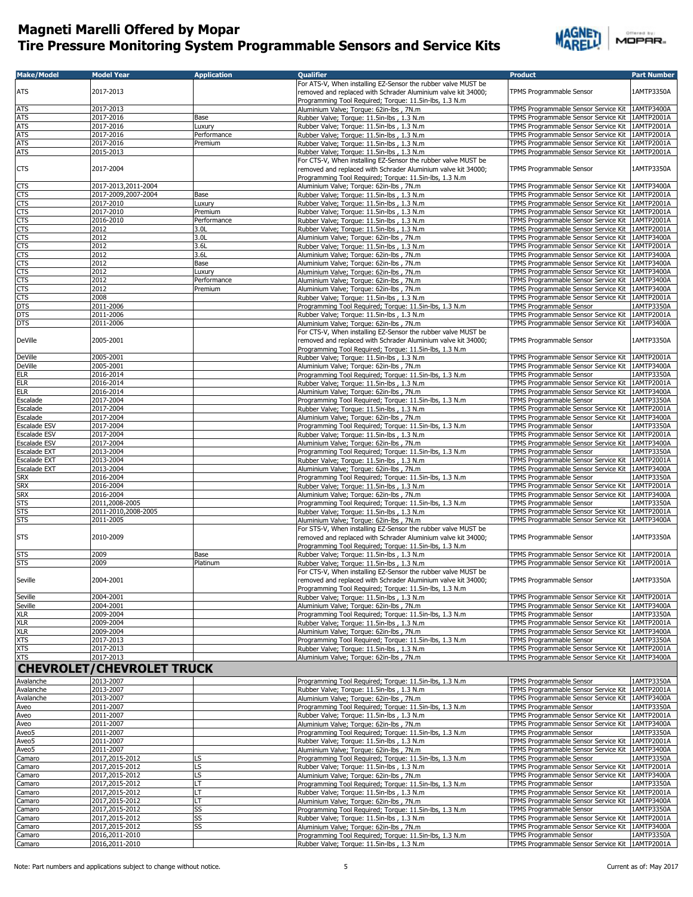# Magneti Marelli Offered by Mopar
# Tire Pressure Monitoring System Programmable Sensors and Service Kits

| Make/Model | Model Year | Application | Qualifier | Product | Part Number |
|---|---|---|---|---|---|
| ATS | 2017-2013 | | For ATS-V, When installing EZ-Sensor the rubber valve MUST be removed and replaced with Schrader Aluminium valve kit 34000; Programming Tool Required; Torque: 11.5in-lbs, 1.3 N.m | TPMS Programmable Sensor | 1AMTP3350A |
| ATS | 2017-2013 | | Aluminium Valve; Torque: 62in-lbs , 7N.m | TPMS Programmable Sensor Service Kit | 1AMTP3400A |
| ATS | 2017-2016 | Base | Rubber Valve; Torque: 11.5in-lbs , 1.3 N.m | TPMS Programmable Sensor Service Kit | 1AMTP2001A |
| ATS | 2017-2016 | Luxury | Rubber Valve; Torque: 11.5in-lbs , 1.3 N.m | TPMS Programmable Sensor Service Kit | 1AMTP2001A |
| ATS | 2017-2016 | Performance | Rubber Valve; Torque: 11.5in-lbs , 1.3 N.m | TPMS Programmable Sensor Service Kit | 1AMTP2001A |
| ATS | 2017-2016 | Premium | Rubber Valve; Torque: 11.5in-lbs , 1.3 N.m | TPMS Programmable Sensor Service Kit | 1AMTP2001A |
| ATS | 2015-2013 | | Rubber Valve; Torque: 11.5in-lbs , 1.3 N.m | TPMS Programmable Sensor Service Kit | 1AMTP2001A |
| CTS | 2017-2004 | | For CTS-V, When installing EZ-Sensor the rubber valve MUST be removed and replaced with Schrader Aluminium valve kit 34000; Programming Tool Required; Torque: 11.5in-lbs, 1.3 N.m | TPMS Programmable Sensor | 1AMTP3350A |
| CTS | 2017-2013,2011-2004 | | Aluminium Valve; Torque: 62in-lbs , 7N.m | TPMS Programmable Sensor Service Kit | 1AMTP3400A |
| CTS | 2017-2009,2007-2004 | Base | Rubber Valve; Torque: 11.5in-lbs , 1.3 N.m | TPMS Programmable Sensor Service Kit | 1AMTP2001A |
| CTS | 2017-2010 | Luxury | Rubber Valve; Torque: 11.5in-lbs , 1.3 N.m | TPMS Programmable Sensor Service Kit | 1AMTP2001A |
| CTS | 2017-2010 | Premium | Rubber Valve; Torque: 11.5in-lbs , 1.3 N.m | TPMS Programmable Sensor Service Kit | 1AMTP2001A |
| CTS | 2016-2010 | Performance | Rubber Valve; Torque: 11.5in-lbs , 1.3 N.m | TPMS Programmable Sensor Service Kit | 1AMTP2001A |
| CTS | 2012 | 3.0L | Rubber Valve; Torque: 11.5in-lbs , 1.3 N.m | TPMS Programmable Sensor Service Kit | 1AMTP2001A |
| CTS | 2012 | 3.0L | Aluminium Valve; Torque: 62in-lbs , 7N.m | TPMS Programmable Sensor Service Kit | 1AMTP3400A |
| CTS | 2012 | 3.6L | Rubber Valve; Torque: 11.5in-lbs , 1.3 N.m | TPMS Programmable Sensor Service Kit | 1AMTP2001A |
| CTS | 2012 | 3.6L | Aluminium Valve; Torque: 62in-lbs , 7N.m | TPMS Programmable Sensor Service Kit | 1AMTP3400A |
| CTS | 2012 | Base | Aluminium Valve; Torque: 62in-lbs , 7N.m | TPMS Programmable Sensor Service Kit | 1AMTP3400A |
| CTS | 2012 | Luxury | Aluminium Valve; Torque: 62in-lbs , 7N.m | TPMS Programmable Sensor Service Kit | 1AMTP3400A |
| CTS | 2012 | Performance | Aluminium Valve; Torque: 62in-lbs , 7N.m | TPMS Programmable Sensor Service Kit | 1AMTP3400A |
| CTS | 2012 | Premium | Aluminium Valve; Torque: 62in-lbs , 7N.m | TPMS Programmable Sensor Service Kit | 1AMTP3400A |
| CTS | 2008 | | Rubber Valve; Torque: 11.5in-lbs , 1.3 N.m | TPMS Programmable Sensor Service Kit | 1AMTP2001A |
| DTS | 2011-2006 | | Programming Tool Required; Torque: 11.5in-lbs, 1.3 N.m | TPMS Programmable Sensor | 1AMTP3350A |
| DTS | 2011-2006 | | Rubber Valve; Torque: 11.5in-lbs , 1.3 N.m | TPMS Programmable Sensor Service Kit | 1AMTP2001A |
| DTS | 2011-2006 | | Aluminium Valve; Torque: 62in-lbs , 7N.m | TPMS Programmable Sensor Service Kit | 1AMTP3400A |
| DeVille | 2005-2001 | | For CTS-V, When installing EZ-Sensor the rubber valve MUST be removed and replaced with Schrader Aluminium valve kit 34000; Programming Tool Required; Torque: 11.5in-lbs, 1.3 N.m | TPMS Programmable Sensor | 1AMTP3350A |
| DeVille | 2005-2001 | | Rubber Valve; Torque: 11.5in-lbs , 1.3 N.m | TPMS Programmable Sensor Service Kit | 1AMTP2001A |
| DeVille | 2005-2001 | | Aluminium Valve; Torque: 62in-lbs , 7N.m | TPMS Programmable Sensor Service Kit | 1AMTP3400A |
| ELR | 2016-2014 | | Programming Tool Required; Torque: 11.5in-lbs, 1.3 N.m | TPMS Programmable Sensor | 1AMTP3350A |
| ELR | 2016-2014 | | Rubber Valve; Torque: 11.5in-lbs , 1.3 N.m | TPMS Programmable Sensor Service Kit | 1AMTP2001A |
| ELR | 2016-2014 | | Aluminium Valve; Torque: 62in-lbs , 7N.m | TPMS Programmable Sensor Service Kit | 1AMTP3400A |
| Escalade | 2017-2004 | | Programming Tool Required; Torque: 11.5in-lbs, 1.3 N.m | TPMS Programmable Sensor | 1AMTP3350A |
| Escalade | 2017-2004 | | Rubber Valve; Torque: 11.5in-lbs , 1.3 N.m | TPMS Programmable Sensor Service Kit | 1AMTP2001A |
| Escalade | 2017-2004 | | Aluminium Valve; Torque: 62in-lbs , 7N.m | TPMS Programmable Sensor Service Kit | 1AMTP3400A |
| Escalade ESV | 2017-2004 | | Programming Tool Required; Torque: 11.5in-lbs, 1.3 N.m | TPMS Programmable Sensor | 1AMTP3350A |
| Escalade ESV | 2017-2004 | | Rubber Valve; Torque: 11.5in-lbs , 1.3 N.m | TPMS Programmable Sensor Service Kit | 1AMTP2001A |
| Escalade ESV | 2017-2004 | | Aluminium Valve; Torque: 62in-lbs , 7N.m | TPMS Programmable Sensor Service Kit | 1AMTP3400A |
| Escalade EXT | 2013-2004 | | Programming Tool Required; Torque: 11.5in-lbs, 1.3 N.m | TPMS Programmable Sensor | 1AMTP3350A |
| Escalade EXT | 2013-2004 | | Rubber Valve; Torque: 11.5in-lbs , 1.3 N.m | TPMS Programmable Sensor Service Kit | 1AMTP2001A |
| Escalade EXT | 2013-2004 | | Aluminium Valve; Torque: 62in-lbs , 7N.m | TPMS Programmable Sensor Service Kit | 1AMTP3400A |
| SRX | 2016-2004 | | Programming Tool Required; Torque: 11.5in-lbs, 1.3 N.m | TPMS Programmable Sensor | 1AMTP3350A |
| SRX | 2016-2004 | | Rubber Valve; Torque: 11.5in-lbs , 1.3 N.m | TPMS Programmable Sensor Service Kit | 1AMTP2001A |
| SRX | 2016-2004 | | Aluminium Valve; Torque: 62in-lbs , 7N.m | TPMS Programmable Sensor Service Kit | 1AMTP3400A |
| STS | 2011,2008-2005 | | Programming Tool Required; Torque: 11.5in-lbs, 1.3 N.m | TPMS Programmable Sensor | 1AMTP3350A |
| STS | 2011-2010,2008-2005 | | Rubber Valve; Torque: 11.5in-lbs , 1.3 N.m | TPMS Programmable Sensor Service Kit | 1AMTP2001A |
| STS | 2011-2005 | | Aluminium Valve; Torque: 62in-lbs , 7N.m | TPMS Programmable Sensor Service Kit | 1AMTP3400A |
| STS | 2010-2009 | | For STS-V, When installing EZ-Sensor the rubber valve MUST be removed and replaced with Schrader Aluminium valve kit 34000; Programming Tool Required; Torque: 11.5in-lbs, 1.3 N.m | TPMS Programmable Sensor | 1AMTP3350A |
| STS | 2009 | Base | Rubber Valve; Torque: 11.5in-lbs , 1.3 N.m | TPMS Programmable Sensor Service Kit | 1AMTP2001A |
| STS | 2009 | Platinum | Rubber Valve; Torque: 11.5in-lbs , 1.3 N.m | TPMS Programmable Sensor Service Kit | 1AMTP2001A |
| Seville | 2004-2001 | | For CTS-V, When installing EZ-Sensor the rubber valve MUST be removed and replaced with Schrader Aluminium valve kit 34000; Programming Tool Required; Torque: 11.5in-lbs, 1.3 N.m | TPMS Programmable Sensor | 1AMTP3350A |
| Seville | 2004-2001 | | Rubber Valve; Torque: 11.5in-lbs , 1.3 N.m | TPMS Programmable Sensor Service Kit | 1AMTP2001A |
| Seville | 2004-2001 | | Aluminium Valve; Torque: 62in-lbs , 7N.m | TPMS Programmable Sensor Service Kit | 1AMTP3400A |
| XLR | 2009-2004 | | Programming Tool Required; Torque: 11.5in-lbs, 1.3 N.m | TPMS Programmable Sensor | 1AMTP3350A |
| XLR | 2009-2004 | | Rubber Valve; Torque: 11.5in-lbs , 1.3 N.m | TPMS Programmable Sensor Service Kit | 1AMTP2001A |
| XLR | 2009-2004 | | Aluminium Valve; Torque: 62in-lbs , 7N.m | TPMS Programmable Sensor Service Kit | 1AMTP3400A |
| XTS | 2017-2013 | | Programming Tool Required; Torque: 11.5in-lbs, 1.3 N.m | TPMS Programmable Sensor | 1AMTP3350A |
| XTS | 2017-2013 | | Rubber Valve; Torque: 11.5in-lbs , 1.3 N.m | TPMS Programmable Sensor Service Kit | 1AMTP2001A |
| XTS | 2017-2013 | | Aluminium Valve; Torque: 62in-lbs , 7N.m | TPMS Programmable Sensor Service Kit | 1AMTP3400A |
| **CHEVROLET/CHEVROLET TRUCK** | | | | | |
| Avalanche | 2013-2007 | | Programming Tool Required; Torque: 11.5in-lbs, 1.3 N.m | TPMS Programmable Sensor | 1AMTP3350A |
| Avalanche | 2013-2007 | | Rubber Valve; Torque: 11.5in-lbs , 1.3 N.m | TPMS Programmable Sensor Service Kit | 1AMTP2001A |
| Avalanche | 2013-2007 | | Aluminium Valve; Torque: 62in-lbs , 7N.m | TPMS Programmable Sensor Service Kit | 1AMTP3400A |
| Aveo | 2011-2007 | | Programming Tool Required; Torque: 11.5in-lbs, 1.3 N.m | TPMS Programmable Sensor | 1AMTP3350A |
| Aveo | 2011-2007 | | Rubber Valve; Torque: 11.5in-lbs , 1.3 N.m | TPMS Programmable Sensor Service Kit | 1AMTP2001A |
| Aveo | 2011-2007 | | Aluminium Valve; Torque: 62in-lbs , 7N.m | TPMS Programmable Sensor Service Kit | 1AMTP3400A |
| Aveo5 | 2011-2007 | | Programming Tool Required; Torque: 11.5in-lbs, 1.3 N.m | TPMS Programmable Sensor | 1AMTP3350A |
| Aveo5 | 2011-2007 | | Rubber Valve; Torque: 11.5in-lbs , 1.3 N.m | TPMS Programmable Sensor Service Kit | 1AMTP2001A |
| Aveo5 | 2011-2007 | | Aluminium Valve; Torque: 62in-lbs , 7N.m | TPMS Programmable Sensor Service Kit | 1AMTP3400A |
| Camaro | 2017,2015-2012 | LS | Programming Tool Required; Torque: 11.5in-lbs, 1.3 N.m | TPMS Programmable Sensor | 1AMTP3350A |
| Camaro | 2017,2015-2012 | LS | Rubber Valve; Torque: 11.5in-lbs , 1.3 N.m | TPMS Programmable Sensor Service Kit | 1AMTP2001A |
| Camaro | 2017,2015-2012 | LS | Aluminium Valve; Torque: 62in-lbs , 7N.m | TPMS Programmable Sensor Service Kit | 1AMTP3400A |
| Camaro | 2017,2015-2012 | LT | Programming Tool Required; Torque: 11.5in-lbs, 1.3 N.m | TPMS Programmable Sensor | 1AMTP3350A |
| Camaro | 2017,2015-2012 | LT | Rubber Valve; Torque: 11.5in-lbs , 1.3 N.m | TPMS Programmable Sensor Service Kit | 1AMTP2001A |
| Camaro | 2017,2015-2012 | LT | Aluminium Valve; Torque: 62in-lbs , 7N.m | TPMS Programmable Sensor Service Kit | 1AMTP3400A |
| Camaro | 2017,2015-2012 | SS | Programming Tool Required; Torque: 11.5in-lbs, 1.3 N.m | TPMS Programmable Sensor | 1AMTP3350A |
| Camaro | 2017,2015-2012 | SS | Rubber Valve; Torque: 11.5in-lbs , 1.3 N.m | TPMS Programmable Sensor Service Kit | 1AMTP2001A |
| Camaro | 2017,2015-2012 | SS | Aluminium Valve; Torque: 62in-lbs , 7N.m | TPMS Programmable Sensor Service Kit | 1AMTP3400A |
| Camaro | 2016,2011-2010 | | Programming Tool Required; Torque: 11.5in-lbs, 1.3 N.m | TPMS Programmable Sensor | 1AMTP3350A |
| Camaro | 2016,2011-2010 | | Rubber Valve; Torque: 11.5in-lbs , 1.3 N.m | TPMS Programmable Sensor Service Kit | 1AMTP2001A |

Note: Part numbers and applications subject to change without notice.

Current as of: May 2017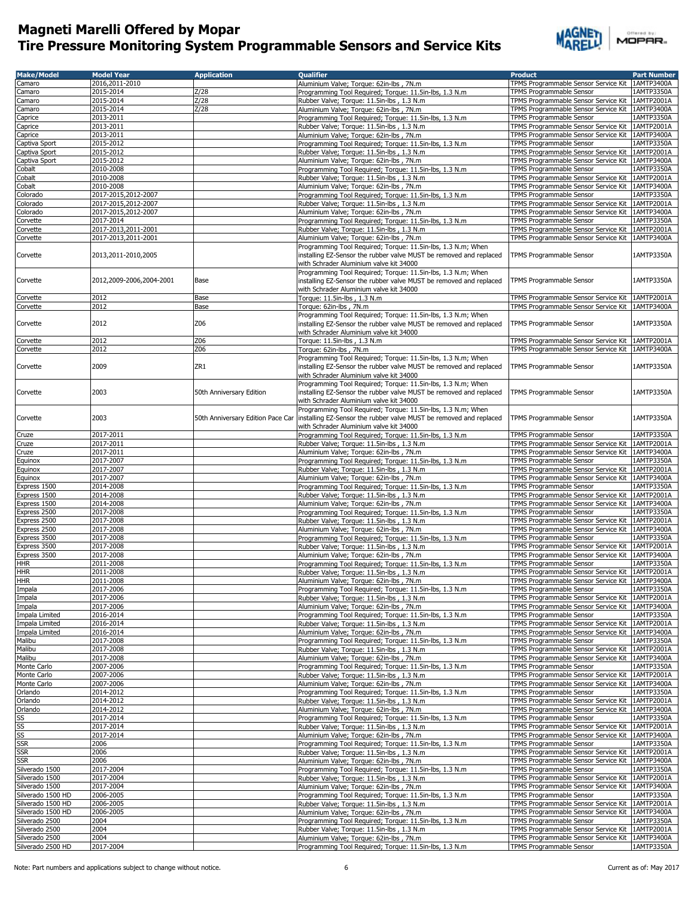# Magneti Marelli Offered by Mopar
# Tire Pressure Monitoring System Programmable Sensors and Service Kits

| Make/Model | Model Year | Application | Qualifier | Product | Part Number |
|---|---|---|---|---|---|
| Camaro | 2016,2011-2010 | | Aluminium Valve; Torque: 62in-lbs , 7N.m | TPMS Programmable Sensor Service Kit | 1AMTP3400A |
| Camaro | 2015-2014 | Z/28 | Programming Tool Required; Torque: 11.5in-lbs, 1.3 N.m | TPMS Programmable Sensor | 1AMTP3350A |
| Camaro | 2015-2014 | Z/28 | Rubber Valve; Torque: 11.5in-lbs , 1.3 N.m | TPMS Programmable Sensor Service Kit | 1AMTP2001A |
| Camaro | 2015-2014 | Z/28 | Aluminium Valve; Torque: 62in-lbs , 7N.m | TPMS Programmable Sensor Service Kit | 1AMTP3400A |
| Caprice | 2013-2011 | | Programming Tool Required; Torque: 11.5in-lbs, 1.3 N.m | TPMS Programmable Sensor | 1AMTP3350A |
| Caprice | 2013-2011 | | Rubber Valve; Torque: 11.5in-lbs , 1.3 N.m | TPMS Programmable Sensor Service Kit | 1AMTP2001A |
| Caprice | 2013-2011 | | Aluminium Valve; Torque: 62in-lbs , 7N.m | TPMS Programmable Sensor Service Kit | 1AMTP3400A |
| Captiva Sport | 2015-2012 | | Programming Tool Required; Torque: 11.5in-lbs, 1.3 N.m | TPMS Programmable Sensor | 1AMTP3350A |
| Captiva Sport | 2015-2012 | | Rubber Valve; Torque: 11.5in-lbs , 1.3 N.m | TPMS Programmable Sensor Service Kit | 1AMTP2001A |
| Captiva Sport | 2015-2012 | | Aluminium Valve; Torque: 62in-lbs , 7N.m | TPMS Programmable Sensor Service Kit | 1AMTP3400A |
| Cobalt | 2010-2008 | | Programming Tool Required; Torque: 11.5in-lbs, 1.3 N.m | TPMS Programmable Sensor | 1AMTP3350A |
| Cobalt | 2010-2008 | | Rubber Valve; Torque: 11.5in-lbs , 1.3 N.m | TPMS Programmable Sensor Service Kit | 1AMTP2001A |
| Cobalt | 2010-2008 | | Aluminium Valve; Torque: 62in-lbs , 7N.m | TPMS Programmable Sensor Service Kit | 1AMTP3400A |
| Colorado | 2017-2015,2012-2007 | | Programming Tool Required; Torque: 11.5in-lbs, 1.3 N.m | TPMS Programmable Sensor | 1AMTP3350A |
| Colorado | 2017-2015,2012-2007 | | Rubber Valve; Torque: 11.5in-lbs , 1.3 N.m | TPMS Programmable Sensor Service Kit | 1AMTP2001A |
| Colorado | 2017-2015,2012-2007 | | Aluminium Valve; Torque: 62in-lbs , 7N.m | TPMS Programmable Sensor Service Kit | 1AMTP3400A |
| Corvette | 2017-2014 | | Programming Tool Required; Torque: 11.5in-lbs, 1.3 N.m | TPMS Programmable Sensor | 1AMTP3350A |
| Corvette | 2017-2013,2011-2001 | | Rubber Valve; Torque: 11.5in-lbs , 1.3 N.m | TPMS Programmable Sensor Service Kit | 1AMTP2001A |
| Corvette | 2017-2013,2011-2001 | | Aluminium Valve; Torque: 62in-lbs , 7N.m | TPMS Programmable Sensor Service Kit | 1AMTP3400A |
| Corvette | 2013,2011-2010,2005 | | Programming Tool Required; Torque: 11.5in-lbs, 1.3 N.m; When installing EZ-Sensor the rubber valve MUST be removed and replaced with Schrader Aluminium valve kit 34000 | TPMS Programmable Sensor | 1AMTP3350A |
| Corvette | 2012,2009-2006,2004-2001 | Base | Programming Tool Required; Torque: 11.5in-lbs, 1.3 N.m; When installing EZ-Sensor the rubber valve MUST be removed and replaced with Schrader Aluminium valve kit 34000 | TPMS Programmable Sensor | 1AMTP3350A |
| Corvette | 2012 | Base | Torque: 11.5in-lbs , 1.3 N.m | TPMS Programmable Sensor Service Kit | 1AMTP2001A |
| Corvette | 2012 | Base | Torque: 62in-lbs , 7N.m | TPMS Programmable Sensor Service Kit | 1AMTP3400A |
| Corvette | 2012 | Z06 | Programming Tool Required; Torque: 11.5in-lbs, 1.3 N.m; When installing EZ-Sensor the rubber valve MUST be removed and replaced with Schrader Aluminium valve kit 34000 | TPMS Programmable Sensor | 1AMTP3350A |
| Corvette | 2012 | Z06 | Torque: 11.5in-lbs , 1.3 N.m | TPMS Programmable Sensor Service Kit | 1AMTP2001A |
| Corvette | 2012 | Z06 | Torque: 62in-lbs , 7N.m | TPMS Programmable Sensor Service Kit | 1AMTP3400A |
| Corvette | 2009 | ZR1 | Programming Tool Required; Torque: 11.5in-lbs, 1.3 N.m; When installing EZ-Sensor the rubber valve MUST be removed and replaced with Schrader Aluminium valve kit 34000 | TPMS Programmable Sensor | 1AMTP3350A |
| Corvette | 2003 | 50th Anniversary Edition | Programming Tool Required; Torque: 11.5in-lbs, 1.3 N.m; When installing EZ-Sensor the rubber valve MUST be removed and replaced with Schrader Aluminium valve kit 34000 | TPMS Programmable Sensor | 1AMTP3350A |
| Corvette | 2003 | 50th Anniversary Edition Pace Car | Programming Tool Required; Torque: 11.5in-lbs, 1.3 N.m; When installing EZ-Sensor the rubber valve MUST be removed and replaced with Schrader Aluminium valve kit 34000 | TPMS Programmable Sensor | 1AMTP3350A |
| Cruze | 2017-2011 | | Programming Tool Required; Torque: 11.5in-lbs, 1.3 N.m | TPMS Programmable Sensor | 1AMTP3350A |
| Cruze | 2017-2011 | | Rubber Valve; Torque: 11.5in-lbs , 1.3 N.m | TPMS Programmable Sensor Service Kit | 1AMTP2001A |
| Cruze | 2017-2011 | | Aluminium Valve; Torque: 62in-lbs , 7N.m | TPMS Programmable Sensor Service Kit | 1AMTP3400A |
| Equinox | 2017-2007 | | Programming Tool Required; Torque: 11.5in-lbs, 1.3 N.m | TPMS Programmable Sensor | 1AMTP3350A |
| Equinox | 2017-2007 | | Rubber Valve; Torque: 11.5in-lbs , 1.3 N.m | TPMS Programmable Sensor Service Kit | 1AMTP2001A |
| Equinox | 2017-2007 | | Aluminium Valve; Torque: 62in-lbs , 7N.m | TPMS Programmable Sensor Service Kit | 1AMTP3400A |
| Express 1500 | 2014-2008 | | Programming Tool Required; Torque: 11.5in-lbs, 1.3 N.m | TPMS Programmable Sensor | 1AMTP3350A |
| Express 1500 | 2014-2008 | | Rubber Valve; Torque: 11.5in-lbs , 1.3 N.m | TPMS Programmable Sensor Service Kit | 1AMTP2001A |
| Express 1500 | 2014-2008 | | Aluminium Valve; Torque: 62in-lbs , 7N.m | TPMS Programmable Sensor Service Kit | 1AMTP3400A |
| Express 2500 | 2017-2008 | | Programming Tool Required; Torque: 11.5in-lbs, 1.3 N.m | TPMS Programmable Sensor | 1AMTP3350A |
| Express 2500 | 2017-2008 | | Rubber Valve; Torque: 11.5in-lbs , 1.3 N.m | TPMS Programmable Sensor Service Kit | 1AMTP2001A |
| Express 2500 | 2017-2008 | | Aluminium Valve; Torque: 62in-lbs , 7N.m | TPMS Programmable Sensor Service Kit | 1AMTP3400A |
| Express 3500 | 2017-2008 | | Programming Tool Required; Torque: 11.5in-lbs, 1.3 N.m | TPMS Programmable Sensor | 1AMTP3350A |
| Express 3500 | 2017-2008 | | Rubber Valve; Torque: 11.5in-lbs , 1.3 N.m | TPMS Programmable Sensor Service Kit | 1AMTP2001A |
| Express 3500 | 2017-2008 | | Aluminium Valve; Torque: 62in-lbs , 7N.m | TPMS Programmable Sensor Service Kit | 1AMTP3400A |
| HHR | 2011-2008 | | Programming Tool Required; Torque: 11.5in-lbs, 1.3 N.m | TPMS Programmable Sensor | 1AMTP3350A |
| HHR | 2011-2008 | | Rubber Valve; Torque: 11.5in-lbs , 1.3 N.m | TPMS Programmable Sensor Service Kit | 1AMTP2001A |
| HHR | 2011-2008 | | Aluminium Valve; Torque: 62in-lbs , 7N.m | TPMS Programmable Sensor Service Kit | 1AMTP3400A |
| Impala | 2017-2006 | | Programming Tool Required; Torque: 11.5in-lbs, 1.3 N.m | TPMS Programmable Sensor | 1AMTP3350A |
| Impala | 2017-2006 | | Rubber Valve; Torque: 11.5in-lbs , 1.3 N.m | TPMS Programmable Sensor Service Kit | 1AMTP2001A |
| Impala | 2017-2006 | | Aluminium Valve; Torque: 62in-lbs , 7N.m | TPMS Programmable Sensor Service Kit | 1AMTP3400A |
| Impala Limited | 2016-2014 | | Programming Tool Required; Torque: 11.5in-lbs, 1.3 N.m | TPMS Programmable Sensor | 1AMTP3350A |
| Impala Limited | 2016-2014 | | Rubber Valve; Torque: 11.5in-lbs , 1.3 N.m | TPMS Programmable Sensor Service Kit | 1AMTP2001A |
| Impala Limited | 2016-2014 | | Aluminium Valve; Torque: 62in-lbs , 7N.m | TPMS Programmable Sensor Service Kit | 1AMTP3400A |
| Malibu | 2017-2008 | | Programming Tool Required; Torque: 11.5in-lbs, 1.3 N.m | TPMS Programmable Sensor | 1AMTP3350A |
| Malibu | 2017-2008 | | Rubber Valve; Torque: 11.5in-lbs , 1.3 N.m | TPMS Programmable Sensor Service Kit | 1AMTP2001A |
| Malibu | 2017-2008 | | Aluminium Valve; Torque: 62in-lbs , 7N.m | TPMS Programmable Sensor Service Kit | 1AMTP3400A |
| Monte Carlo | 2007-2006 | | Programming Tool Required; Torque: 11.5in-lbs, 1.3 N.m | TPMS Programmable Sensor | 1AMTP3350A |
| Monte Carlo | 2007-2006 | | Rubber Valve; Torque: 11.5in-lbs , 1.3 N.m | TPMS Programmable Sensor Service Kit | 1AMTP2001A |
| Monte Carlo | 2007-2006 | | Aluminium Valve; Torque: 62in-lbs , 7N.m | TPMS Programmable Sensor Service Kit | 1AMTP3400A |
| Orlando | 2014-2012 | | Programming Tool Required; Torque: 11.5in-lbs, 1.3 N.m | TPMS Programmable Sensor | 1AMTP3350A |
| Orlando | 2014-2012 | | Rubber Valve; Torque: 11.5in-lbs , 1.3 N.m | TPMS Programmable Sensor Service Kit | 1AMTP2001A |
| Orlando | 2014-2012 | | Aluminium Valve; Torque: 62in-lbs , 7N.m | TPMS Programmable Sensor Service Kit | 1AMTP3400A |
| SS | 2017-2014 | | Programming Tool Required; Torque: 11.5in-lbs, 1.3 N.m | TPMS Programmable Sensor | 1AMTP3350A |
| SS | 2017-2014 | | Rubber Valve; Torque: 11.5in-lbs , 1.3 N.m | TPMS Programmable Sensor Service Kit | 1AMTP2001A |
| SS | 2017-2014 | | Aluminium Valve; Torque: 62in-lbs , 7N.m | TPMS Programmable Sensor Service Kit | 1AMTP3400A |
| SSR | 2006 | | Programming Tool Required; Torque: 11.5in-lbs, 1.3 N.m | TPMS Programmable Sensor | 1AMTP3350A |
| SSR | 2006 | | Rubber Valve; Torque: 11.5in-lbs , 1.3 N.m | TPMS Programmable Sensor Service Kit | 1AMTP2001A |
| SSR | 2006 | | Aluminium Valve; Torque: 62in-lbs , 7N.m | TPMS Programmable Sensor Service Kit | 1AMTP3400A |
| Silverado 1500 | 2017-2004 | | Programming Tool Required; Torque: 11.5in-lbs, 1.3 N.m | TPMS Programmable Sensor | 1AMTP3350A |
| Silverado 1500 | 2017-2004 | | Rubber Valve; Torque: 11.5in-lbs , 1.3 N.m | TPMS Programmable Sensor Service Kit | 1AMTP2001A |
| Silverado 1500 | 2017-2004 | | Aluminium Valve; Torque: 62in-lbs , 7N.m | TPMS Programmable Sensor Service Kit | 1AMTP3400A |
| Silverado 1500 HD | 2006-2005 | | Programming Tool Required; Torque: 11.5in-lbs, 1.3 N.m | TPMS Programmable Sensor | 1AMTP3350A |
| Silverado 1500 HD | 2006-2005 | | Rubber Valve; Torque: 11.5in-lbs , 1.3 N.m | TPMS Programmable Sensor Service Kit | 1AMTP2001A |
| Silverado 1500 HD | 2006-2005 | | Aluminium Valve; Torque: 62in-lbs , 7N.m | TPMS Programmable Sensor Service Kit | 1AMTP3400A |
| Silverado 2500 | 2004 | | Programming Tool Required; Torque: 11.5in-lbs, 1.3 N.m | TPMS Programmable Sensor | 1AMTP3350A |
| Silverado 2500 | 2004 | | Rubber Valve; Torque: 11.5in-lbs , 1.3 N.m | TPMS Programmable Sensor Service Kit | 1AMTP2001A |
| Silverado 2500 | 2004 | | Aluminium Valve; Torque: 62in-lbs , 7N.m | TPMS Programmable Sensor Service Kit | 1AMTP3400A |
| Silverado 2500 HD | 2017-2004 | | Programming Tool Required; Torque: 11.5in-lbs, 1.3 N.m | TPMS Programmable Sensor | 1AMTP3350A |

Note: Part numbers and applications subject to change without notice.

Current as of: May 2017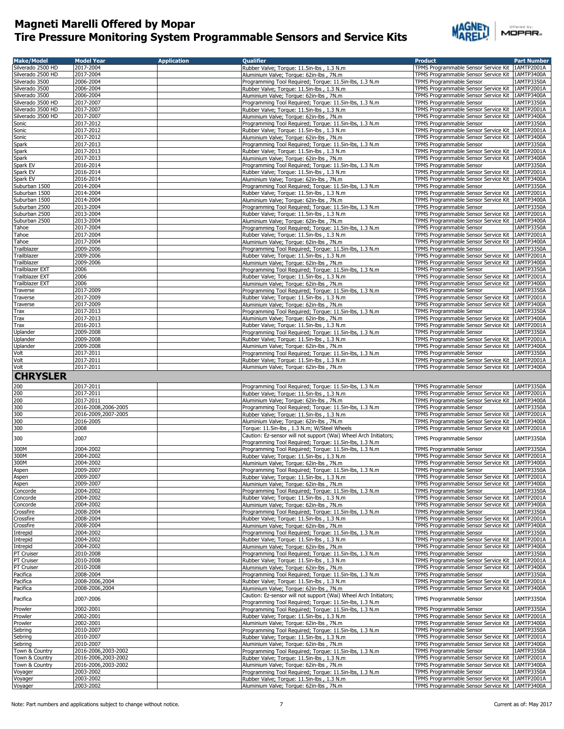# Magneti Marelli Offered by Mopar
# Tire Pressure Monitoring System Programmable Sensors and Service Kits

| Make/Model | Model Year | Application | Qualifier | Product | Part Number |
|---|---|---|---|---|---|
| Silverado 2500 HD | 2017-2004 | | Rubber Valve; Torque: 11.5in-lbs , 1.3 N.m | TPMS Programmable Sensor Service Kit | 1AMTP2001A |
| Silverado 2500 HD | 2017-2004 | | Aluminium Valve; Torque: 62in-lbs , 7N.m | TPMS Programmable Sensor Service Kit | 1AMTP3400A |
| Silverado 3500 | 2006-2004 | | Programming Tool Required; Torque: 11.5in-lbs, 1.3 N.m | TPMS Programmable Sensor | 1AMTP3350A |
| Silverado 3500 | 2006-2004 | | Rubber Valve; Torque: 11.5in-lbs , 1.3 N.m | TPMS Programmable Sensor Service Kit | 1AMTP2001A |
| Silverado 3500 | 2006-2004 | | Aluminium Valve; Torque: 62in-lbs , 7N.m | TPMS Programmable Sensor Service Kit | 1AMTP3400A |
| Silverado 3500 HD | 2017-2007 | | Programming Tool Required; Torque: 11.5in-lbs, 1.3 N.m | TPMS Programmable Sensor | 1AMTP3350A |
| Silverado 3500 HD | 2017-2007 | | Rubber Valve; Torque: 11.5in-lbs , 1.3 N.m | TPMS Programmable Sensor Service Kit | 1AMTP2001A |
| Silverado 3500 HD | 2017-2007 | | Aluminium Valve; Torque: 62in-lbs , 7N.m | TPMS Programmable Sensor Service Kit | 1AMTP3400A |
| Sonic | 2017-2012 | | Programming Tool Required; Torque: 11.5in-lbs, 1.3 N.m | TPMS Programmable Sensor | 1AMTP3350A |
| Sonic | 2017-2012 | | Rubber Valve; Torque: 11.5in-lbs , 1.3 N.m | TPMS Programmable Sensor Service Kit | 1AMTP2001A |
| Sonic | 2017-2012 | | Aluminium Valve; Torque: 62in-lbs , 7N.m | TPMS Programmable Sensor Service Kit | 1AMTP3400A |
| Spark | 2017-2013 | | Programming Tool Required; Torque: 11.5in-lbs, 1.3 N.m | TPMS Programmable Sensor | 1AMTP3350A |
| Spark | 2017-2013 | | Rubber Valve; Torque: 11.5in-lbs , 1.3 N.m | TPMS Programmable Sensor Service Kit | 1AMTP2001A |
| Spark | 2017-2013 | | Aluminium Valve; Torque: 62in-lbs , 7N.m | TPMS Programmable Sensor Service Kit | 1AMTP3400A |
| Spark EV | 2016-2014 | | Programming Tool Required; Torque: 11.5in-lbs, 1.3 N.m | TPMS Programmable Sensor | 1AMTP3350A |
| Spark EV | 2016-2014 | | Rubber Valve; Torque: 11.5in-lbs , 1.3 N.m | TPMS Programmable Sensor Service Kit | 1AMTP2001A |
| Spark EV | 2016-2014 | | Aluminium Valve; Torque: 62in-lbs , 7N.m | TPMS Programmable Sensor Service Kit | 1AMTP3400A |
| Suburban 1500 | 2014-2004 | | Programming Tool Required; Torque: 11.5in-lbs, 1.3 N.m | TPMS Programmable Sensor | 1AMTP3350A |
| Suburban 1500 | 2014-2004 | | Rubber Valve; Torque: 11.5in-lbs , 1.3 N.m | TPMS Programmable Sensor Service Kit | 1AMTP2001A |
| Suburban 1500 | 2014-2004 | | Aluminium Valve; Torque: 62in-lbs , 7N.m | TPMS Programmable Sensor Service Kit | 1AMTP3400A |
| Suburban 2500 | 2013-2004 | | Programming Tool Required; Torque: 11.5in-lbs, 1.3 N.m | TPMS Programmable Sensor | 1AMTP3350A |
| Suburban 2500 | 2013-2004 | | Rubber Valve; Torque: 11.5in-lbs , 1.3 N.m | TPMS Programmable Sensor Service Kit | 1AMTP2001A |
| Suburban 2500 | 2013-2004 | | Aluminium Valve; Torque: 62in-lbs , 7N.m | TPMS Programmable Sensor Service Kit | 1AMTP3400A |
| Tahoe | 2017-2004 | | Programming Tool Required; Torque: 11.5in-lbs, 1.3 N.m | TPMS Programmable Sensor | 1AMTP3350A |
| Tahoe | 2017-2004 | | Rubber Valve; Torque: 11.5in-lbs , 1.3 N.m | TPMS Programmable Sensor Service Kit | 1AMTP2001A |
| Tahoe | 2017-2004 | | Aluminium Valve; Torque: 62in-lbs , 7N.m | TPMS Programmable Sensor Service Kit | 1AMTP3400A |
| Trailblazer | 2009-2006 | | Programming Tool Required; Torque: 11.5in-lbs, 1.3 N.m | TPMS Programmable Sensor | 1AMTP3350A |
| Trailblazer | 2009-2006 | | Rubber Valve; Torque: 11.5in-lbs , 1.3 N.m | TPMS Programmable Sensor Service Kit | 1AMTP2001A |
| Trailblazer | 2009-2006 | | Aluminium Valve; Torque: 62in-lbs , 7N.m | TPMS Programmable Sensor Service Kit | 1AMTP3400A |
| Trailblazer EXT | 2006 | | Programming Tool Required; Torque: 11.5in-lbs, 1.3 N.m | TPMS Programmable Sensor | 1AMTP3350A |
| Trailblazer EXT | 2006 | | Rubber Valve; Torque: 11.5in-lbs , 1.3 N.m | TPMS Programmable Sensor Service Kit | 1AMTP2001A |
| Trailblazer EXT | 2006 | | Aluminium Valve; Torque: 62in-lbs , 7N.m | TPMS Programmable Sensor Service Kit | 1AMTP3400A |
| Traverse | 2017-2009 | | Programming Tool Required; Torque: 11.5in-lbs, 1.3 N.m | TPMS Programmable Sensor | 1AMTP3350A |
| Traverse | 2017-2009 | | Rubber Valve; Torque: 11.5in-lbs , 1.3 N.m | TPMS Programmable Sensor Service Kit | 1AMTP2001A |
| Traverse | 2017-2009 | | Aluminium Valve; Torque: 62in-lbs , 7N.m | TPMS Programmable Sensor Service Kit | 1AMTP3400A |
| Trax | 2017-2013 | | Programming Tool Required; Torque: 11.5in-lbs, 1.3 N.m | TPMS Programmable Sensor | 1AMTP3350A |
| Trax | 2017-2013 | | Aluminium Valve; Torque: 62in-lbs , 7N.m | TPMS Programmable Sensor Service Kit | 1AMTP3400A |
| Trax | 2016-2013 | | Rubber Valve; Torque: 11.5in-lbs , 1.3 N.m | TPMS Programmable Sensor Service Kit | 1AMTP2001A |
| Uplander | 2009-2008 | | Programming Tool Required; Torque: 11.5in-lbs, 1.3 N.m | TPMS Programmable Sensor | 1AMTP3350A |
| Uplander | 2009-2008 | | Rubber Valve; Torque: 11.5in-lbs , 1.3 N.m | TPMS Programmable Sensor Service Kit | 1AMTP2001A |
| Uplander | 2009-2008 | | Aluminium Valve; Torque: 62in-lbs , 7N.m | TPMS Programmable Sensor Service Kit | 1AMTP3400A |
| Volt | 2017-2011 | | Programming Tool Required; Torque: 11.5in-lbs, 1.3 N.m | TPMS Programmable Sensor | 1AMTP3350A |
| Volt | 2017-2011 | | Rubber Valve; Torque: 11.5in-lbs , 1.3 N.m | TPMS Programmable Sensor Service Kit | 1AMTP2001A |
| Volt | 2017-2011 | | Aluminium Valve; Torque: 62in-lbs , 7N.m | TPMS Programmable Sensor Service Kit | 1AMTP3400A |
| **CHRYSLER** | | | | | |
| 200 | 2017-2011 | | Programming Tool Required; Torque: 11.5in-lbs, 1.3 N.m | TPMS Programmable Sensor | 1AMTP3350A |
| 200 | 2017-2011 | | Rubber Valve; Torque: 11.5in-lbs , 1.3 N.m | TPMS Programmable Sensor Service Kit | 1AMTP2001A |
| 200 | 2017-2011 | | Aluminium Valve; Torque: 62in-lbs , 7N.m | TPMS Programmable Sensor Service Kit | 1AMTP3400A |
| 300 | 2016-2008,2006-2005 | | Programming Tool Required; Torque: 11.5in-lbs, 1.3 N.m | TPMS Programmable Sensor | 1AMTP3350A |
| 300 | 2016-2009,2007-2005 | | Rubber Valve; Torque: 11.5in-lbs , 1.3 N.m | TPMS Programmable Sensor Service Kit | 1AMTP2001A |
| 300 | 2016-2005 | | Aluminium Valve; Torque: 62in-lbs , 7N.m | TPMS Programmable Sensor Service Kit | 1AMTP3400A |
| 300 | 2008 | | Torque: 11.5in-lbs , 1.3 N.m; W/Steel Wheels | TPMS Programmable Sensor Service Kit | 1AMTP2001A |
| 300 | 2007 | | Caution: Ez-sensor will not support (Wai) Wheel Arch Initiators; Programming Tool Required; Torque: 11.5in-lbs, 1.3 N.m | TPMS Programmable Sensor | 1AMTP3350A |
| 300M | 2004-2002 | | Programming Tool Required; Torque: 11.5in-lbs, 1.3 N.m | TPMS Programmable Sensor | 1AMTP3350A |
| 300M | 2004-2002 | | Rubber Valve; Torque: 11.5in-lbs , 1.3 N.m | TPMS Programmable Sensor Service Kit | 1AMTP2001A |
| 300M | 2004-2002 | | Aluminium Valve; Torque: 62in-lbs , 7N.m | TPMS Programmable Sensor Service Kit | 1AMTP3400A |
| Aspen | 2009-2007 | | Programming Tool Required; Torque: 11.5in-lbs, 1.3 N.m | TPMS Programmable Sensor | 1AMTP3350A |
| Aspen | 2009-2007 | | Rubber Valve; Torque: 11.5in-lbs , 1.3 N.m | TPMS Programmable Sensor Service Kit | 1AMTP2001A |
| Aspen | 2009-2007 | | Aluminium Valve; Torque: 62in-lbs , 7N.m | TPMS Programmable Sensor Service Kit | 1AMTP3400A |
| Concorde | 2004-2002 | | Programming Tool Required; Torque: 11.5in-lbs, 1.3 N.m | TPMS Programmable Sensor | 1AMTP3350A |
| Concorde | 2004-2002 | | Rubber Valve; Torque: 11.5in-lbs , 1.3 N.m | TPMS Programmable Sensor Service Kit | 1AMTP2001A |
| Concorde | 2004-2002 | | Aluminium Valve; Torque: 62in-lbs , 7N.m | TPMS Programmable Sensor Service Kit | 1AMTP3400A |
| Crossfire | 2008-2004 | | Programming Tool Required; Torque: 11.5in-lbs, 1.3 N.m | TPMS Programmable Sensor | 1AMTP3350A |
| Crossfire | 2008-2004 | | Rubber Valve; Torque: 11.5in-lbs , 1.3 N.m | TPMS Programmable Sensor Service Kit | 1AMTP2001A |
| Crossfire | 2008-2004 | | Aluminium Valve; Torque: 62in-lbs , 7N.m | TPMS Programmable Sensor Service Kit | 1AMTP3400A |
| Intrepid | 2004-2002 | | Programming Tool Required; Torque: 11.5in-lbs, 1.3 N.m | TPMS Programmable Sensor | 1AMTP3350A |
| Intrepid | 2004-2002 | | Rubber Valve; Torque: 11.5in-lbs , 1.3 N.m | TPMS Programmable Sensor Service Kit | 1AMTP2001A |
| Intrepid | 2004-2002 | | Aluminium Valve; Torque: 62in-lbs , 7N.m | TPMS Programmable Sensor Service Kit | 1AMTP3400A |
| PT Cruiser | 2010-2008 | | Programming Tool Required; Torque: 11.5in-lbs, 1.3 N.m | TPMS Programmable Sensor | 1AMTP3350A |
| PT Cruiser | 2010-2008 | | Rubber Valve; Torque: 11.5in-lbs , 1.3 N.m | TPMS Programmable Sensor Service Kit | 1AMTP2001A |
| PT Cruiser | 2010-2008 | | Aluminium Valve; Torque: 62in-lbs , 7N.m | TPMS Programmable Sensor Service Kit | 1AMTP3400A |
| Pacifica | 2008-2004 | | Programming Tool Required; Torque: 11.5in-lbs, 1.3 N.m | TPMS Programmable Sensor | 1AMTP3350A |
| Pacifica | 2008-2006,2004 | | Rubber Valve; Torque: 11.5in-lbs , 1.3 N.m | TPMS Programmable Sensor Service Kit | 1AMTP2001A |
| Pacifica | 2008-2006,2004 | | Aluminium Valve; Torque: 62in-lbs , 7N.m | TPMS Programmable Sensor Service Kit | 1AMTP3400A |
| Pacifica | 2007-2006 | | Caution: Ez-sensor will not support (Wai) Wheel Arch Initiators; Programming Tool Required; Torque: 11.5in-lbs, 1.3 N.m | TPMS Programmable Sensor | 1AMTP3350A |
| Prowler | 2002-2001 | | Programming Tool Required; Torque: 11.5in-lbs, 1.3 N.m | TPMS Programmable Sensor | 1AMTP3350A |
| Prowler | 2002-2001 | | Rubber Valve; Torque: 11.5in-lbs , 1.3 N.m | TPMS Programmable Sensor Service Kit | 1AMTP2001A |
| Prowler | 2002-2001 | | Aluminium Valve; Torque: 62in-lbs , 7N.m | TPMS Programmable Sensor Service Kit | 1AMTP3400A |
| Sebring | 2010-2007 | | Programming Tool Required; Torque: 11.5in-lbs, 1.3 N.m | TPMS Programmable Sensor | 1AMTP3350A |
| Sebring | 2010-2007 | | Rubber Valve; Torque: 11.5in-lbs , 1.3 N.m | TPMS Programmable Sensor Service Kit | 1AMTP2001A |
| Sebring | 2010-2007 | | Aluminium Valve; Torque: 62in-lbs , 7N.m | TPMS Programmable Sensor Service Kit | 1AMTP3400A |
| Town & Country | 2016-2006,2003-2002 | | Programming Tool Required; Torque: 11.5in-lbs, 1.3 N.m | TPMS Programmable Sensor | 1AMTP3350A |
| Town & Country | 2016-2006,2003-2002 | | Rubber Valve; Torque: 11.5in-lbs , 1.3 N.m | TPMS Programmable Sensor Service Kit | 1AMTP2001A |
| Town & Country | 2016-2006,2003-2002 | | Aluminium Valve; Torque: 62in-lbs , 7N.m | TPMS Programmable Sensor Service Kit | 1AMTP3400A |
| Voyager | 2003-2002 | | Programming Tool Required; Torque: 11.5in-lbs, 1.3 N.m | TPMS Programmable Sensor | 1AMTP3350A |
| Voyager | 2003-2002 | | Rubber Valve; Torque: 11.5in-lbs , 1.3 N.m | TPMS Programmable Sensor Service Kit | 1AMTP2001A |
| Voyager | 2003-2002 | | Aluminium Valve; Torque: 62in-lbs , 7N.m | TPMS Programmable Sensor Service Kit | 1AMTP3400A |

Note: Part numbers and applications subject to change without notice.

Current as of: May 2017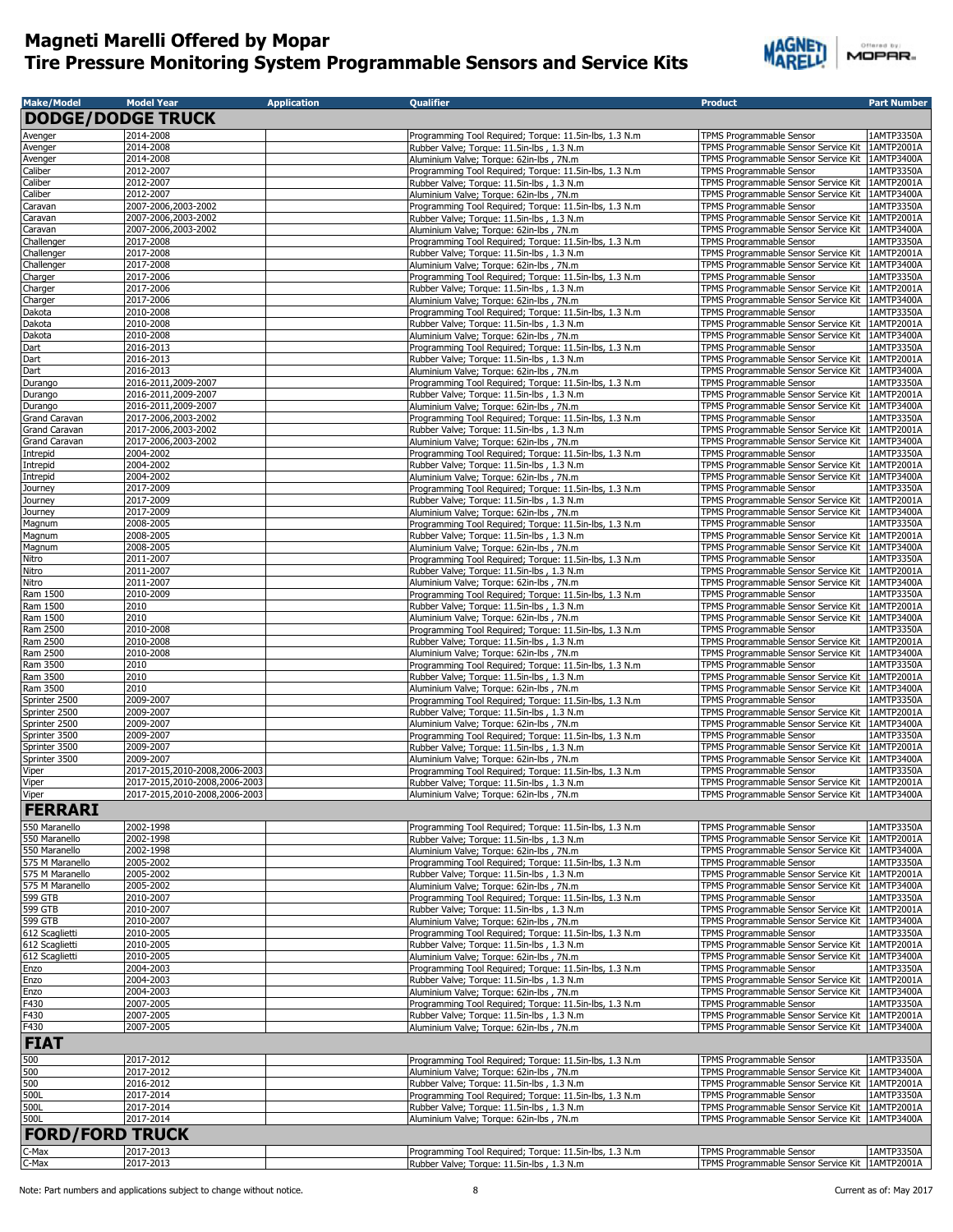# Magneti Marelli Offered by Mopar
## Tire Pressure Monitoring System Programmable Sensors and Service Kits

| Make/Model | Model Year | Application | Qualifier | Product | Part Number |
|---|---|---|---|---|---|
| **DODGE/DODGE TRUCK** | | | | | |
| Avenger | 2014-2008 | | Programming Tool Required; Torque: 11.5in-lbs, 1.3 N.m | TPMS Programmable Sensor | 1AMTP3350A |
| Avenger | 2014-2008 | | Rubber Valve; Torque: 11.5in-lbs , 1.3 N.m | TPMS Programmable Sensor Service Kit | 1AMTP2001A |
| Avenger | 2014-2008 | | Aluminium Valve; Torque: 62in-lbs , 7N.m | TPMS Programmable Sensor Service Kit | 1AMTP3400A |
| Caliber | 2012-2007 | | Programming Tool Required; Torque: 11.5in-lbs, 1.3 N.m | TPMS Programmable Sensor | 1AMTP3350A |
| Caliber | 2012-2007 | | Rubber Valve; Torque: 11.5in-lbs , 1.3 N.m | TPMS Programmable Sensor Service Kit | 1AMTP2001A |
| Caliber | 2012-2007 | | Aluminium Valve; Torque: 62in-lbs , 7N.m | TPMS Programmable Sensor Service Kit | 1AMTP3400A |
| Caravan | 2007-2006,2003-2002 | | Programming Tool Required; Torque: 11.5in-lbs, 1.3 N.m | TPMS Programmable Sensor | 1AMTP3350A |
| Caravan | 2007-2006,2003-2002 | | Rubber Valve; Torque: 11.5in-lbs , 1.3 N.m | TPMS Programmable Sensor Service Kit | 1AMTP2001A |
| Caravan | 2007-2006,2003-2002 | | Aluminium Valve; Torque: 62in-lbs , 7N.m | TPMS Programmable Sensor Service Kit | 1AMTP3400A |
| Challenger | 2017-2008 | | Programming Tool Required; Torque: 11.5in-lbs, 1.3 N.m | TPMS Programmable Sensor | 1AMTP3350A |
| Challenger | 2017-2008 | | Rubber Valve; Torque: 11.5in-lbs , 1.3 N.m | TPMS Programmable Sensor Service Kit | 1AMTP2001A |
| Challenger | 2017-2008 | | Aluminium Valve; Torque: 62in-lbs , 7N.m | TPMS Programmable Sensor Service Kit | 1AMTP3400A |
| Charger | 2017-2006 | | Programming Tool Required; Torque: 11.5in-lbs, 1.3 N.m | TPMS Programmable Sensor | 1AMTP3350A |
| Charger | 2017-2006 | | Rubber Valve; Torque: 11.5in-lbs , 1.3 N.m | TPMS Programmable Sensor Service Kit | 1AMTP2001A |
| Charger | 2017-2006 | | Aluminium Valve; Torque: 62in-lbs , 7N.m | TPMS Programmable Sensor Service Kit | 1AMTP3400A |
| Dakota | 2010-2008 | | Programming Tool Required; Torque: 11.5in-lbs, 1.3 N.m | TPMS Programmable Sensor | 1AMTP3350A |
| Dakota | 2010-2008 | | Rubber Valve; Torque: 11.5in-lbs , 1.3 N.m | TPMS Programmable Sensor Service Kit | 1AMTP2001A |
| Dakota | 2010-2008 | | Aluminium Valve; Torque: 62in-lbs , 7N.m | TPMS Programmable Sensor Service Kit | 1AMTP3400A |
| Dart | 2016-2013 | | Programming Tool Required; Torque: 11.5in-lbs, 1.3 N.m | TPMS Programmable Sensor | 1AMTP3350A |
| Dart | 2016-2013 | | Rubber Valve; Torque: 11.5in-lbs , 1.3 N.m | TPMS Programmable Sensor Service Kit | 1AMTP2001A |
| Dart | 2016-2013 | | Aluminium Valve; Torque: 62in-lbs , 7N.m | TPMS Programmable Sensor Service Kit | 1AMTP3400A |
| Durango | 2016-2011,2009-2007 | | Programming Tool Required; Torque: 11.5in-lbs, 1.3 N.m | TPMS Programmable Sensor | 1AMTP3350A |
| Durango | 2016-2011,2009-2007 | | Rubber Valve; Torque: 11.5in-lbs , 1.3 N.m | TPMS Programmable Sensor Service Kit | 1AMTP2001A |
| Durango | 2016-2011,2009-2007 | | Aluminium Valve; Torque: 62in-lbs , 7N.m | TPMS Programmable Sensor Service Kit | 1AMTP3400A |
| Grand Caravan | 2017-2006,2003-2002 | | Programming Tool Required; Torque: 11.5in-lbs, 1.3 N.m | TPMS Programmable Sensor | 1AMTP3350A |
| Grand Caravan | 2017-2006,2003-2002 | | Rubber Valve; Torque: 11.5in-lbs , 1.3 N.m | TPMS Programmable Sensor Service Kit | 1AMTP2001A |
| Grand Caravan | 2017-2006,2003-2002 | | Aluminium Valve; Torque: 62in-lbs , 7N.m | TPMS Programmable Sensor Service Kit | 1AMTP3400A |
| Intrepid | 2004-2002 | | Programming Tool Required; Torque: 11.5in-lbs, 1.3 N.m | TPMS Programmable Sensor | 1AMTP3350A |
| Intrepid | 2004-2002 | | Rubber Valve; Torque: 11.5in-lbs , 1.3 N.m | TPMS Programmable Sensor Service Kit | 1AMTP2001A |
| Intrepid | 2004-2002 | | Aluminium Valve; Torque: 62in-lbs , 7N.m | TPMS Programmable Sensor Service Kit | 1AMTP3400A |
| Journey | 2017-2009 | | Programming Tool Required; Torque: 11.5in-lbs, 1.3 N.m | TPMS Programmable Sensor | 1AMTP3350A |
| Journey | 2017-2009 | | Rubber Valve; Torque: 11.5in-lbs , 1.3 N.m | TPMS Programmable Sensor Service Kit | 1AMTP2001A |
| Journey | 2017-2009 | | Aluminium Valve; Torque: 62in-lbs , 7N.m | TPMS Programmable Sensor Service Kit | 1AMTP3400A |
| Magnum | 2008-2005 | | Programming Tool Required; Torque: 11.5in-lbs, 1.3 N.m | TPMS Programmable Sensor | 1AMTP3350A |
| Magnum | 2008-2005 | | Rubber Valve; Torque: 11.5in-lbs , 1.3 N.m | TPMS Programmable Sensor Service Kit | 1AMTP2001A |
| Magnum | 2008-2005 | | Aluminium Valve; Torque: 62in-lbs , 7N.m | TPMS Programmable Sensor Service Kit | 1AMTP3400A |
| Nitro | 2011-2007 | | Programming Tool Required; Torque: 11.5in-lbs, 1.3 N.m | TPMS Programmable Sensor | 1AMTP3350A |
| Nitro | 2011-2007 | | Rubber Valve; Torque: 11.5in-lbs , 1.3 N.m | TPMS Programmable Sensor Service Kit | 1AMTP2001A |
| Nitro | 2011-2007 | | Aluminium Valve; Torque: 62in-lbs , 7N.m | TPMS Programmable Sensor Service Kit | 1AMTP3400A |
| Ram 1500 | 2010-2009 | | Programming Tool Required; Torque: 11.5in-lbs, 1.3 N.m | TPMS Programmable Sensor | 1AMTP3350A |
| Ram 1500 | 2010 | | Rubber Valve; Torque: 11.5in-lbs , 1.3 N.m | TPMS Programmable Sensor Service Kit | 1AMTP2001A |
| Ram 1500 | 2010 | | Aluminium Valve; Torque: 62in-lbs , 7N.m | TPMS Programmable Sensor Service Kit | 1AMTP3400A |
| Ram 2500 | 2010-2008 | | Programming Tool Required; Torque: 11.5in-lbs, 1.3 N.m | TPMS Programmable Sensor | 1AMTP3350A |
| Ram 2500 | 2010-2008 | | Rubber Valve; Torque: 11.5in-lbs , 1.3 N.m | TPMS Programmable Sensor Service Kit | 1AMTP2001A |
| Ram 2500 | 2010-2008 | | Aluminium Valve; Torque: 62in-lbs , 7N.m | TPMS Programmable Sensor Service Kit | 1AMTP3400A |
| Ram 3500 | 2010 | | Programming Tool Required; Torque: 11.5in-lbs, 1.3 N.m | TPMS Programmable Sensor | 1AMTP3350A |
| Ram 3500 | 2010 | | Rubber Valve; Torque: 11.5in-lbs , 1.3 N.m | TPMS Programmable Sensor Service Kit | 1AMTP2001A |
| Ram 3500 | 2010 | | Aluminium Valve; Torque: 62in-lbs , 7N.m | TPMS Programmable Sensor Service Kit | 1AMTP3400A |
| Sprinter 2500 | 2009-2007 | | Programming Tool Required; Torque: 11.5in-lbs, 1.3 N.m | TPMS Programmable Sensor | 1AMTP3350A |
| Sprinter 2500 | 2009-2007 | | Rubber Valve; Torque: 11.5in-lbs , 1.3 N.m | TPMS Programmable Sensor Service Kit | 1AMTP2001A |
| Sprinter 2500 | 2009-2007 | | Aluminium Valve; Torque: 62in-lbs , 7N.m | TPMS Programmable Sensor Service Kit | 1AMTP3400A |
| Sprinter 3500 | 2009-2007 | | Programming Tool Required; Torque: 11.5in-lbs, 1.3 N.m | TPMS Programmable Sensor | 1AMTP3350A |
| Sprinter 3500 | 2009-2007 | | Rubber Valve; Torque: 11.5in-lbs , 1.3 N.m | TPMS Programmable Sensor Service Kit | 1AMTP2001A |
| Sprinter 3500 | 2009-2007 | | Aluminium Valve; Torque: 62in-lbs , 7N.m | TPMS Programmable Sensor Service Kit | 1AMTP3400A |
| Viper | 2017-2015,2010-2008,2006-2003 | | Programming Tool Required; Torque: 11.5in-lbs, 1.3 N.m | TPMS Programmable Sensor | 1AMTP3350A |
| Viper | 2017-2015,2010-2008,2006-2003 | | Rubber Valve; Torque: 11.5in-lbs , 1.3 N.m | TPMS Programmable Sensor Service Kit | 1AMTP2001A |
| Viper | 2017-2015,2010-2008,2006-2003 | | Aluminium Valve; Torque: 62in-lbs , 7N.m | TPMS Programmable Sensor Service Kit | 1AMTP3400A |
| **FERRARI** | | | | | |
| 550 Maranello | 2002-1998 | | Programming Tool Required; Torque: 11.5in-lbs, 1.3 N.m | TPMS Programmable Sensor | 1AMTP3350A |
| 550 Maranello | 2002-1998 | | Rubber Valve; Torque: 11.5in-lbs , 1.3 N.m | TPMS Programmable Sensor Service Kit | 1AMTP2001A |
| 550 Maranello | 2002-1998 | | Aluminium Valve; Torque: 62in-lbs , 7N.m | TPMS Programmable Sensor Service Kit | 1AMTP3400A |
| 575 M Maranello | 2005-2002 | | Programming Tool Required; Torque: 11.5in-lbs, 1.3 N.m | TPMS Programmable Sensor | 1AMTP3350A |
| 575 M Maranello | 2005-2002 | | Rubber Valve; Torque: 11.5in-lbs , 1.3 N.m | TPMS Programmable Sensor Service Kit | 1AMTP2001A |
| 575 M Maranello | 2005-2002 | | Aluminium Valve; Torque: 62in-lbs , 7N.m | TPMS Programmable Sensor Service Kit | 1AMTP3400A |
| 599 GTB | 2010-2007 | | Programming Tool Required; Torque: 11.5in-lbs, 1.3 N.m | TPMS Programmable Sensor | 1AMTP3350A |
| 599 GTB | 2010-2007 | | Rubber Valve; Torque: 11.5in-lbs , 1.3 N.m | TPMS Programmable Sensor Service Kit | 1AMTP2001A |
| 599 GTB | 2010-2007 | | Aluminium Valve; Torque: 62in-lbs , 7N.m | TPMS Programmable Sensor Service Kit | 1AMTP3400A |
| 612 Scaglietti | 2010-2005 | | Programming Tool Required; Torque: 11.5in-lbs, 1.3 N.m | TPMS Programmable Sensor | 1AMTP3350A |
| 612 Scaglietti | 2010-2005 | | Rubber Valve; Torque: 11.5in-lbs , 1.3 N.m | TPMS Programmable Sensor Service Kit | 1AMTP2001A |
| 612 Scaglietti | 2010-2005 | | Aluminium Valve; Torque: 62in-lbs , 7N.m | TPMS Programmable Sensor Service Kit | 1AMTP3400A |
| Enzo | 2004-2003 | | Programming Tool Required; Torque: 11.5in-lbs, 1.3 N.m | TPMS Programmable Sensor | 1AMTP3350A |
| Enzo | 2004-2003 | | Rubber Valve; Torque: 11.5in-lbs , 1.3 N.m | TPMS Programmable Sensor Service Kit | 1AMTP2001A |
| Enzo | 2004-2003 | | Aluminium Valve; Torque: 62in-lbs , 7N.m | TPMS Programmable Sensor Service Kit | 1AMTP3400A |
| F430 | 2007-2005 | | Programming Tool Required; Torque: 11.5in-lbs, 1.3 N.m | TPMS Programmable Sensor | 1AMTP3350A |
| F430 | 2007-2005 | | Rubber Valve; Torque: 11.5in-lbs , 1.3 N.m | TPMS Programmable Sensor Service Kit | 1AMTP2001A |
| F430 | 2007-2005 | | Aluminium Valve; Torque: 62in-lbs , 7N.m | TPMS Programmable Sensor Service Kit | 1AMTP3400A |
| **FIAT** | | | | | |
| 500 | 2017-2012 | | Programming Tool Required; Torque: 11.5in-lbs, 1.3 N.m | TPMS Programmable Sensor | 1AMTP3350A |
| 500 | 2017-2012 | | Aluminium Valve; Torque: 62in-lbs , 7N.m | TPMS Programmable Sensor Service Kit | 1AMTP3400A |
| 500 | 2016-2012 | | Rubber Valve; Torque: 11.5in-lbs , 1.3 N.m | TPMS Programmable Sensor Service Kit | 1AMTP2001A |
| 500L | 2017-2014 | | Programming Tool Required; Torque: 11.5in-lbs, 1.3 N.m | TPMS Programmable Sensor | 1AMTP3350A |
| 500L | 2017-2014 | | Rubber Valve; Torque: 11.5in-lbs , 1.3 N.m | TPMS Programmable Sensor Service Kit | 1AMTP2001A |
| 500L | 2017-2014 | | Aluminium Valve; Torque: 62in-lbs , 7N.m | TPMS Programmable Sensor Service Kit | 1AMTP3400A |
| **FORD/FORD TRUCK** | | | | | |
| C-Max | 2017-2013 | | Programming Tool Required; Torque: 11.5in-lbs, 1.3 N.m | TPMS Programmable Sensor | 1AMTP3350A |
| C-Max | 2017-2013 | | Rubber Valve; Torque: 11.5in-lbs , 1.3 N.m | TPMS Programmable Sensor Service Kit | 1AMTP2001A |

Note: Part numbers and applications subject to change without notice.

Current as of: May 2017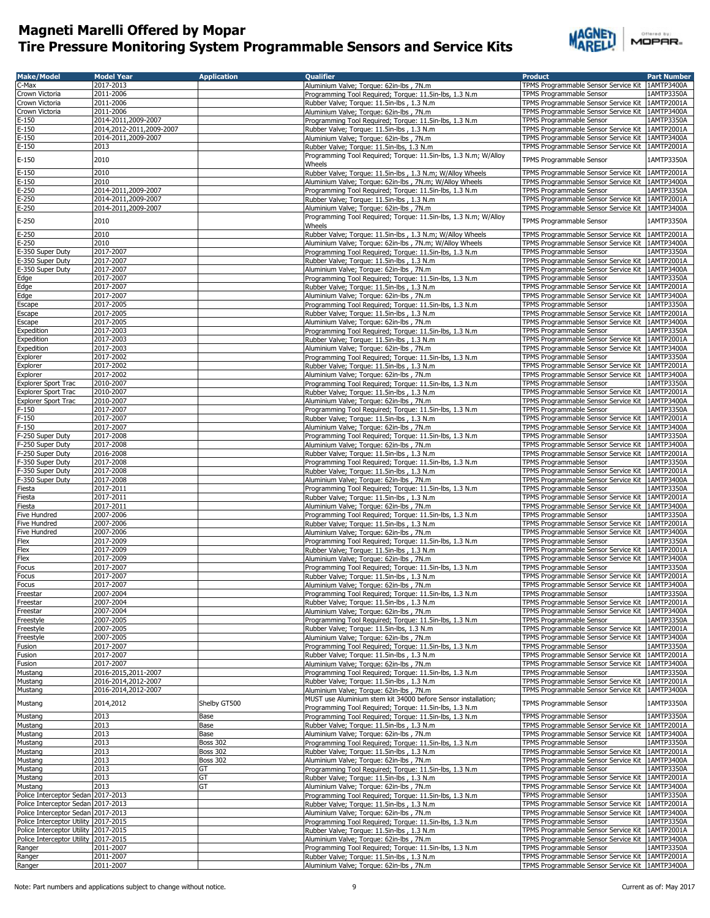# Magneti Marelli Offered by Mopar
# Tire Pressure Monitoring System Programmable Sensors and Service Kits

| Make/Model | Model Year | Application | Qualifier | Product | Part Number |
|---|---|---|---|---|---|
| C-Max | 2017-2013 | | Aluminium Valve; Torque: 62in-lbs , 7N.m | TPMS Programmable Sensor Service Kit | 1AMTP3400A |
| Crown Victoria | 2011-2006 | | Programming Tool Required; Torque: 11.5in-lbs, 1.3 N.m | TPMS Programmable Sensor | 1AMTP3350A |
| Crown Victoria | 2011-2006 | | Rubber Valve; Torque: 11.5in-lbs , 1.3 N.m | TPMS Programmable Sensor Service Kit | 1AMTP2001A |
| Crown Victoria | 2011-2006 | | Aluminium Valve; Torque: 62in-lbs , 7N.m | TPMS Programmable Sensor Service Kit | 1AMTP3400A |
| E-150 | 2014-2011,2009-2007 | | Programming Tool Required; Torque: 11.5in-lbs, 1.3 N.m | TPMS Programmable Sensor | 1AMTP3350A |
| E-150 | 2014,2012-2011,2009-2007 | | Rubber Valve; Torque: 11.5in-lbs , 1.3 N.m | TPMS Programmable Sensor Service Kit | 1AMTP2001A |
| E-150 | 2014-2011,2009-2007 | | Aluminium Valve; Torque: 62in-lbs , 7N.m | TPMS Programmable Sensor Service Kit | 1AMTP3400A |
| E-150 | 2013 | | Rubber Valve; Torque: 11.5in-lbs, 1.3 N.m | TPMS Programmable Sensor Service Kit | 1AMTP2001A |
| E-150 | 2010 | | Programming Tool Required; Torque: 11.5in-lbs, 1.3 N.m; W/Alloy Wheels | TPMS Programmable Sensor | 1AMTP3350A |
| E-150 | 2010 | | Rubber Valve; Torque: 11.5in-lbs , 1.3 N.m; W/Alloy Wheels | TPMS Programmable Sensor Service Kit | 1AMTP2001A |
| E-150 | 2010 | | Aluminium Valve; Torque: 62in-lbs , 7N.m; W/Alloy Wheels | TPMS Programmable Sensor Service Kit | 1AMTP3400A |
| E-250 | 2014-2011,2009-2007 | | Programming Tool Required; Torque: 11.5in-lbs, 1.3 N.m | TPMS Programmable Sensor | 1AMTP3350A |
| E-250 | 2014-2011,2009-2007 | | Rubber Valve; Torque: 11.5in-lbs , 1.3 N.m | TPMS Programmable Sensor Service Kit | 1AMTP2001A |
| E-250 | 2014-2011,2009-2007 | | Aluminium Valve; Torque: 62in-lbs , 7N.m | TPMS Programmable Sensor Service Kit | 1AMTP3400A |
| E-250 | 2010 | | Programming Tool Required; Torque: 11.5in-lbs, 1.3 N.m; W/Alloy Wheels | TPMS Programmable Sensor | 1AMTP3350A |
| E-250 | 2010 | | Rubber Valve; Torque: 11.5in-lbs , 1.3 N.m; W/Alloy Wheels | TPMS Programmable Sensor Service Kit | 1AMTP2001A |
| E-250 | 2010 | | Aluminium Valve; Torque: 62in-lbs , 7N.m; W/Alloy Wheels | TPMS Programmable Sensor Service Kit | 1AMTP3400A |
| E-350 Super Duty | 2017-2007 | | Programming Tool Required; Torque: 11.5in-lbs, 1.3 N.m | TPMS Programmable Sensor | 1AMTP3350A |
| E-350 Super Duty | 2017-2007 | | Rubber Valve; Torque: 11.5in-lbs , 1.3 N.m | TPMS Programmable Sensor Service Kit | 1AMTP2001A |
| E-350 Super Duty | 2017-2007 | | Aluminium Valve; Torque: 62in-lbs , 7N.m | TPMS Programmable Sensor Service Kit | 1AMTP3400A |
| Edge | 2017-2007 | | Programming Tool Required; Torque: 11.5in-lbs, 1.3 N.m | TPMS Programmable Sensor | 1AMTP3350A |
| Edge | 2017-2007 | | Rubber Valve; Torque: 11.5in-lbs , 1.3 N.m | TPMS Programmable Sensor Service Kit | 1AMTP2001A |
| Edge | 2017-2007 | | Aluminium Valve; Torque: 62in-lbs , 7N.m | TPMS Programmable Sensor Service Kit | 1AMTP3400A |
| Escape | 2017-2005 | | Programming Tool Required; Torque: 11.5in-lbs, 1.3 N.m | TPMS Programmable Sensor | 1AMTP3350A |
| Escape | 2017-2005 | | Rubber Valve; Torque: 11.5in-lbs , 1.3 N.m | TPMS Programmable Sensor Service Kit | 1AMTP2001A |
| Escape | 2017-2005 | | Aluminium Valve; Torque: 62in-lbs , 7N.m | TPMS Programmable Sensor Service Kit | 1AMTP3400A |
| Expedition | 2017-2003 | | Programming Tool Required; Torque: 11.5in-lbs, 1.3 N.m | TPMS Programmable Sensor | 1AMTP3350A |
| Expedition | 2017-2003 | | Rubber Valve; Torque: 11.5in-lbs , 1.3 N.m | TPMS Programmable Sensor Service Kit | 1AMTP2001A |
| Expedition | 2017-2003 | | Aluminium Valve; Torque: 62in-lbs , 7N.m | TPMS Programmable Sensor Service Kit | 1AMTP3400A |
| Explorer | 2017-2002 | | Programming Tool Required; Torque: 11.5in-lbs, 1.3 N.m | TPMS Programmable Sensor | 1AMTP3350A |
| Explorer | 2017-2002 | | Rubber Valve; Torque: 11.5in-lbs , 1.3 N.m | TPMS Programmable Sensor Service Kit | 1AMTP2001A |
| Explorer | 2017-2002 | | Aluminium Valve; Torque: 62in-lbs , 7N.m | TPMS Programmable Sensor Service Kit | 1AMTP3400A |
| Explorer Sport Trac | 2010-2007 | | Programming Tool Required; Torque: 11.5in-lbs, 1.3 N.m | TPMS Programmable Sensor | 1AMTP3350A |
| Explorer Sport Trac | 2010-2007 | | Rubber Valve; Torque: 11.5in-lbs , 1.3 N.m | TPMS Programmable Sensor Service Kit | 1AMTP2001A |
| Explorer Sport Trac | 2010-2007 | | Aluminium Valve; Torque: 62in-lbs , 7N.m | TPMS Programmable Sensor Service Kit | 1AMTP3400A |
| F-150 | 2017-2007 | | Programming Tool Required; Torque: 11.5in-lbs, 1.3 N.m | TPMS Programmable Sensor | 1AMTP3350A |
| F-150 | 2017-2007 | | Rubber Valve; Torque: 11.5in-lbs , 1.3 N.m | TPMS Programmable Sensor Service Kit | 1AMTP2001A |
| F-150 | 2017-2007 | | Aluminium Valve; Torque: 62in-lbs , 7N.m | TPMS Programmable Sensor Service Kit | 1AMTP3400A |
| F-250 Super Duty | 2017-2008 | | Programming Tool Required; Torque: 11.5in-lbs, 1.3 N.m | TPMS Programmable Sensor | 1AMTP3350A |
| F-250 Super Duty | 2017-2008 | | Aluminium Valve; Torque: 62in-lbs , 7N.m | TPMS Programmable Sensor Service Kit | 1AMTP3400A |
| F-250 Super Duty | 2016-2008 | | Rubber Valve; Torque: 11.5in-lbs , 1.3 N.m | TPMS Programmable Sensor Service Kit | 1AMTP2001A |
| F-350 Super Duty | 2017-2008 | | Programming Tool Required; Torque: 11.5in-lbs, 1.3 N.m | TPMS Programmable Sensor | 1AMTP3350A |
| F-350 Super Duty | 2017-2008 | | Rubber Valve; Torque: 11.5in-lbs , 1.3 N.m | TPMS Programmable Sensor Service Kit | 1AMTP2001A |
| F-350 Super Duty | 2017-2008 | | Aluminium Valve; Torque: 62in-lbs , 7N.m | TPMS Programmable Sensor Service Kit | 1AMTP3400A |
| Fiesta | 2017-2011 | | Programming Tool Required; Torque: 11.5in-lbs, 1.3 N.m | TPMS Programmable Sensor | 1AMTP3350A |
| Fiesta | 2017-2011 | | Rubber Valve; Torque: 11.5in-lbs , 1.3 N.m | TPMS Programmable Sensor Service Kit | 1AMTP2001A |
| Fiesta | 2017-2011 | | Aluminium Valve; Torque: 62in-lbs , 7N.m | TPMS Programmable Sensor Service Kit | 1AMTP3400A |
| Five Hundred | 2007-2006 | | Programming Tool Required; Torque: 11.5in-lbs, 1.3 N.m | TPMS Programmable Sensor | 1AMTP3350A |
| Five Hundred | 2007-2006 | | Rubber Valve; Torque: 11.5in-lbs , 1.3 N.m | TPMS Programmable Sensor Service Kit | 1AMTP2001A |
| Five Hundred | 2007-2006 | | Aluminium Valve; Torque: 62in-lbs , 7N.m | TPMS Programmable Sensor Service Kit | 1AMTP3400A |
| Flex | 2017-2009 | | Programming Tool Required; Torque: 11.5in-lbs, 1.3 N.m | TPMS Programmable Sensor | 1AMTP3350A |
| Flex | 2017-2009 | | Rubber Valve; Torque: 11.5in-lbs , 1.3 N.m | TPMS Programmable Sensor Service Kit | 1AMTP2001A |
| Flex | 2017-2009 | | Aluminium Valve; Torque: 62in-lbs , 7N.m | TPMS Programmable Sensor Service Kit | 1AMTP3400A |
| Focus | 2017-2007 | | Programming Tool Required; Torque: 11.5in-lbs, 1.3 N.m | TPMS Programmable Sensor | 1AMTP3350A |
| Focus | 2017-2007 | | Rubber Valve; Torque: 11.5in-lbs , 1.3 N.m | TPMS Programmable Sensor Service Kit | 1AMTP2001A |
| Focus | 2017-2007 | | Aluminium Valve; Torque: 62in-lbs , 7N.m | TPMS Programmable Sensor Service Kit | 1AMTP3400A |
| Freestar | 2007-2004 | | Programming Tool Required; Torque: 11.5in-lbs, 1.3 N.m | TPMS Programmable Sensor | 1AMTP3350A |
| Freestar | 2007-2004 | | Rubber Valve; Torque: 11.5in-lbs , 1.3 N.m | TPMS Programmable Sensor Service Kit | 1AMTP2001A |
| Freestar | 2007-2004 | | Aluminium Valve; Torque: 62in-lbs , 7N.m | TPMS Programmable Sensor Service Kit | 1AMTP3400A |
| Freestyle | 2007-2005 | | Programming Tool Required; Torque: 11.5in-lbs, 1.3 N.m | TPMS Programmable Sensor | 1AMTP3350A |
| Freestyle | 2007-2005 | | Rubber Valve; Torque: 11.5in-lbs, 1.3 N.m | TPMS Programmable Sensor Service Kit | 1AMTP2001A |
| Freestyle | 2007-2005 | | Aluminium Valve; Torque: 62in-lbs , 7N.m | TPMS Programmable Sensor Service Kit | 1AMTP3400A |
| Fusion | 2017-2007 | | Programming Tool Required; Torque: 11.5in-lbs, 1.3 N.m | TPMS Programmable Sensor | 1AMTP3350A |
| Fusion | 2017-2007 | | Rubber Valve; Torque: 11.5in-lbs , 1.3 N.m | TPMS Programmable Sensor Service Kit | 1AMTP2001A |
| Fusion | 2017-2007 | | Aluminium Valve; Torque: 62in-lbs , 7N.m | TPMS Programmable Sensor Service Kit | 1AMTP3400A |
| Mustang | 2016-2015,2011-2007 | | Programming Tool Required; Torque: 11.5in-lbs, 1.3 N.m | TPMS Programmable Sensor | 1AMTP3350A |
| Mustang | 2016-2014,2012-2007 | | Rubber Valve; Torque: 11.5in-lbs , 1.3 N.m | TPMS Programmable Sensor Service Kit | 1AMTP2001A |
| Mustang | 2016-2014,2012-2007 | | Aluminium Valve; Torque: 62in-lbs , 7N.m | TPMS Programmable Sensor Service Kit | 1AMTP3400A |
| Mustang | 2014,2012 | Shelby GT500 | MUST use Aluminium stem kit 34000 before Sensor installation; Programming Tool Required; Torque: 11.5in-lbs, 1.3 N.m | TPMS Programmable Sensor | 1AMTP3350A |
| Mustang | 2013 | Base | Programming Tool Required; Torque: 11.5in-lbs, 1.3 N.m | TPMS Programmable Sensor | 1AMTP3350A |
| Mustang | 2013 | Base | Rubber Valve; Torque: 11.5in-lbs , 1.3 N.m | TPMS Programmable Sensor Service Kit | 1AMTP2001A |
| Mustang | 2013 | Base | Aluminium Valve; Torque: 62in-lbs , 7N.m | TPMS Programmable Sensor Service Kit | 1AMTP3400A |
| Mustang | 2013 | Boss 302 | Programming Tool Required; Torque: 11.5in-lbs, 1.3 N.m | TPMS Programmable Sensor | 1AMTP3350A |
| Mustang | 2013 | Boss 302 | Rubber Valve; Torque: 11.5in-lbs , 1.3 N.m | TPMS Programmable Sensor Service Kit | 1AMTP2001A |
| Mustang | 2013 | Boss 302 | Aluminium Valve; Torque: 62in-lbs , 7N.m | TPMS Programmable Sensor Service Kit | 1AMTP3400A |
| Mustang | 2013 | GT | Programming Tool Required; Torque: 11.5in-lbs, 1.3 N.m | TPMS Programmable Sensor | 1AMTP3350A |
| Mustang | 2013 | GT | Rubber Valve; Torque: 11.5in-lbs , 1.3 N.m | TPMS Programmable Sensor Service Kit | 1AMTP2001A |
| Mustang | 2013 | GT | Aluminium Valve; Torque: 62in-lbs , 7N.m | TPMS Programmable Sensor Service Kit | 1AMTP3400A |
| Police Interceptor Sedan | 2017-2013 | | Programming Tool Required; Torque: 11.5in-lbs, 1.3 N.m | TPMS Programmable Sensor | 1AMTP3350A |
| Police Interceptor Sedan | 2017-2013 | | Rubber Valve; Torque: 11.5in-lbs , 1.3 N.m | TPMS Programmable Sensor Service Kit | 1AMTP2001A |
| Police Interceptor Sedan | 2017-2013 | | Aluminium Valve; Torque: 62in-lbs , 7N.m | TPMS Programmable Sensor Service Kit | 1AMTP3400A |
| Police Interceptor Utility | 2017-2015 | | Programming Tool Required; Torque: 11.5in-lbs, 1.3 N.m | TPMS Programmable Sensor | 1AMTP3350A |
| Police Interceptor Utility | 2017-2015 | | Rubber Valve; Torque: 11.5in-lbs , 1.3 N.m | TPMS Programmable Sensor Service Kit | 1AMTP2001A |
| Police Interceptor Utility | 2017-2015 | | Aluminium Valve; Torque: 62in-lbs , 7N.m | TPMS Programmable Sensor Service Kit | 1AMTP3400A |
| Ranger | 2011-2007 | | Programming Tool Required; Torque: 11.5in-lbs, 1.3 N.m | TPMS Programmable Sensor | 1AMTP3350A |
| Ranger | 2011-2007 | | Rubber Valve; Torque: 11.5in-lbs , 1.3 N.m | TPMS Programmable Sensor Service Kit | 1AMTP2001A |
| Ranger | 2011-2007 | | Aluminium Valve; Torque: 62in-lbs , 7N.m | TPMS Programmable Sensor Service Kit | 1AMTP3400A |

Note: Part numbers and applications subject to change without notice.

Current as of: May 2017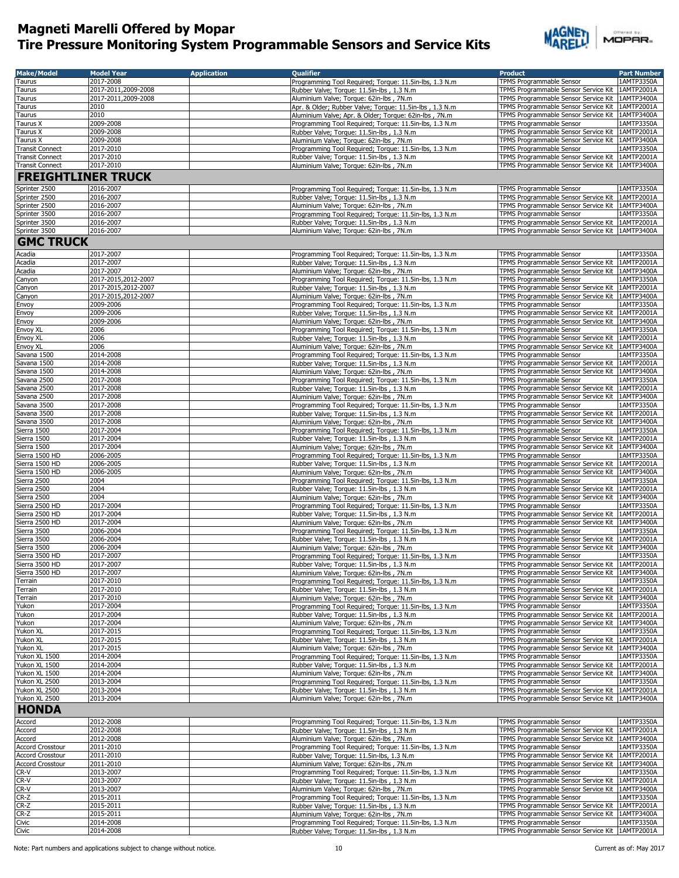# Magneti Marelli Offered by Mopar
## Tire Pressure Monitoring System Programmable Sensors and Service Kits

| Make/Model | Model Year | Application | Qualifier | Product | Part Number |
|---|---|---|---|---|---|
| Taurus | 2017-2008 | | Programming Tool Required; Torque: 11.5in-lbs, 1.3 N.m | TPMS Programmable Sensor | 1AMTP3350A |
| Taurus | 2017-2011,2009-2008 | | Rubber Valve; Torque: 11.5in-lbs , 1.3 N.m | TPMS Programmable Sensor Service Kit | 1AMTP2001A |
| Taurus | 2017-2011,2009-2008 | | Aluminium Valve; Torque: 62in-lbs , 7N.m | TPMS Programmable Sensor Service Kit | 1AMTP3400A |
| Taurus | 2010 | | Apr. & Older; Rubber Valve; Torque: 11.5in-lbs , 1.3 N.m | TPMS Programmable Sensor Service Kit | 1AMTP2001A |
| Taurus | 2010 | | Aluminium Valve; Apr. & Older; Torque: 62in-lbs , 7N.m | TPMS Programmable Sensor Service Kit | 1AMTP3400A |
| Taurus X | 2009-2008 | | Programming Tool Required; Torque: 11.5in-lbs, 1.3 N.m | TPMS Programmable Sensor | 1AMTP3350A |
| Taurus X | 2009-2008 | | Rubber Valve; Torque: 11.5in-lbs , 1.3 N.m | TPMS Programmable Sensor Service Kit | 1AMTP2001A |
| Taurus X | 2009-2008 | | Aluminium Valve; Torque: 62in-lbs , 7N.m | TPMS Programmable Sensor Service Kit | 1AMTP3400A |
| Transit Connect | 2017-2010 | | Programming Tool Required; Torque: 11.5in-lbs, 1.3 N.m | TPMS Programmable Sensor | 1AMTP3350A |
| Transit Connect | 2017-2010 | | Rubber Valve; Torque: 11.5in-lbs , 1.3 N.m | TPMS Programmable Sensor Service Kit | 1AMTP2001A |
| Transit Connect | 2017-2010 | | Aluminium Valve; Torque: 62in-lbs , 7N.m | TPMS Programmable Sensor Service Kit | 1AMTP3400A |
| **FREIGHTLINER TRUCK** | | | | | |
| Sprinter 2500 | 2016-2007 | | Programming Tool Required; Torque: 11.5in-lbs, 1.3 N.m | TPMS Programmable Sensor | 1AMTP3350A |
| Sprinter 2500 | 2016-2007 | | Rubber Valve; Torque: 11.5in-lbs , 1.3 N.m | TPMS Programmable Sensor Service Kit | 1AMTP2001A |
| Sprinter 2500 | 2016-2007 | | Aluminium Valve; Torque: 62in-lbs , 7N.m | TPMS Programmable Sensor Service Kit | 1AMTP3400A |
| Sprinter 3500 | 2016-2007 | | Programming Tool Required; Torque: 11.5in-lbs, 1.3 N.m | TPMS Programmable Sensor | 1AMTP3350A |
| Sprinter 3500 | 2016-2007 | | Rubber Valve; Torque: 11.5in-lbs , 1.3 N.m | TPMS Programmable Sensor Service Kit | 1AMTP2001A |
| Sprinter 3500 | 2016-2007 | | Aluminium Valve; Torque: 62in-lbs , 7N.m | TPMS Programmable Sensor Service Kit | 1AMTP3400A |
| **GMC TRUCK** | | | | | |
| Acadia | 2017-2007 | | Programming Tool Required; Torque: 11.5in-lbs, 1.3 N.m | TPMS Programmable Sensor | 1AMTP3350A |
| Acadia | 2017-2007 | | Rubber Valve; Torque: 11.5in-lbs , 1.3 N.m | TPMS Programmable Sensor Service Kit | 1AMTP2001A |
| Acadia | 2017-2007 | | Aluminium Valve; Torque: 62in-lbs , 7N.m | TPMS Programmable Sensor Service Kit | 1AMTP3400A |
| Canyon | 2017-2015,2012-2007 | | Programming Tool Required; Torque: 11.5in-lbs, 1.3 N.m | TPMS Programmable Sensor | 1AMTP3350A |
| Canyon | 2017-2015,2012-2007 | | Rubber Valve; Torque: 11.5in-lbs , 1.3 N.m | TPMS Programmable Sensor Service Kit | 1AMTP2001A |
| Canyon | 2017-2015,2012-2007 | | Aluminium Valve; Torque: 62in-lbs , 7N.m | TPMS Programmable Sensor Service Kit | 1AMTP3400A |
| Envoy | 2009-2006 | | Programming Tool Required; Torque: 11.5in-lbs, 1.3 N.m | TPMS Programmable Sensor | 1AMTP3350A |
| Envoy | 2009-2006 | | Rubber Valve; Torque: 11.5in-lbs , 1.3 N.m | TPMS Programmable Sensor Service Kit | 1AMTP2001A |
| Envoy | 2009-2006 | | Aluminium Valve; Torque: 62in-lbs , 7N.m | TPMS Programmable Sensor Service Kit | 1AMTP3400A |
| Envoy XL | 2006 | | Programming Tool Required; Torque: 11.5in-lbs, 1.3 N.m | TPMS Programmable Sensor | 1AMTP3350A |
| Envoy XL | 2006 | | Rubber Valve; Torque: 11.5in-lbs , 1.3 N.m | TPMS Programmable Sensor Service Kit | 1AMTP2001A |
| Envoy XL | 2006 | | Aluminium Valve; Torque: 62in-lbs , 7N.m | TPMS Programmable Sensor Service Kit | 1AMTP3400A |
| Savana 1500 | 2014-2008 | | Programming Tool Required; Torque: 11.5in-lbs, 1.3 N.m | TPMS Programmable Sensor | 1AMTP3350A |
| Savana 1500 | 2014-2008 | | Rubber Valve; Torque: 11.5in-lbs , 1.3 N.m | TPMS Programmable Sensor Service Kit | 1AMTP2001A |
| Savana 1500 | 2014-2008 | | Aluminium Valve; Torque: 62in-lbs , 7N.m | TPMS Programmable Sensor Service Kit | 1AMTP3400A |
| Savana 2500 | 2017-2008 | | Programming Tool Required; Torque: 11.5in-lbs, 1.3 N.m | TPMS Programmable Sensor | 1AMTP3350A |
| Savana 2500 | 2017-2008 | | Rubber Valve; Torque: 11.5in-lbs , 1.3 N.m | TPMS Programmable Sensor Service Kit | 1AMTP2001A |
| Savana 2500 | 2017-2008 | | Aluminium Valve; Torque: 62in-lbs , 7N.m | TPMS Programmable Sensor Service Kit | 1AMTP3400A |
| Savana 3500 | 2017-2008 | | Programming Tool Required; Torque: 11.5in-lbs, 1.3 N.m | TPMS Programmable Sensor | 1AMTP3350A |
| Savana 3500 | 2017-2008 | | Rubber Valve; Torque: 11.5in-lbs , 1.3 N.m | TPMS Programmable Sensor Service Kit | 1AMTP2001A |
| Savana 3500 | 2017-2008 | | Aluminium Valve; Torque: 62in-lbs , 7N.m | TPMS Programmable Sensor Service Kit | 1AMTP3400A |
| Sierra 1500 | 2017-2004 | | Programming Tool Required; Torque: 11.5in-lbs, 1.3 N.m | TPMS Programmable Sensor | 1AMTP3350A |
| Sierra 1500 | 2017-2004 | | Rubber Valve; Torque: 11.5in-lbs , 1.3 N.m | TPMS Programmable Sensor Service Kit | 1AMTP2001A |
| Sierra 1500 | 2017-2004 | | Aluminium Valve; Torque: 62in-lbs , 7N.m | TPMS Programmable Sensor Service Kit | 1AMTP3400A |
| Sierra 1500 HD | 2006-2005 | | Programming Tool Required; Torque: 11.5in-lbs, 1.3 N.m | TPMS Programmable Sensor | 1AMTP3350A |
| Sierra 1500 HD | 2006-2005 | | Rubber Valve; Torque: 11.5in-lbs , 1.3 N.m | TPMS Programmable Sensor Service Kit | 1AMTP2001A |
| Sierra 1500 HD | 2006-2005 | | Aluminium Valve; Torque: 62in-lbs , 7N.m | TPMS Programmable Sensor Service Kit | 1AMTP3400A |
| Sierra 2500 | 2004 | | Programming Tool Required; Torque: 11.5in-lbs, 1.3 N.m | TPMS Programmable Sensor | 1AMTP3350A |
| Sierra 2500 | 2004 | | Rubber Valve; Torque: 11.5in-lbs , 1.3 N.m | TPMS Programmable Sensor Service Kit | 1AMTP2001A |
| Sierra 2500 | 2004 | | Aluminium Valve; Torque: 62in-lbs , 7N.m | TPMS Programmable Sensor Service Kit | 1AMTP3400A |
| Sierra 2500 HD | 2017-2004 | | Programming Tool Required; Torque: 11.5in-lbs, 1.3 N.m | TPMS Programmable Sensor | 1AMTP3350A |
| Sierra 2500 HD | 2017-2004 | | Rubber Valve; Torque: 11.5in-lbs , 1.3 N.m | TPMS Programmable Sensor Service Kit | 1AMTP2001A |
| Sierra 2500 HD | 2017-2004 | | Aluminium Valve; Torque: 62in-lbs , 7N.m | TPMS Programmable Sensor Service Kit | 1AMTP3400A |
| Sierra 3500 | 2006-2004 | | Programming Tool Required; Torque: 11.5in-lbs, 1.3 N.m | TPMS Programmable Sensor | 1AMTP3350A |
| Sierra 3500 | 2006-2004 | | Rubber Valve; Torque: 11.5in-lbs , 1.3 N.m | TPMS Programmable Sensor Service Kit | 1AMTP2001A |
| Sierra 3500 | 2006-2004 | | Aluminium Valve; Torque: 62in-lbs , 7N.m | TPMS Programmable Sensor Service Kit | 1AMTP3400A |
| Sierra 3500 HD | 2017-2007 | | Programming Tool Required; Torque: 11.5in-lbs, 1.3 N.m | TPMS Programmable Sensor | 1AMTP3350A |
| Sierra 3500 HD | 2017-2007 | | Rubber Valve; Torque: 11.5in-lbs , 1.3 N.m | TPMS Programmable Sensor Service Kit | 1AMTP2001A |
| Sierra 3500 HD | 2017-2007 | | Aluminium Valve; Torque: 62in-lbs , 7N.m | TPMS Programmable Sensor Service Kit | 1AMTP3400A |
| Terrain | 2017-2010 | | Programming Tool Required; Torque: 11.5in-lbs, 1.3 N.m | TPMS Programmable Sensor | 1AMTP3350A |
| Terrain | 2017-2010 | | Rubber Valve; Torque: 11.5in-lbs , 1.3 N.m | TPMS Programmable Sensor Service Kit | 1AMTP2001A |
| Terrain | 2017-2010 | | Aluminium Valve; Torque: 62in-lbs , 7N.m | TPMS Programmable Sensor Service Kit | 1AMTP3400A |
| Yukon | 2017-2004 | | Programming Tool Required; Torque: 11.5in-lbs, 1.3 N.m | TPMS Programmable Sensor | 1AMTP3350A |
| Yukon | 2017-2004 | | Rubber Valve; Torque: 11.5in-lbs , 1.3 N.m | TPMS Programmable Sensor Service Kit | 1AMTP2001A |
| Yukon | 2017-2004 | | Aluminium Valve; Torque: 62in-lbs , 7N.m | TPMS Programmable Sensor Service Kit | 1AMTP3400A |
| Yukon XL | 2017-2015 | | Programming Tool Required; Torque: 11.5in-lbs, 1.3 N.m | TPMS Programmable Sensor | 1AMTP3350A |
| Yukon XL | 2017-2015 | | Rubber Valve; Torque: 11.5in-lbs , 1.3 N.m | TPMS Programmable Sensor Service Kit | 1AMTP2001A |
| Yukon XL | 2017-2015 | | Aluminium Valve; Torque: 62in-lbs , 7N.m | TPMS Programmable Sensor Service Kit | 1AMTP3400A |
| Yukon XL 1500 | 2014-2004 | | Programming Tool Required; Torque: 11.5in-lbs, 1.3 N.m | TPMS Programmable Sensor | 1AMTP3350A |
| Yukon XL 1500 | 2014-2004 | | Rubber Valve; Torque: 11.5in-lbs , 1.3 N.m | TPMS Programmable Sensor Service Kit | 1AMTP2001A |
| Yukon XL 1500 | 2014-2004 | | Aluminium Valve; Torque: 62in-lbs , 7N.m | TPMS Programmable Sensor Service Kit | 1AMTP3400A |
| Yukon XL 2500 | 2013-2004 | | Programming Tool Required; Torque: 11.5in-lbs, 1.3 N.m | TPMS Programmable Sensor | 1AMTP3350A |
| Yukon XL 2500 | 2013-2004 | | Rubber Valve; Torque: 11.5in-lbs , 1.3 N.m | TPMS Programmable Sensor Service Kit | 1AMTP2001A |
| Yukon XL 2500 | 2013-2004 | | Aluminium Valve; Torque: 62in-lbs , 7N.m | TPMS Programmable Sensor Service Kit | 1AMTP3400A |
| **HONDA** | | | | | |
| Accord | 2012-2008 | | Programming Tool Required; Torque: 11.5in-lbs, 1.3 N.m | TPMS Programmable Sensor | 1AMTP3350A |
| Accord | 2012-2008 | | Rubber Valve; Torque: 11.5in-lbs , 1.3 N.m | TPMS Programmable Sensor Service Kit | 1AMTP2001A |
| Accord | 2012-2008 | | Aluminium Valve; Torque: 62in-lbs , 7N.m | TPMS Programmable Sensor Service Kit | 1AMTP3400A |
| Accord Crosstour | 2011-2010 | | Programming Tool Required; Torque: 11.5in-lbs, 1.3 N.m | TPMS Programmable Sensor | 1AMTP3350A |
| Accord Crosstour | 2011-2010 | | Rubber Valve; Torque: 11.5in-lbs, 1.3 N.m | TPMS Programmable Sensor Service Kit | 1AMTP2001A |
| Accord Crosstour | 2011-2010 | | Aluminium Valve; Torque: 62in-lbs , 7N.m | TPMS Programmable Sensor Service Kit | 1AMTP3400A |
| CR-V | 2013-2007 | | Programming Tool Required; Torque: 11.5in-lbs, 1.3 N.m | TPMS Programmable Sensor | 1AMTP3350A |
| CR-V | 2013-2007 | | Rubber Valve; Torque: 11.5in-lbs , 1.3 N.m | TPMS Programmable Sensor Service Kit | 1AMTP2001A |
| CR-V | 2013-2007 | | Aluminium Valve; Torque: 62in-lbs , 7N.m | TPMS Programmable Sensor Service Kit | 1AMTP3400A |
| CR-Z | 2015-2011 | | Programming Tool Required; Torque: 11.5in-lbs, 1.3 N.m | TPMS Programmable Sensor | 1AMTP3350A |
| CR-Z | 2015-2011 | | Rubber Valve; Torque: 11.5in-lbs , 1.3 N.m | TPMS Programmable Sensor Service Kit | 1AMTP2001A |
| CR-Z | 2015-2011 | | Aluminium Valve; Torque: 62in-lbs , 7N.m | TPMS Programmable Sensor Service Kit | 1AMTP3400A |
| Civic | 2014-2008 | | Programming Tool Required; Torque: 11.5in-lbs, 1.3 N.m | TPMS Programmable Sensor | 1AMTP3350A |
| Civic | 2014-2008 | | Rubber Valve; Torque: 11.5in-lbs , 1.3 N.m | TPMS Programmable Sensor Service Kit | 1AMTP2001A |

Note: Part numbers and applications subject to change without notice.

Current as of: May 2017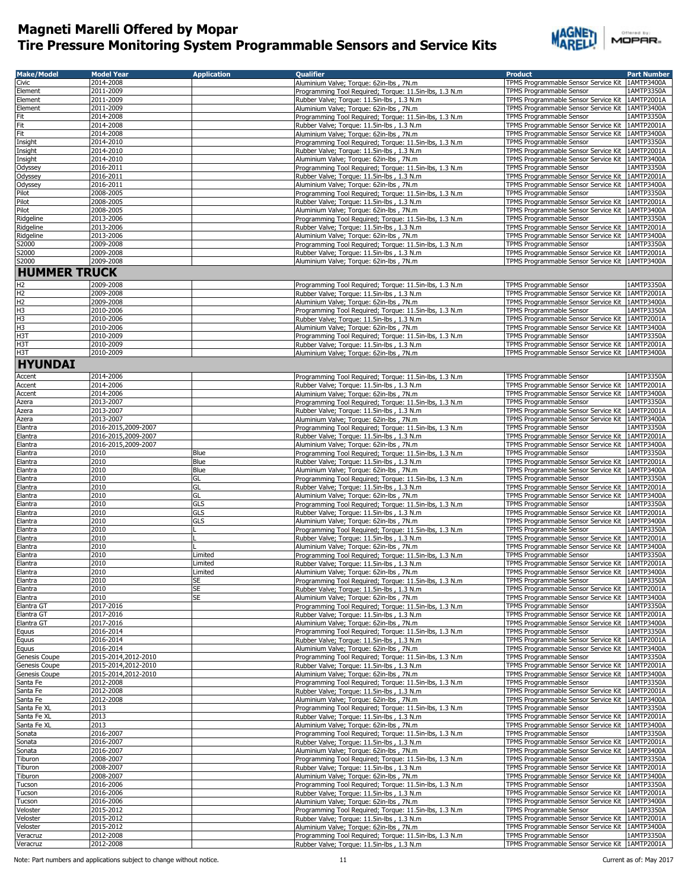# Magneti Marelli Offered by Mopar
# Tire Pressure Monitoring System Programmable Sensors and Service Kits

| Make/Model | Model Year | Application | Qualifier | Product | Part Number |
|---|---|---|---|---|---|
| Civic | 2014-2008 | | Aluminium Valve; Torque: 62in-lbs , 7N.m | TPMS Programmable Sensor Service Kit | 1AMTP3400A |
| Element | 2011-2009 | | Programming Tool Required; Torque: 11.5in-lbs, 1.3 N.m | TPMS Programmable Sensor | 1AMTP3350A |
| Element | 2011-2009 | | Rubber Valve; Torque: 11.5in-lbs , 1.3 N.m | TPMS Programmable Sensor Service Kit | 1AMTP2001A |
| Element | 2011-2009 | | Aluminium Valve; Torque: 62in-lbs , 7N.m | TPMS Programmable Sensor Service Kit | 1AMTP3400A |
| Fit | 2014-2008 | | Programming Tool Required; Torque: 11.5in-lbs, 1.3 N.m | TPMS Programmable Sensor | 1AMTP3350A |
| Fit | 2014-2008 | | Rubber Valve; Torque: 11.5in-lbs , 1.3 N.m | TPMS Programmable Sensor Service Kit | 1AMTP2001A |
| Fit | 2014-2008 | | Aluminium Valve; Torque: 62in-lbs , 7N.m | TPMS Programmable Sensor Service Kit | 1AMTP3400A |
| Insight | 2014-2010 | | Programming Tool Required; Torque: 11.5in-lbs, 1.3 N.m | TPMS Programmable Sensor | 1AMTP3350A |
| Insight | 2014-2010 | | Rubber Valve; Torque: 11.5in-lbs , 1.3 N.m | TPMS Programmable Sensor Service Kit | 1AMTP2001A |
| Insight | 2014-2010 | | Aluminium Valve; Torque: 62in-lbs , 7N.m | TPMS Programmable Sensor Service Kit | 1AMTP3400A |
| Odyssey | 2016-2011 | | Programming Tool Required; Torque: 11.5in-lbs, 1.3 N.m | TPMS Programmable Sensor | 1AMTP3350A |
| Odyssey | 2016-2011 | | Rubber Valve; Torque: 11.5in-lbs , 1.3 N.m | TPMS Programmable Sensor Service Kit | 1AMTP2001A |
| Odyssey | 2016-2011 | | Aluminium Valve; Torque: 62in-lbs , 7N.m | TPMS Programmable Sensor Service Kit | 1AMTP3400A |
| Pilot | 2008-2005 | | Programming Tool Required; Torque: 11.5in-lbs, 1.3 N.m | TPMS Programmable Sensor | 1AMTP3350A |
| Pilot | 2008-2005 | | Rubber Valve; Torque: 11.5in-lbs , 1.3 N.m | TPMS Programmable Sensor Service Kit | 1AMTP2001A |
| Pilot | 2008-2005 | | Aluminium Valve; Torque: 62in-lbs , 7N.m | TPMS Programmable Sensor Service Kit | 1AMTP3400A |
| Ridgeline | 2013-2006 | | Programming Tool Required; Torque: 11.5in-lbs, 1.3 N.m | TPMS Programmable Sensor | 1AMTP3350A |
| Ridgeline | 2013-2006 | | Rubber Valve; Torque: 11.5in-lbs , 1.3 N.m | TPMS Programmable Sensor Service Kit | 1AMTP2001A |
| Ridgeline | 2013-2006 | | Aluminium Valve; Torque: 62in-lbs , 7N.m | TPMS Programmable Sensor Service Kit | 1AMTP3400A |
| S2000 | 2009-2008 | | Programming Tool Required; Torque: 11.5in-lbs, 1.3 N.m | TPMS Programmable Sensor | 1AMTP3350A |
| S2000 | 2009-2008 | | Rubber Valve; Torque: 11.5in-lbs , 1.3 N.m | TPMS Programmable Sensor Service Kit | 1AMTP2001A |
| S2000 | 2009-2008 | | Aluminium Valve; Torque: 62in-lbs , 7N.m | TPMS Programmable Sensor Service Kit | 1AMTP3400A |
| **HUMMER TRUCK** | | | | | |
| H2 | 2009-2008 | | Programming Tool Required; Torque: 11.5in-lbs, 1.3 N.m | TPMS Programmable Sensor | 1AMTP3350A |
| H2 | 2009-2008 | | Rubber Valve; Torque: 11.5in-lbs , 1.3 N.m | TPMS Programmable Sensor Service Kit | 1AMTP2001A |
| H2 | 2009-2008 | | Aluminium Valve; Torque: 62in-lbs , 7N.m | TPMS Programmable Sensor Service Kit | 1AMTP3400A |
| H3 | 2010-2006 | | Programming Tool Required; Torque: 11.5in-lbs, 1.3 N.m | TPMS Programmable Sensor | 1AMTP3350A |
| H3 | 2010-2006 | | Rubber Valve; Torque: 11.5in-lbs , 1.3 N.m | TPMS Programmable Sensor Service Kit | 1AMTP2001A |
| H3 | 2010-2006 | | Aluminium Valve; Torque: 62in-lbs , 7N.m | TPMS Programmable Sensor Service Kit | 1AMTP3400A |
| H3T | 2010-2009 | | Programming Tool Required; Torque: 11.5in-lbs, 1.3 N.m | TPMS Programmable Sensor | 1AMTP3350A |
| H3T | 2010-2009 | | Rubber Valve; Torque: 11.5in-lbs , 1.3 N.m | TPMS Programmable Sensor Service Kit | 1AMTP2001A |
| H3T | 2010-2009 | | Aluminium Valve; Torque: 62in-lbs , 7N.m | TPMS Programmable Sensor Service Kit | 1AMTP3400A |
| **HYUNDAI** | | | | | |
| Accent | 2014-2006 | | Programming Tool Required; Torque: 11.5in-lbs, 1.3 N.m | TPMS Programmable Sensor | 1AMTP3350A |
| Accent | 2014-2006 | | Rubber Valve; Torque: 11.5in-lbs , 1.3 N.m | TPMS Programmable Sensor Service Kit | 1AMTP2001A |
| Accent | 2014-2006 | | Aluminium Valve; Torque: 62in-lbs , 7N.m | TPMS Programmable Sensor Service Kit | 1AMTP3400A |
| Azera | 2013-2007 | | Programming Tool Required; Torque: 11.5in-lbs, 1.3 N.m | TPMS Programmable Sensor | 1AMTP3350A |
| Azera | 2013-2007 | | Rubber Valve; Torque: 11.5in-lbs , 1.3 N.m | TPMS Programmable Sensor Service Kit | 1AMTP2001A |
| Azera | 2013-2007 | | Aluminium Valve; Torque: 62in-lbs , 7N.m | TPMS Programmable Sensor Service Kit | 1AMTP3400A |
| Elantra | 2016-2015,2009-2007 | | Programming Tool Required; Torque: 11.5in-lbs, 1.3 N.m | TPMS Programmable Sensor | 1AMTP3350A |
| Elantra | 2016-2015,2009-2007 | | Rubber Valve; Torque: 11.5in-lbs , 1.3 N.m | TPMS Programmable Sensor Service Kit | 1AMTP2001A |
| Elantra | 2016-2015,2009-2007 | | Aluminium Valve; Torque: 62in-lbs , 7N.m | TPMS Programmable Sensor Service Kit | 1AMTP3400A |
| Elantra | 2010 | Blue | Programming Tool Required; Torque: 11.5in-lbs, 1.3 N.m | TPMS Programmable Sensor | 1AMTP3350A |
| Elantra | 2010 | Blue | Rubber Valve; Torque: 11.5in-lbs , 1.3 N.m | TPMS Programmable Sensor Service Kit | 1AMTP2001A |
| Elantra | 2010 | Blue | Aluminium Valve; Torque: 62in-lbs , 7N.m | TPMS Programmable Sensor Service Kit | 1AMTP3400A |
| Elantra | 2010 | GL | Programming Tool Required; Torque: 11.5in-lbs, 1.3 N.m | TPMS Programmable Sensor | 1AMTP3350A |
| Elantra | 2010 | GL | Rubber Valve; Torque: 11.5in-lbs , 1.3 N.m | TPMS Programmable Sensor Service Kit | 1AMTP2001A |
| Elantra | 2010 | GL | Aluminium Valve; Torque: 62in-lbs , 7N.m | TPMS Programmable Sensor Service Kit | 1AMTP3400A |
| Elantra | 2010 | GLS | Programming Tool Required; Torque: 11.5in-lbs, 1.3 N.m | TPMS Programmable Sensor | 1AMTP3350A |
| Elantra | 2010 | GLS | Rubber Valve; Torque: 11.5in-lbs , 1.3 N.m | TPMS Programmable Sensor Service Kit | 1AMTP2001A |
| Elantra | 2010 | GLS | Aluminium Valve; Torque: 62in-lbs , 7N.m | TPMS Programmable Sensor Service Kit | 1AMTP3400A |
| Elantra | 2010 | L | Programming Tool Required; Torque: 11.5in-lbs, 1.3 N.m | TPMS Programmable Sensor | 1AMTP3350A |
| Elantra | 2010 | L | Rubber Valve; Torque: 11.5in-lbs , 1.3 N.m | TPMS Programmable Sensor Service Kit | 1AMTP2001A |
| Elantra | 2010 | L | Aluminium Valve; Torque: 62in-lbs , 7N.m | TPMS Programmable Sensor Service Kit | 1AMTP3400A |
| Elantra | 2010 | Limited | Programming Tool Required; Torque: 11.5in-lbs, 1.3 N.m | TPMS Programmable Sensor | 1AMTP3350A |
| Elantra | 2010 | Limited | Rubber Valve; Torque: 11.5in-lbs , 1.3 N.m | TPMS Programmable Sensor Service Kit | 1AMTP2001A |
| Elantra | 2010 | Limited | Aluminium Valve; Torque: 62in-lbs , 7N.m | TPMS Programmable Sensor Service Kit | 1AMTP3400A |
| Elantra | 2010 | SE | Programming Tool Required; Torque: 11.5in-lbs, 1.3 N.m | TPMS Programmable Sensor | 1AMTP3350A |
| Elantra | 2010 | SE | Rubber Valve; Torque: 11.5in-lbs , 1.3 N.m | TPMS Programmable Sensor Service Kit | 1AMTP2001A |
| Elantra | 2010 | SE | Aluminium Valve; Torque: 62in-lbs , 7N.m | TPMS Programmable Sensor Service Kit | 1AMTP3400A |
| Elantra GT | 2017-2016 | | Programming Tool Required; Torque: 11.5in-lbs, 1.3 N.m | TPMS Programmable Sensor | 1AMTP3350A |
| Elantra GT | 2017-2016 | | Rubber Valve; Torque: 11.5in-lbs , 1.3 N.m | TPMS Programmable Sensor Service Kit | 1AMTP2001A |
| Elantra GT | 2017-2016 | | Aluminium Valve; Torque: 62in-lbs , 7N.m | TPMS Programmable Sensor Service Kit | 1AMTP3400A |
| Equus | 2016-2014 | | Programming Tool Required; Torque: 11.5in-lbs, 1.3 N.m | TPMS Programmable Sensor | 1AMTP3350A |
| Equus | 2016-2014 | | Rubber Valve; Torque: 11.5in-lbs , 1.3 N.m | TPMS Programmable Sensor Service Kit | 1AMTP2001A |
| Equus | 2016-2014 | | Aluminium Valve; Torque: 62in-lbs , 7N.m | TPMS Programmable Sensor Service Kit | 1AMTP3400A |
| Genesis Coupe | 2015-2014,2012-2010 | | Programming Tool Required; Torque: 11.5in-lbs, 1.3 N.m | TPMS Programmable Sensor | 1AMTP3350A |
| Genesis Coupe | 2015-2014,2012-2010 | | Rubber Valve; Torque: 11.5in-lbs , 1.3 N.m | TPMS Programmable Sensor Service Kit | 1AMTP2001A |
| Genesis Coupe | 2015-2014,2012-2010 | | Aluminium Valve; Torque: 62in-lbs , 7N.m | TPMS Programmable Sensor Service Kit | 1AMTP3400A |
| Santa Fe | 2012-2008 | | Programming Tool Required; Torque: 11.5in-lbs, 1.3 N.m | TPMS Programmable Sensor | 1AMTP3350A |
| Santa Fe | 2012-2008 | | Rubber Valve; Torque: 11.5in-lbs , 1.3 N.m | TPMS Programmable Sensor Service Kit | 1AMTP2001A |
| Santa Fe | 2012-2008 | | Aluminium Valve; Torque: 62in-lbs , 7N.m | TPMS Programmable Sensor Service Kit | 1AMTP3400A |
| Santa Fe XL | 2013 | | Programming Tool Required; Torque: 11.5in-lbs, 1.3 N.m | TPMS Programmable Sensor | 1AMTP3350A |
| Santa Fe XL | 2013 | | Rubber Valve; Torque: 11.5in-lbs , 1.3 N.m | TPMS Programmable Sensor Service Kit | 1AMTP2001A |
| Santa Fe XL | 2013 | | Aluminium Valve; Torque: 62in-lbs , 7N.m | TPMS Programmable Sensor Service Kit | 1AMTP3400A |
| Sonata | 2016-2007 | | Programming Tool Required; Torque: 11.5in-lbs, 1.3 N.m | TPMS Programmable Sensor | 1AMTP3350A |
| Sonata | 2016-2007 | | Rubber Valve; Torque: 11.5in-lbs , 1.3 N.m | TPMS Programmable Sensor Service Kit | 1AMTP2001A |
| Sonata | 2016-2007 | | Aluminium Valve; Torque: 62in-lbs , 7N.m | TPMS Programmable Sensor Service Kit | 1AMTP3400A |
| Tiburon | 2008-2007 | | Programming Tool Required; Torque: 11.5in-lbs, 1.3 N.m | TPMS Programmable Sensor | 1AMTP3350A |
| Tiburon | 2008-2007 | | Rubber Valve; Torque: 11.5in-lbs , 1.3 N.m | TPMS Programmable Sensor Service Kit | 1AMTP2001A |
| Tiburon | 2008-2007 | | Aluminium Valve; Torque: 62in-lbs , 7N.m | TPMS Programmable Sensor Service Kit | 1AMTP3400A |
| Tucson | 2016-2006 | | Programming Tool Required; Torque: 11.5in-lbs, 1.3 N.m | TPMS Programmable Sensor | 1AMTP3350A |
| Tucson | 2016-2006 | | Rubber Valve; Torque: 11.5in-lbs , 1.3 N.m | TPMS Programmable Sensor Service Kit | 1AMTP2001A |
| Tucson | 2016-2006 | | Aluminium Valve; Torque: 62in-lbs , 7N.m | TPMS Programmable Sensor Service Kit | 1AMTP3400A |
| Veloster | 2015-2012 | | Programming Tool Required; Torque: 11.5in-lbs, 1.3 N.m | TPMS Programmable Sensor | 1AMTP3350A |
| Veloster | 2015-2012 | | Rubber Valve; Torque: 11.5in-lbs , 1.3 N.m | TPMS Programmable Sensor Service Kit | 1AMTP2001A |
| Veloster | 2015-2012 | | Aluminium Valve; Torque: 62in-lbs , 7N.m | TPMS Programmable Sensor Service Kit | 1AMTP3400A |
| Veracruz | 2012-2008 | | Programming Tool Required; Torque: 11.5in-lbs, 1.3 N.m | TPMS Programmable Sensor | 1AMTP3350A |
| Veracruz | 2012-2008 | | Rubber Valve; Torque: 11.5in-lbs , 1.3 N.m | TPMS Programmable Sensor Service Kit | 1AMTP2001A |

Note: Part numbers and applications subject to change without notice.

Current as of: May 2017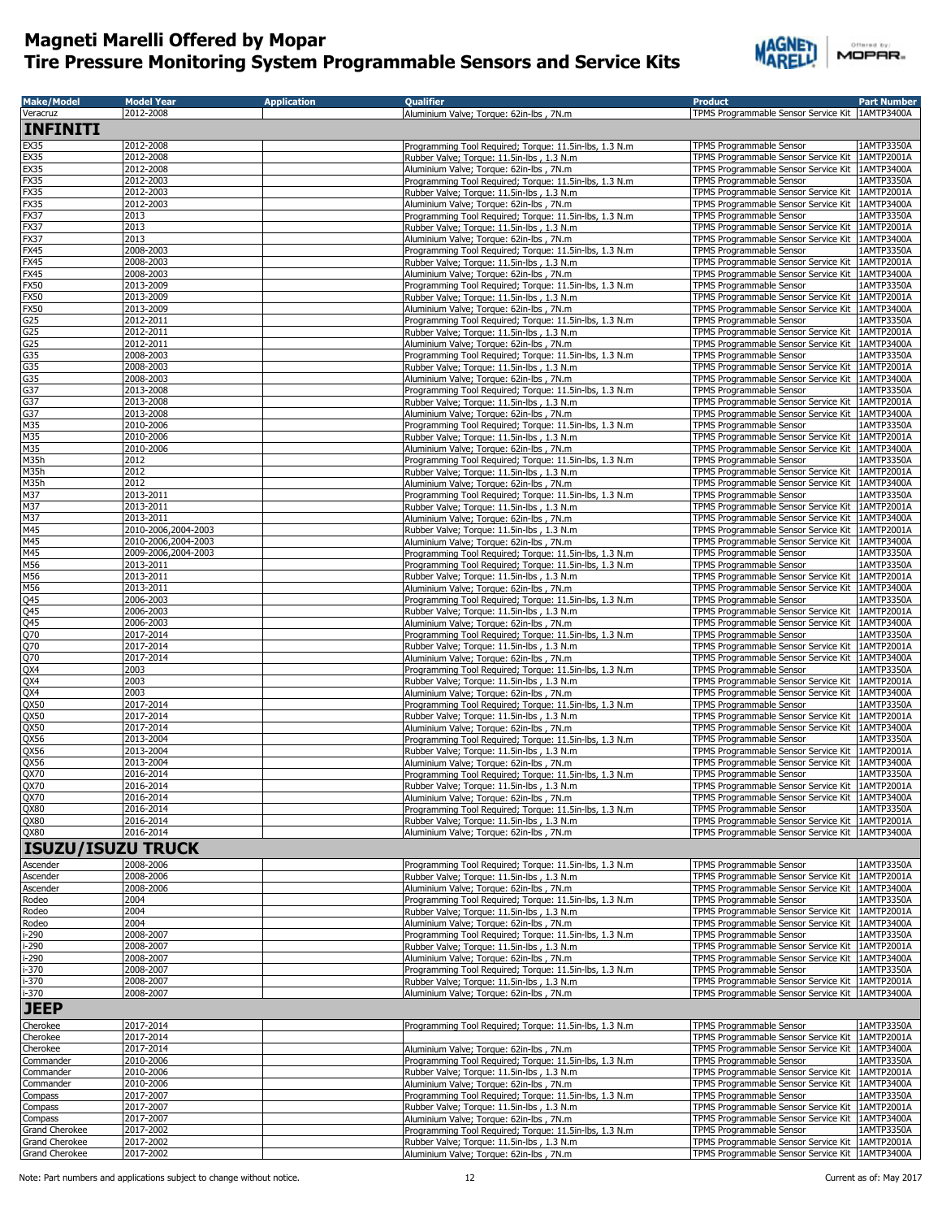# Magneti Marelli Offered by Mopar
## Tire Pressure Monitoring System Programmable Sensors and Service Kits

| Make/Model | Model Year | Application | Qualifier | Product | Part Number |
|---|---|---|---|---|---|
| Veracruz | 2012-2008 | | Aluminium Valve; Torque: 62in-lbs , 7N.m | TPMS Programmable Sensor Service Kit | 1AMTP3400A |
| **INFINITI** | | | | | |
| EX35 | 2012-2008 | | Programming Tool Required; Torque: 11.5in-lbs, 1.3 N.m | TPMS Programmable Sensor | 1AMTP3350A |
| EX35 | 2012-2008 | | Rubber Valve; Torque: 11.5in-lbs , 1.3 N.m | TPMS Programmable Sensor Service Kit | 1AMTP2001A |
| EX35 | 2012-2008 | | Aluminium Valve; Torque: 62in-lbs , 7N.m | TPMS Programmable Sensor Service Kit | 1AMTP3400A |
| FX35 | 2012-2003 | | Programming Tool Required; Torque: 11.5in-lbs, 1.3 N.m | TPMS Programmable Sensor | 1AMTP3350A |
| FX35 | 2012-2003 | | Rubber Valve; Torque: 11.5in-lbs , 1.3 N.m | TPMS Programmable Sensor Service Kit | 1AMTP2001A |
| FX35 | 2012-2003 | | Aluminium Valve; Torque: 62in-lbs , 7N.m | TPMS Programmable Sensor Service Kit | 1AMTP3400A |
| FX37 | 2013 | | Programming Tool Required; Torque: 11.5in-lbs, 1.3 N.m | TPMS Programmable Sensor | 1AMTP3350A |
| FX37 | 2013 | | Rubber Valve; Torque: 11.5in-lbs , 1.3 N.m | TPMS Programmable Sensor Service Kit | 1AMTP2001A |
| FX37 | 2013 | | Aluminium Valve; Torque: 62in-lbs , 7N.m | TPMS Programmable Sensor Service Kit | 1AMTP3400A |
| FX45 | 2008-2003 | | Programming Tool Required; Torque: 11.5in-lbs, 1.3 N.m | TPMS Programmable Sensor | 1AMTP3350A |
| FX45 | 2008-2003 | | Rubber Valve; Torque: 11.5in-lbs , 1.3 N.m | TPMS Programmable Sensor Service Kit | 1AMTP2001A |
| FX45 | 2008-2003 | | Aluminium Valve; Torque: 62in-lbs , 7N.m | TPMS Programmable Sensor Service Kit | 1AMTP3400A |
| FX50 | 2013-2009 | | Programming Tool Required; Torque: 11.5in-lbs, 1.3 N.m | TPMS Programmable Sensor | 1AMTP3350A |
| FX50 | 2013-2009 | | Rubber Valve; Torque: 11.5in-lbs , 1.3 N.m | TPMS Programmable Sensor Service Kit | 1AMTP2001A |
| FX50 | 2013-2009 | | Aluminium Valve; Torque: 62in-lbs , 7N.m | TPMS Programmable Sensor Service Kit | 1AMTP3400A |
| G25 | 2012-2011 | | Programming Tool Required; Torque: 11.5in-lbs, 1.3 N.m | TPMS Programmable Sensor | 1AMTP3350A |
| G25 | 2012-2011 | | Rubber Valve; Torque: 11.5in-lbs , 1.3 N.m | TPMS Programmable Sensor Service Kit | 1AMTP2001A |
| G25 | 2012-2011 | | Aluminium Valve; Torque: 62in-lbs , 7N.m | TPMS Programmable Sensor Service Kit | 1AMTP3400A |
| G35 | 2008-2003 | | Programming Tool Required; Torque: 11.5in-lbs, 1.3 N.m | TPMS Programmable Sensor | 1AMTP3350A |
| G35 | 2008-2003 | | Rubber Valve; Torque: 11.5in-lbs , 1.3 N.m | TPMS Programmable Sensor Service Kit | 1AMTP2001A |
| G35 | 2008-2003 | | Aluminium Valve; Torque: 62in-lbs , 7N.m | TPMS Programmable Sensor Service Kit | 1AMTP3400A |
| G37 | 2013-2008 | | Programming Tool Required; Torque: 11.5in-lbs, 1.3 N.m | TPMS Programmable Sensor | 1AMTP3350A |
| G37 | 2013-2008 | | Rubber Valve; Torque: 11.5in-lbs , 1.3 N.m | TPMS Programmable Sensor Service Kit | 1AMTP2001A |
| G37 | 2013-2008 | | Aluminium Valve; Torque: 62in-lbs , 7N.m | TPMS Programmable Sensor Service Kit | 1AMTP3400A |
| M35 | 2010-2006 | | Programming Tool Required; Torque: 11.5in-lbs, 1.3 N.m | TPMS Programmable Sensor | 1AMTP3350A |
| M35 | 2010-2006 | | Rubber Valve; Torque: 11.5in-lbs , 1.3 N.m | TPMS Programmable Sensor Service Kit | 1AMTP2001A |
| M35 | 2010-2006 | | Aluminium Valve; Torque: 62in-lbs , 7N.m | TPMS Programmable Sensor Service Kit | 1AMTP3400A |
| M35h | 2012 | | Programming Tool Required; Torque: 11.5in-lbs, 1.3 N.m | TPMS Programmable Sensor | 1AMTP3350A |
| M35h | 2012 | | Rubber Valve; Torque: 11.5in-lbs , 1.3 N.m | TPMS Programmable Sensor Service Kit | 1AMTP2001A |
| M35h | 2012 | | Aluminium Valve; Torque: 62in-lbs , 7N.m | TPMS Programmable Sensor Service Kit | 1AMTP3400A |
| M37 | 2013-2011 | | Programming Tool Required; Torque: 11.5in-lbs, 1.3 N.m | TPMS Programmable Sensor | 1AMTP3350A |
| M37 | 2013-2011 | | Rubber Valve; Torque: 11.5in-lbs , 1.3 N.m | TPMS Programmable Sensor Service Kit | 1AMTP2001A |
| M37 | 2013-2011 | | Aluminium Valve; Torque: 62in-lbs , 7N.m | TPMS Programmable Sensor Service Kit | 1AMTP3400A |
| M45 | 2010-2006,2004-2003 | | Rubber Valve; Torque: 11.5in-lbs , 1.3 N.m | TPMS Programmable Sensor Service Kit | 1AMTP2001A |
| M45 | 2010-2006,2004-2003 | | Aluminium Valve; Torque: 62in-lbs , 7N.m | TPMS Programmable Sensor Service Kit | 1AMTP3400A |
| M45 | 2009-2006,2004-2003 | | Programming Tool Required; Torque: 11.5in-lbs, 1.3 N.m | TPMS Programmable Sensor | 1AMTP3350A |
| M56 | 2013-2011 | | Programming Tool Required; Torque: 11.5in-lbs, 1.3 N.m | TPMS Programmable Sensor | 1AMTP3350A |
| M56 | 2013-2011 | | Rubber Valve; Torque: 11.5in-lbs , 1.3 N.m | TPMS Programmable Sensor Service Kit | 1AMTP2001A |
| M56 | 2013-2011 | | Aluminium Valve; Torque: 62in-lbs , 7N.m | TPMS Programmable Sensor Service Kit | 1AMTP3400A |
| Q45 | 2006-2003 | | Programming Tool Required; Torque: 11.5in-lbs, 1.3 N.m | TPMS Programmable Sensor | 1AMTP3350A |
| Q45 | 2006-2003 | | Rubber Valve; Torque: 11.5in-lbs , 1.3 N.m | TPMS Programmable Sensor Service Kit | 1AMTP2001A |
| Q45 | 2006-2003 | | Aluminium Valve; Torque: 62in-lbs , 7N.m | TPMS Programmable Sensor Service Kit | 1AMTP3400A |
| Q70 | 2017-2014 | | Programming Tool Required; Torque: 11.5in-lbs, 1.3 N.m | TPMS Programmable Sensor | 1AMTP3350A |
| Q70 | 2017-2014 | | Rubber Valve; Torque: 11.5in-lbs , 1.3 N.m | TPMS Programmable Sensor Service Kit | 1AMTP2001A |
| Q70 | 2017-2014 | | Aluminium Valve; Torque: 62in-lbs , 7N.m | TPMS Programmable Sensor Service Kit | 1AMTP3400A |
| QX4 | 2003 | | Programming Tool Required; Torque: 11.5in-lbs, 1.3 N.m | TPMS Programmable Sensor | 1AMTP3350A |
| QX4 | 2003 | | Rubber Valve; Torque: 11.5in-lbs , 1.3 N.m | TPMS Programmable Sensor Service Kit | 1AMTP2001A |
| QX4 | 2003 | | Aluminium Valve; Torque: 62in-lbs , 7N.m | TPMS Programmable Sensor Service Kit | 1AMTP3400A |
| QX50 | 2017-2014 | | Programming Tool Required; Torque: 11.5in-lbs, 1.3 N.m | TPMS Programmable Sensor | 1AMTP3350A |
| QX50 | 2017-2014 | | Rubber Valve; Torque: 11.5in-lbs , 1.3 N.m | TPMS Programmable Sensor Service Kit | 1AMTP2001A |
| QX50 | 2017-2014 | | Aluminium Valve; Torque: 62in-lbs , 7N.m | TPMS Programmable Sensor Service Kit | 1AMTP3400A |
| QX56 | 2013-2004 | | Programming Tool Required; Torque: 11.5in-lbs, 1.3 N.m | TPMS Programmable Sensor | 1AMTP3350A |
| QX56 | 2013-2004 | | Rubber Valve; Torque: 11.5in-lbs , 1.3 N.m | TPMS Programmable Sensor Service Kit | 1AMTP2001A |
| QX56 | 2013-2004 | | Aluminium Valve; Torque: 62in-lbs , 7N.m | TPMS Programmable Sensor Service Kit | 1AMTP3400A |
| QX70 | 2016-2014 | | Programming Tool Required; Torque: 11.5in-lbs, 1.3 N.m | TPMS Programmable Sensor | 1AMTP3350A |
| QX70 | 2016-2014 | | Rubber Valve; Torque: 11.5in-lbs , 1.3 N.m | TPMS Programmable Sensor Service Kit | 1AMTP2001A |
| QX70 | 2016-2014 | | Aluminium Valve; Torque: 62in-lbs , 7N.m | TPMS Programmable Sensor Service Kit | 1AMTP3400A |
| QX80 | 2016-2014 | | Programming Tool Required; Torque: 11.5in-lbs, 1.3 N.m | TPMS Programmable Sensor | 1AMTP3350A |
| QX80 | 2016-2014 | | Rubber Valve; Torque: 11.5in-lbs , 1.3 N.m | TPMS Programmable Sensor Service Kit | 1AMTP2001A |
| QX80 | 2016-2014 | | Aluminium Valve; Torque: 62in-lbs , 7N.m | TPMS Programmable Sensor Service Kit | 1AMTP3400A |
| **ISUZU/ISUZU TRUCK** | | | | | |
| Ascender | 2008-2006 | | Programming Tool Required; Torque: 11.5in-lbs, 1.3 N.m | TPMS Programmable Sensor | 1AMTP3350A |
| Ascender | 2008-2006 | | Rubber Valve; Torque: 11.5in-lbs , 1.3 N.m | TPMS Programmable Sensor Service Kit | 1AMTP2001A |
| Ascender | 2008-2006 | | Aluminium Valve; Torque: 62in-lbs , 7N.m | TPMS Programmable Sensor Service Kit | 1AMTP3400A |
| Rodeo | 2004 | | Programming Tool Required; Torque: 11.5in-lbs, 1.3 N.m | TPMS Programmable Sensor | 1AMTP3350A |
| Rodeo | 2004 | | Rubber Valve; Torque: 11.5in-lbs , 1.3 N.m | TPMS Programmable Sensor Service Kit | 1AMTP2001A |
| Rodeo | 2004 | | Aluminium Valve; Torque: 62in-lbs , 7N.m | TPMS Programmable Sensor Service Kit | 1AMTP3400A |
| i-290 | 2008-2007 | | Programming Tool Required; Torque: 11.5in-lbs, 1.3 N.m | TPMS Programmable Sensor | 1AMTP3350A |
| i-290 | 2008-2007 | | Rubber Valve; Torque: 11.5in-lbs , 1.3 N.m | TPMS Programmable Sensor Service Kit | 1AMTP2001A |
| i-290 | 2008-2007 | | Aluminium Valve; Torque: 62in-lbs , 7N.m | TPMS Programmable Sensor Service Kit | 1AMTP3400A |
| i-370 | 2008-2007 | | Programming Tool Required; Torque: 11.5in-lbs, 1.3 N.m | TPMS Programmable Sensor | 1AMTP3350A |
| i-370 | 2008-2007 | | Rubber Valve; Torque: 11.5in-lbs , 1.3 N.m | TPMS Programmable Sensor Service Kit | 1AMTP2001A |
| i-370 | 2008-2007 | | Aluminium Valve; Torque: 62in-lbs , 7N.m | TPMS Programmable Sensor Service Kit | 1AMTP3400A |
| **JEEP** | | | | | |
| Cherokee | 2017-2014 | | Programming Tool Required; Torque: 11.5in-lbs, 1.3 N.m | TPMS Programmable Sensor | 1AMTP3350A |
| Cherokee | 2017-2014 | | | TPMS Programmable Sensor Service Kit | 1AMTP2001A |
| Cherokee | 2017-2014 | | Aluminium Valve; Torque: 62in-lbs , 7N.m | TPMS Programmable Sensor Service Kit | 1AMTP3400A |
| Commander | 2010-2006 | | Programming Tool Required; Torque: 11.5in-lbs, 1.3 N.m | TPMS Programmable Sensor | 1AMTP3350A |
| Commander | 2010-2006 | | Rubber Valve; Torque: 11.5in-lbs , 1.3 N.m | TPMS Programmable Sensor Service Kit | 1AMTP2001A |
| Commander | 2010-2006 | | Aluminium Valve; Torque: 62in-lbs , 7N.m | TPMS Programmable Sensor Service Kit | 1AMTP3400A |
| Compass | 2017-2007 | | Programming Tool Required; Torque: 11.5in-lbs, 1.3 N.m | TPMS Programmable Sensor | 1AMTP3350A |
| Compass | 2017-2007 | | Rubber Valve; Torque: 11.5in-lbs , 1.3 N.m | TPMS Programmable Sensor Service Kit | 1AMTP2001A |
| Compass | 2017-2007 | | Aluminium Valve; Torque: 62in-lbs , 7N.m | TPMS Programmable Sensor Service Kit | 1AMTP3400A |
| Grand Cherokee | 2017-2002 | | Programming Tool Required; Torque: 11.5in-lbs, 1.3 N.m | TPMS Programmable Sensor | 1AMTP3350A |
| Grand Cherokee | 2017-2002 | | Rubber Valve; Torque: 11.5in-lbs , 1.3 N.m | TPMS Programmable Sensor Service Kit | 1AMTP2001A |
| Grand Cherokee | 2017-2002 | | Aluminium Valve; Torque: 62in-lbs , 7N.m | TPMS Programmable Sensor Service Kit | 1AMTP3400A |

Note: Part numbers and applications subject to change without notice.

Current as of: May 2017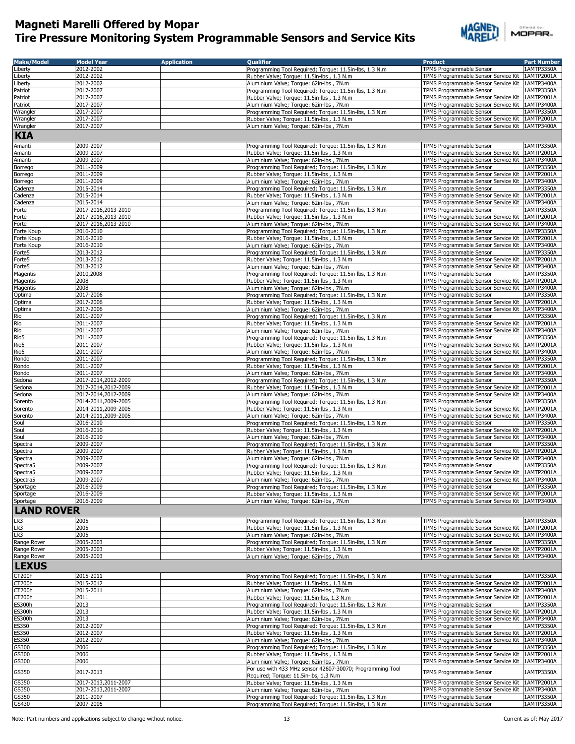# Magneti Marelli Offered by Mopar
# Tire Pressure Monitoring System Programmable Sensors and Service Kits

| Make/Model | Model Year | Application | Qualifier | Product | Part Number |
|---|---|---|---|---|---|
| Liberty | 2012-2002 | | Programming Tool Required; Torque: 11.5in-lbs, 1.3 N.m | TPMS Programmable Sensor | 1AMTP3350A |
| Liberty | 2012-2002 | | Rubber Valve; Torque: 11.5in-lbs , 1.3 N.m | TPMS Programmable Sensor Service Kit | 1AMTP2001A |
| Liberty | 2012-2002 | | Aluminium Valve; Torque: 62in-lbs , 7N.m | TPMS Programmable Sensor Service Kit | 1AMTP3400A |
| Patriot | 2017-2007 | | Programming Tool Required; Torque: 11.5in-lbs, 1.3 N.m | TPMS Programmable Sensor | 1AMTP3350A |
| Patriot | 2017-2007 | | Rubber Valve; Torque: 11.5in-lbs , 1.3 N.m | TPMS Programmable Sensor Service Kit | 1AMTP2001A |
| Patriot | 2017-2007 | | Aluminium Valve; Torque: 62in-lbs , 7N.m | TPMS Programmable Sensor Service Kit | 1AMTP3400A |
| Wrangler | 2017-2007 | | Programming Tool Required; Torque: 11.5in-lbs, 1.3 N.m | TPMS Programmable Sensor | 1AMTP3350A |
| Wrangler | 2017-2007 | | Rubber Valve; Torque: 11.5in-lbs , 1.3 N.m | TPMS Programmable Sensor Service Kit | 1AMTP2001A |
| Wrangler | 2017-2007 | | Aluminium Valve; Torque: 62in-lbs , 7N.m | TPMS Programmable Sensor Service Kit | 1AMTP3400A |
| **KIA** | | | | | |
| Amanti | 2009-2007 | | Programming Tool Required; Torque: 11.5in-lbs, 1.3 N.m | TPMS Programmable Sensor | 1AMTP3350A |
| Amanti | 2009-2007 | | Rubber Valve; Torque: 11.5in-lbs , 1.3 N.m | TPMS Programmable Sensor Service Kit | 1AMTP2001A |
| Amanti | 2009-2007 | | Aluminium Valve; Torque: 62in-lbs , 7N.m | TPMS Programmable Sensor Service Kit | 1AMTP3400A |
| Borrego | 2011-2009 | | Programming Tool Required; Torque: 11.5in-lbs, 1.3 N.m | TPMS Programmable Sensor | 1AMTP3350A |
| Borrego | 2011-2009 | | Rubber Valve; Torque: 11.5in-lbs , 1.3 N.m | TPMS Programmable Sensor Service Kit | 1AMTP2001A |
| Borrego | 2011-2009 | | Aluminium Valve; Torque: 62in-lbs , 7N.m | TPMS Programmable Sensor Service Kit | 1AMTP3400A |
| Cadenza | 2015-2014 | | Programming Tool Required; Torque: 11.5in-lbs, 1.3 N.m | TPMS Programmable Sensor | 1AMTP3350A |
| Cadenza | 2015-2014 | | Rubber Valve; Torque: 11.5in-lbs , 1.3 N.m | TPMS Programmable Sensor Service Kit | 1AMTP2001A |
| Cadenza | 2015-2014 | | Aluminium Valve; Torque: 62in-lbs , 7N.m | TPMS Programmable Sensor Service Kit | 1AMTP3400A |
| Forte | 2017-2016,2013-2010 | | Programming Tool Required; Torque: 11.5in-lbs, 1.3 N.m | TPMS Programmable Sensor | 1AMTP3350A |
| Forte | 2017-2016,2013-2010 | | Rubber Valve; Torque: 11.5in-lbs , 1.3 N.m | TPMS Programmable Sensor Service Kit | 1AMTP2001A |
| Forte | 2017-2016,2013-2010 | | Aluminium Valve; Torque: 62in-lbs , 7N.m | TPMS Programmable Sensor Service Kit | 1AMTP3400A |
| Forte Koup | 2016-2010 | | Programming Tool Required; Torque: 11.5in-lbs, 1.3 N.m | TPMS Programmable Sensor | 1AMTP3350A |
| Forte Koup | 2016-2010 | | Rubber Valve; Torque: 11.5in-lbs , 1.3 N.m | TPMS Programmable Sensor Service Kit | 1AMTP2001A |
| Forte Koup | 2016-2010 | | Aluminium Valve; Torque: 62in-lbs , 7N.m | TPMS Programmable Sensor Service Kit | 1AMTP3400A |
| Forte5 | 2013-2012 | | Programming Tool Required; Torque: 11.5in-lbs, 1.3 N.m | TPMS Programmable Sensor | 1AMTP3350A |
| Forte5 | 2013-2012 | | Rubber Valve; Torque: 11.5in-lbs , 1.3 N.m | TPMS Programmable Sensor Service Kit | 1AMTP2001A |
| Forte5 | 2013-2012 | | Aluminium Valve; Torque: 62in-lbs , 7N.m | TPMS Programmable Sensor Service Kit | 1AMTP3400A |
| Magentis | 2010,2008 | | Programming Tool Required; Torque: 11.5in-lbs, 1.3 N.m | TPMS Programmable Sensor | 1AMTP3350A |
| Magentis | 2008 | | Rubber Valve; Torque: 11.5in-lbs , 1.3 N.m | TPMS Programmable Sensor Service Kit | 1AMTP2001A |
| Magentis | 2008 | | Aluminium Valve; Torque: 62in-lbs , 7N.m | TPMS Programmable Sensor Service Kit | 1AMTP3400A |
| Optima | 2017-2006 | | Programming Tool Required; Torque: 11.5in-lbs, 1.3 N.m | TPMS Programmable Sensor | 1AMTP3350A |
| Optima | 2017-2006 | | Rubber Valve; Torque: 11.5in-lbs , 1.3 N.m | TPMS Programmable Sensor Service Kit | 1AMTP2001A |
| Optima | 2017-2006 | | Aluminium Valve; Torque: 62in-lbs , 7N.m | TPMS Programmable Sensor Service Kit | 1AMTP3400A |
| Rio | 2011-2007 | | Programming Tool Required; Torque: 11.5in-lbs, 1.3 N.m | TPMS Programmable Sensor | 1AMTP3350A |
| Rio | 2011-2007 | | Rubber Valve; Torque: 11.5in-lbs , 1.3 N.m | TPMS Programmable Sensor Service Kit | 1AMTP2001A |
| Rio | 2011-2007 | | Aluminium Valve; Torque: 62in-lbs , 7N.m | TPMS Programmable Sensor Service Kit | 1AMTP3400A |
| Rio5 | 2011-2007 | | Programming Tool Required; Torque: 11.5in-lbs, 1.3 N.m | TPMS Programmable Sensor | 1AMTP3350A |
| Rio5 | 2011-2007 | | Rubber Valve; Torque: 11.5in-lbs , 1.3 N.m | TPMS Programmable Sensor Service Kit | 1AMTP2001A |
| Rio5 | 2011-2007 | | Aluminium Valve; Torque: 62in-lbs , 7N.m | TPMS Programmable Sensor Service Kit | 1AMTP3400A |
| Rondo | 2011-2007 | | Programming Tool Required; Torque: 11.5in-lbs, 1.3 N.m | TPMS Programmable Sensor | 1AMTP3350A |
| Rondo | 2011-2007 | | Rubber Valve; Torque: 11.5in-lbs , 1.3 N.m | TPMS Programmable Sensor Service Kit | 1AMTP2001A |
| Rondo | 2011-2007 | | Aluminium Valve; Torque: 62in-lbs , 7N.m | TPMS Programmable Sensor Service Kit | 1AMTP3400A |
| Sedona | 2017-2014,2012-2009 | | Programming Tool Required; Torque: 11.5in-lbs, 1.3 N.m | TPMS Programmable Sensor | 1AMTP3350A |
| Sedona | 2017-2014,2012-2009 | | Rubber Valve; Torque: 11.5in-lbs , 1.3 N.m | TPMS Programmable Sensor Service Kit | 1AMTP2001A |
| Sedona | 2017-2014,2012-2009 | | Aluminium Valve; Torque: 62in-lbs , 7N.m | TPMS Programmable Sensor Service Kit | 1AMTP3400A |
| Sorento | 2014-2011,2009-2005 | | Programming Tool Required; Torque: 11.5in-lbs, 1.3 N.m | TPMS Programmable Sensor | 1AMTP3350A |
| Sorento | 2014-2011,2009-2005 | | Rubber Valve; Torque: 11.5in-lbs , 1.3 N.m | TPMS Programmable Sensor Service Kit | 1AMTP2001A |
| Sorento | 2014-2011,2009-2005 | | Aluminium Valve; Torque: 62in-lbs , 7N.m | TPMS Programmable Sensor Service Kit | 1AMTP3400A |
| Soul | 2016-2010 | | Programming Tool Required; Torque: 11.5in-lbs, 1.3 N.m | TPMS Programmable Sensor | 1AMTP3350A |
| Soul | 2016-2010 | | Rubber Valve; Torque: 11.5in-lbs , 1.3 N.m | TPMS Programmable Sensor Service Kit | 1AMTP2001A |
| Soul | 2016-2010 | | Aluminium Valve; Torque: 62in-lbs , 7N.m | TPMS Programmable Sensor Service Kit | 1AMTP3400A |
| Spectra | 2009-2007 | | Programming Tool Required; Torque: 11.5in-lbs, 1.3 N.m | TPMS Programmable Sensor | 1AMTP3350A |
| Spectra | 2009-2007 | | Rubber Valve; Torque: 11.5in-lbs , 1.3 N.m | TPMS Programmable Sensor Service Kit | 1AMTP2001A |
| Spectra | 2009-2007 | | Aluminium Valve; Torque: 62in-lbs , 7N.m | TPMS Programmable Sensor Service Kit | 1AMTP3400A |
| Spectra5 | 2009-2007 | | Programming Tool Required; Torque: 11.5in-lbs, 1.3 N.m | TPMS Programmable Sensor | 1AMTP3350A |
| Spectra5 | 2009-2007 | | Rubber Valve; Torque: 11.5in-lbs , 1.3 N.m | TPMS Programmable Sensor Service Kit | 1AMTP2001A |
| Spectra5 | 2009-2007 | | Aluminium Valve; Torque: 62in-lbs , 7N.m | TPMS Programmable Sensor Service Kit | 1AMTP3400A |
| Sportage | 2016-2009 | | Programming Tool Required; Torque: 11.5in-lbs, 1.3 N.m | TPMS Programmable Sensor | 1AMTP3350A |
| Sportage | 2016-2009 | | Rubber Valve; Torque: 11.5in-lbs , 1.3 N.m | TPMS Programmable Sensor Service Kit | 1AMTP2001A |
| Sportage | 2016-2009 | | Aluminium Valve; Torque: 62in-lbs , 7N.m | TPMS Programmable Sensor Service Kit | 1AMTP3400A |
| **LAND ROVER** | | | | | |
| LR3 | 2005 | | Programming Tool Required; Torque: 11.5in-lbs, 1.3 N.m | TPMS Programmable Sensor | 1AMTP3350A |
| LR3 | 2005 | | Rubber Valve; Torque: 11.5in-lbs , 1.3 N.m | TPMS Programmable Sensor Service Kit | 1AMTP2001A |
| LR3 | 2005 | | Aluminium Valve; Torque: 62in-lbs , 7N.m | TPMS Programmable Sensor Service Kit | 1AMTP3400A |
| Range Rover | 2005-2003 | | Programming Tool Required; Torque: 11.5in-lbs, 1.3 N.m | TPMS Programmable Sensor | 1AMTP3350A |
| Range Rover | 2005-2003 | | Rubber Valve; Torque: 11.5in-lbs , 1.3 N.m | TPMS Programmable Sensor Service Kit | 1AMTP2001A |
| Range Rover | 2005-2003 | | Aluminium Valve; Torque: 62in-lbs , 7N.m | TPMS Programmable Sensor Service Kit | 1AMTP3400A |
| **LEXUS** | | | | | |
| CT200h | 2015-2011 | | Programming Tool Required; Torque: 11.5in-lbs, 1.3 N.m | TPMS Programmable Sensor | 1AMTP3350A |
| CT200h | 2015-2012 | | Rubber Valve; Torque: 11.5in-lbs , 1.3 N.m | TPMS Programmable Sensor Service Kit | 1AMTP2001A |
| CT200h | 2015-2011 | | Aluminium Valve; Torque: 62in-lbs , 7N.m | TPMS Programmable Sensor Service Kit | 1AMTP3400A |
| CT200h | 2011 | | Rubber Valve; Torque: 11.5in-lbs, 1.3 N.m | TPMS Programmable Sensor Service Kit | 1AMTP2001A |
| ES300h | 2013 | | Programming Tool Required; Torque: 11.5in-lbs, 1.3 N.m | TPMS Programmable Sensor | 1AMTP3350A |
| ES300h | 2013 | | Rubber Valve; Torque: 11.5in-lbs , 1.3 N.m | TPMS Programmable Sensor Service Kit | 1AMTP2001A |
| ES300h | 2013 | | Aluminium Valve; Torque: 62in-lbs , 7N.m | TPMS Programmable Sensor Service Kit | 1AMTP3400A |
| ES350 | 2012-2007 | | Programming Tool Required; Torque: 11.5in-lbs, 1.3 N.m | TPMS Programmable Sensor | 1AMTP3350A |
| ES350 | 2012-2007 | | Rubber Valve; Torque: 11.5in-lbs , 1.3 N.m | TPMS Programmable Sensor Service Kit | 1AMTP2001A |
| ES350 | 2012-2007 | | Aluminium Valve; Torque: 62in-lbs , 7N.m | TPMS Programmable Sensor Service Kit | 1AMTP3400A |
| GS300 | 2006 | | Programming Tool Required; Torque: 11.5in-lbs, 1.3 N.m | TPMS Programmable Sensor | 1AMTP3350A |
| GS300 | 2006 | | Rubber Valve; Torque: 11.5in-lbs , 1.3 N.m | TPMS Programmable Sensor Service Kit | 1AMTP2001A |
| GS300 | 2006 | | Aluminium Valve; Torque: 62in-lbs , 7N.m | TPMS Programmable Sensor Service Kit | 1AMTP3400A |
| GS350 | 2017-2013 | | For use with 433 MHz sensor 42607-30070; Programming Tool Required; Torque: 11.5in-lbs, 1.3 N.m | TPMS Programmable Sensor | 1AMTP3350A |
| GS350 | 2017-2013,2011-2007 | | Rubber Valve; Torque: 11.5in-lbs , 1.3 N.m | TPMS Programmable Sensor Service Kit | 1AMTP2001A |
| GS350 | 2017-2013,2011-2007 | | Aluminium Valve; Torque: 62in-lbs , 7N.m | TPMS Programmable Sensor Service Kit | 1AMTP3400A |
| GS350 | 2011-2007 | | Programming Tool Required; Torque: 11.5in-lbs, 1.3 N.m | TPMS Programmable Sensor | 1AMTP3350A |
| GS430 | 2007-2005 | | Programming Tool Required; Torque: 11.5in-lbs, 1.3 N.m | TPMS Programmable Sensor | 1AMTP3350A |

Note: Part numbers and applications subject to change without notice.

Current as of: May 2017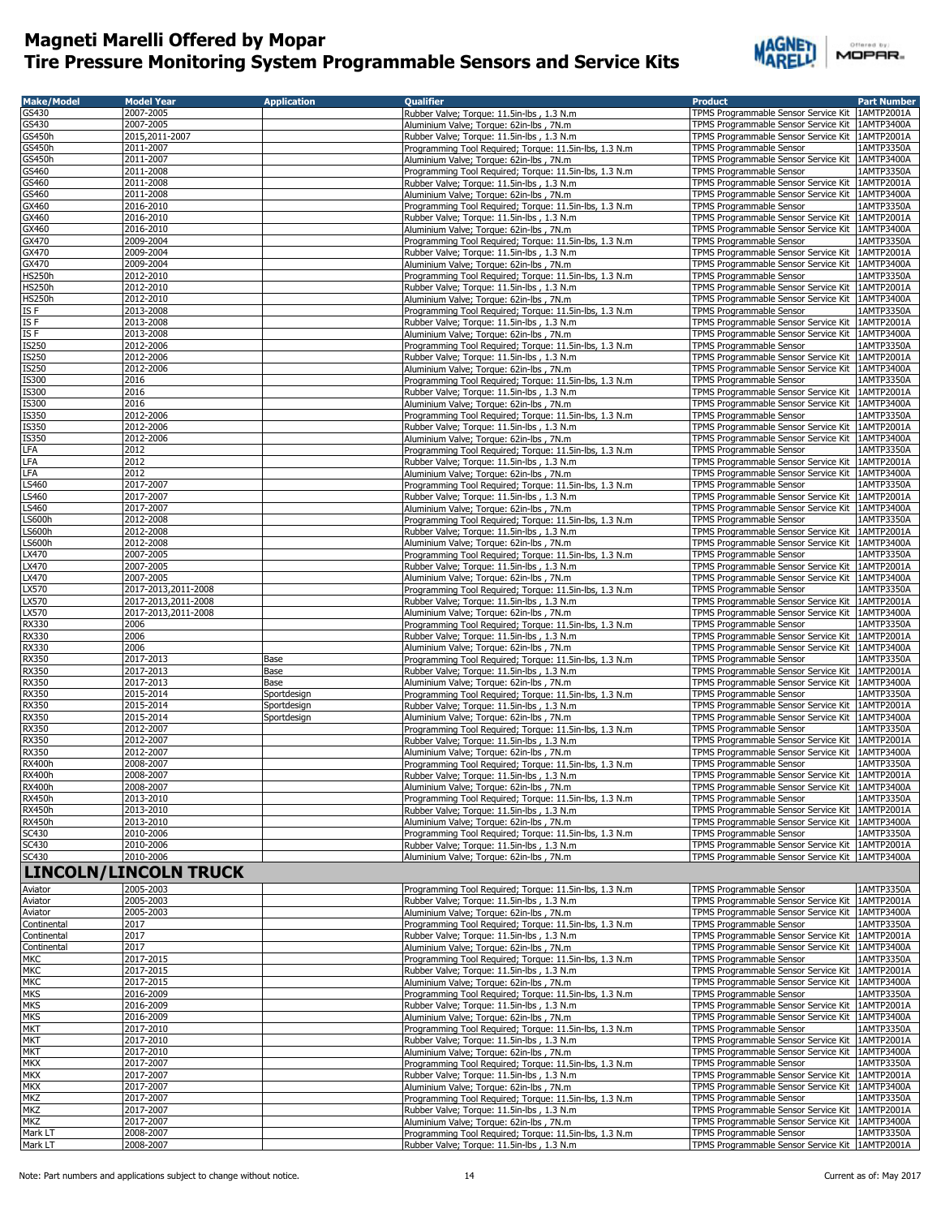# Magneti Marelli Offered by Mopar
# Tire Pressure Monitoring System Programmable Sensors and Service Kits

| Make/Model | Model Year | Application | Qualifier | Product | Part Number |
|---|---|---|---|---|---|
| GS430 | 2007-2005 | | Rubber Valve; Torque: 11.5in-lbs , 1.3 N.m | TPMS Programmable Sensor Service Kit | 1AMTP2001A |
| GS430 | 2007-2005 | | Aluminium Valve; Torque: 62in-lbs , 7N.m | TPMS Programmable Sensor Service Kit | 1AMTP3400A |
| GS450h | 2015,2011-2007 | | Rubber Valve; Torque: 11.5in-lbs , 1.3 N.m | TPMS Programmable Sensor Service Kit | 1AMTP2001A |
| GS450h | 2011-2007 | | Programming Tool Required; Torque: 11.5in-lbs, 1.3 N.m | TPMS Programmable Sensor | 1AMTP3350A |
| GS450h | 2011-2007 | | Aluminium Valve; Torque: 62in-lbs , 7N.m | TPMS Programmable Sensor Service Kit | 1AMTP3400A |
| GS460 | 2011-2008 | | Programming Tool Required; Torque: 11.5in-lbs, 1.3 N.m | TPMS Programmable Sensor | 1AMTP3350A |
| GS460 | 2011-2008 | | Rubber Valve; Torque: 11.5in-lbs , 1.3 N.m | TPMS Programmable Sensor Service Kit | 1AMTP2001A |
| GS460 | 2011-2008 | | Aluminium Valve; Torque: 62in-lbs , 7N.m | TPMS Programmable Sensor Service Kit | 1AMTP3400A |
| GX460 | 2016-2010 | | Programming Tool Required; Torque: 11.5in-lbs, 1.3 N.m | TPMS Programmable Sensor | 1AMTP3350A |
| GX460 | 2016-2010 | | Rubber Valve; Torque: 11.5in-lbs , 1.3 N.m | TPMS Programmable Sensor Service Kit | 1AMTP2001A |
| GX460 | 2016-2010 | | Aluminium Valve; Torque: 62in-lbs , 7N.m | TPMS Programmable Sensor Service Kit | 1AMTP3400A |
| GX470 | 2009-2004 | | Programming Tool Required; Torque: 11.5in-lbs, 1.3 N.m | TPMS Programmable Sensor | 1AMTP3350A |
| GX470 | 2009-2004 | | Rubber Valve; Torque: 11.5in-lbs , 1.3 N.m | TPMS Programmable Sensor Service Kit | 1AMTP2001A |
| GX470 | 2009-2004 | | Aluminium Valve; Torque: 62in-lbs , 7N.m | TPMS Programmable Sensor Service Kit | 1AMTP3400A |
| HS250h | 2012-2010 | | Programming Tool Required; Torque: 11.5in-lbs, 1.3 N.m | TPMS Programmable Sensor | 1AMTP3350A |
| HS250h | 2012-2010 | | Rubber Valve; Torque: 11.5in-lbs , 1.3 N.m | TPMS Programmable Sensor Service Kit | 1AMTP2001A |
| HS250h | 2012-2010 | | Aluminium Valve; Torque: 62in-lbs , 7N.m | TPMS Programmable Sensor Service Kit | 1AMTP3400A |
| IS F | 2013-2008 | | Programming Tool Required; Torque: 11.5in-lbs, 1.3 N.m | TPMS Programmable Sensor | 1AMTP3350A |
| IS F | 2013-2008 | | Rubber Valve; Torque: 11.5in-lbs , 1.3 N.m | TPMS Programmable Sensor Service Kit | 1AMTP2001A |
| IS F | 2013-2008 | | Aluminium Valve; Torque: 62in-lbs , 7N.m | TPMS Programmable Sensor Service Kit | 1AMTP3400A |
| IS250 | 2012-2006 | | Programming Tool Required; Torque: 11.5in-lbs, 1.3 N.m | TPMS Programmable Sensor | 1AMTP3350A |
| IS250 | 2012-2006 | | Rubber Valve; Torque: 11.5in-lbs , 1.3 N.m | TPMS Programmable Sensor Service Kit | 1AMTP2001A |
| IS250 | 2012-2006 | | Aluminium Valve; Torque: 62in-lbs , 7N.m | TPMS Programmable Sensor Service Kit | 1AMTP3400A |
| IS300 | 2016 | | Programming Tool Required; Torque: 11.5in-lbs, 1.3 N.m | TPMS Programmable Sensor | 1AMTP3350A |
| IS300 | 2016 | | Rubber Valve; Torque: 11.5in-lbs , 1.3 N.m | TPMS Programmable Sensor Service Kit | 1AMTP2001A |
| IS300 | 2016 | | Aluminium Valve; Torque: 62in-lbs , 7N.m | TPMS Programmable Sensor Service Kit | 1AMTP3400A |
| IS350 | 2012-2006 | | Programming Tool Required; Torque: 11.5in-lbs, 1.3 N.m | TPMS Programmable Sensor | 1AMTP3350A |
| IS350 | 2012-2006 | | Rubber Valve; Torque: 11.5in-lbs , 1.3 N.m | TPMS Programmable Sensor Service Kit | 1AMTP2001A |
| IS350 | 2012-2006 | | Aluminium Valve; Torque: 62in-lbs , 7N.m | TPMS Programmable Sensor Service Kit | 1AMTP3400A |
| LFA | 2012 | | Programming Tool Required; Torque: 11.5in-lbs, 1.3 N.m | TPMS Programmable Sensor | 1AMTP3350A |
| LFA | 2012 | | Rubber Valve; Torque: 11.5in-lbs , 1.3 N.m | TPMS Programmable Sensor Service Kit | 1AMTP2001A |
| LFA | 2012 | | Aluminium Valve; Torque: 62in-lbs , 7N.m | TPMS Programmable Sensor Service Kit | 1AMTP3400A |
| LS460 | 2017-2007 | | Programming Tool Required; Torque: 11.5in-lbs, 1.3 N.m | TPMS Programmable Sensor | 1AMTP3350A |
| LS460 | 2017-2007 | | Rubber Valve; Torque: 11.5in-lbs , 1.3 N.m | TPMS Programmable Sensor Service Kit | 1AMTP2001A |
| LS460 | 2017-2007 | | Aluminium Valve; Torque: 62in-lbs , 7N.m | TPMS Programmable Sensor Service Kit | 1AMTP3400A |
| LS600h | 2012-2008 | | Programming Tool Required; Torque: 11.5in-lbs, 1.3 N.m | TPMS Programmable Sensor | 1AMTP3350A |
| LS600h | 2012-2008 | | Rubber Valve; Torque: 11.5in-lbs , 1.3 N.m | TPMS Programmable Sensor Service Kit | 1AMTP2001A |
| LS600h | 2012-2008 | | Aluminium Valve; Torque: 62in-lbs , 7N.m | TPMS Programmable Sensor Service Kit | 1AMTP3400A |
| LX470 | 2007-2005 | | Programming Tool Required; Torque: 11.5in-lbs, 1.3 N.m | TPMS Programmable Sensor | 1AMTP3350A |
| LX470 | 2007-2005 | | Rubber Valve; Torque: 11.5in-lbs , 1.3 N.m | TPMS Programmable Sensor Service Kit | 1AMTP2001A |
| LX470 | 2007-2005 | | Aluminium Valve; Torque: 62in-lbs , 7N.m | TPMS Programmable Sensor Service Kit | 1AMTP3400A |
| LX570 | 2017-2013,2011-2008 | | Programming Tool Required; Torque: 11.5in-lbs, 1.3 N.m | TPMS Programmable Sensor | 1AMTP3350A |
| LX570 | 2017-2013,2011-2008 | | Rubber Valve; Torque: 11.5in-lbs , 1.3 N.m | TPMS Programmable Sensor Service Kit | 1AMTP2001A |
| LX570 | 2017-2013,2011-2008 | | Aluminium Valve; Torque: 62in-lbs , 7N.m | TPMS Programmable Sensor Service Kit | 1AMTP3400A |
| RX330 | 2006 | | Programming Tool Required; Torque: 11.5in-lbs, 1.3 N.m | TPMS Programmable Sensor | 1AMTP3350A |
| RX330 | 2006 | | Rubber Valve; Torque: 11.5in-lbs , 1.3 N.m | TPMS Programmable Sensor Service Kit | 1AMTP2001A |
| RX330 | 2006 | | Aluminium Valve; Torque: 62in-lbs , 7N.m | TPMS Programmable Sensor Service Kit | 1AMTP3400A |
| RX350 | 2017-2013 | Base | Programming Tool Required; Torque: 11.5in-lbs, 1.3 N.m | TPMS Programmable Sensor | 1AMTP3350A |
| RX350 | 2017-2013 | Base | Rubber Valve; Torque: 11.5in-lbs , 1.3 N.m | TPMS Programmable Sensor Service Kit | 1AMTP2001A |
| RX350 | 2017-2013 | Base | Aluminium Valve; Torque: 62in-lbs , 7N.m | TPMS Programmable Sensor Service Kit | 1AMTP3400A |
| RX350 | 2015-2014 | Sportdesign | Programming Tool Required; Torque: 11.5in-lbs, 1.3 N.m | TPMS Programmable Sensor | 1AMTP3350A |
| RX350 | 2015-2014 | Sportdesign | Rubber Valve; Torque: 11.5in-lbs , 1.3 N.m | TPMS Programmable Sensor Service Kit | 1AMTP2001A |
| RX350 | 2015-2014 | Sportdesign | Aluminium Valve; Torque: 62in-lbs , 7N.m | TPMS Programmable Sensor Service Kit | 1AMTP3400A |
| RX350 | 2012-2007 | | Programming Tool Required; Torque: 11.5in-lbs, 1.3 N.m | TPMS Programmable Sensor | 1AMTP3350A |
| RX350 | 2012-2007 | | Rubber Valve; Torque: 11.5in-lbs , 1.3 N.m | TPMS Programmable Sensor Service Kit | 1AMTP2001A |
| RX350 | 2012-2007 | | Aluminium Valve; Torque: 62in-lbs , 7N.m | TPMS Programmable Sensor Service Kit | 1AMTP3400A |
| RX400h | 2008-2007 | | Programming Tool Required; Torque: 11.5in-lbs, 1.3 N.m | TPMS Programmable Sensor | 1AMTP3350A |
| RX400h | 2008-2007 | | Rubber Valve; Torque: 11.5in-lbs , 1.3 N.m | TPMS Programmable Sensor Service Kit | 1AMTP2001A |
| RX400h | 2008-2007 | | Aluminium Valve; Torque: 62in-lbs , 7N.m | TPMS Programmable Sensor Service Kit | 1AMTP3400A |
| RX450h | 2013-2010 | | Programming Tool Required; Torque: 11.5in-lbs, 1.3 N.m | TPMS Programmable Sensor | 1AMTP3350A |
| RX450h | 2013-2010 | | Rubber Valve; Torque: 11.5in-lbs , 1.3 N.m | TPMS Programmable Sensor Service Kit | 1AMTP2001A |
| RX450h | 2013-2010 | | Aluminium Valve; Torque: 62in-lbs , 7N.m | TPMS Programmable Sensor Service Kit | 1AMTP3400A |
| SC430 | 2010-2006 | | Programming Tool Required; Torque: 11.5in-lbs, 1.3 N.m | TPMS Programmable Sensor | 1AMTP3350A |
| SC430 | 2010-2006 | | Rubber Valve; Torque: 11.5in-lbs , 1.3 N.m | TPMS Programmable Sensor Service Kit | 1AMTP2001A |
| SC430 | 2010-2006 | | Aluminium Valve; Torque: 62in-lbs , 7N.m | TPMS Programmable Sensor Service Kit | 1AMTP3400A |

## LINCOLN/LINCOLN TRUCK

| Make/Model | Model Year | Application | Qualifier | Product | Part Number |
|---|---|---|---|---|---|
| Aviator | 2005-2003 | | Programming Tool Required; Torque: 11.5in-lbs, 1.3 N.m | TPMS Programmable Sensor | 1AMTP3350A |
| Aviator | 2005-2003 | | Rubber Valve; Torque: 11.5in-lbs , 1.3 N.m | TPMS Programmable Sensor Service Kit | 1AMTP2001A |
| Aviator | 2005-2003 | | Aluminium Valve; Torque: 62in-lbs , 7N.m | TPMS Programmable Sensor Service Kit | 1AMTP3400A |
| Continental | 2017 | | Programming Tool Required; Torque: 11.5in-lbs, 1.3 N.m | TPMS Programmable Sensor | 1AMTP3350A |
| Continental | 2017 | | Rubber Valve; Torque: 11.5in-lbs , 1.3 N.m | TPMS Programmable Sensor Service Kit | 1AMTP2001A |
| Continental | 2017 | | Aluminium Valve; Torque: 62in-lbs , 7N.m | TPMS Programmable Sensor Service Kit | 1AMTP3400A |
| MKC | 2017-2015 | | Programming Tool Required; Torque: 11.5in-lbs, 1.3 N.m | TPMS Programmable Sensor | 1AMTP3350A |
| MKC | 2017-2015 | | Rubber Valve; Torque: 11.5in-lbs , 1.3 N.m | TPMS Programmable Sensor Service Kit | 1AMTP2001A |
| MKC | 2017-2015 | | Aluminium Valve; Torque: 62in-lbs , 7N.m | TPMS Programmable Sensor Service Kit | 1AMTP3400A |
| MKS | 2016-2009 | | Programming Tool Required; Torque: 11.5in-lbs, 1.3 N.m | TPMS Programmable Sensor | 1AMTP3350A |
| MKS | 2016-2009 | | Rubber Valve; Torque: 11.5in-lbs , 1.3 N.m | TPMS Programmable Sensor Service Kit | 1AMTP2001A |
| MKS | 2016-2009 | | Aluminium Valve; Torque: 62in-lbs , 7N.m | TPMS Programmable Sensor Service Kit | 1AMTP3400A |
| MKT | 2017-2010 | | Programming Tool Required; Torque: 11.5in-lbs, 1.3 N.m | TPMS Programmable Sensor | 1AMTP3350A |
| MKT | 2017-2010 | | Rubber Valve; Torque: 11.5in-lbs , 1.3 N.m | TPMS Programmable Sensor Service Kit | 1AMTP2001A |
| MKT | 2017-2010 | | Aluminium Valve; Torque: 62in-lbs , 7N.m | TPMS Programmable Sensor Service Kit | 1AMTP3400A |
| MKX | 2017-2007 | | Programming Tool Required; Torque: 11.5in-lbs, 1.3 N.m | TPMS Programmable Sensor | 1AMTP3350A |
| MKX | 2017-2007 | | Rubber Valve; Torque: 11.5in-lbs , 1.3 N.m | TPMS Programmable Sensor Service Kit | 1AMTP2001A |
| MKX | 2017-2007 | | Aluminium Valve; Torque: 62in-lbs , 7N.m | TPMS Programmable Sensor Service Kit | 1AMTP3400A |
| MKZ | 2017-2007 | | Programming Tool Required; Torque: 11.5in-lbs, 1.3 N.m | TPMS Programmable Sensor | 1AMTP3350A |
| MKZ | 2017-2007 | | Rubber Valve; Torque: 11.5in-lbs , 1.3 N.m | TPMS Programmable Sensor Service Kit | 1AMTP2001A |
| MKZ | 2017-2007 | | Aluminium Valve; Torque: 62in-lbs , 7N.m | TPMS Programmable Sensor Service Kit | 1AMTP3400A |
| Mark LT | 2008-2007 | | Programming Tool Required; Torque: 11.5in-lbs, 1.3 N.m | TPMS Programmable Sensor | 1AMTP3350A |
| Mark LT | 2008-2007 | | Rubber Valve; Torque: 11.5in-lbs , 1.3 N.m | TPMS Programmable Sensor Service Kit | 1AMTP2001A |

Note: Part numbers and applications subject to change without notice.

Current as of: May 2017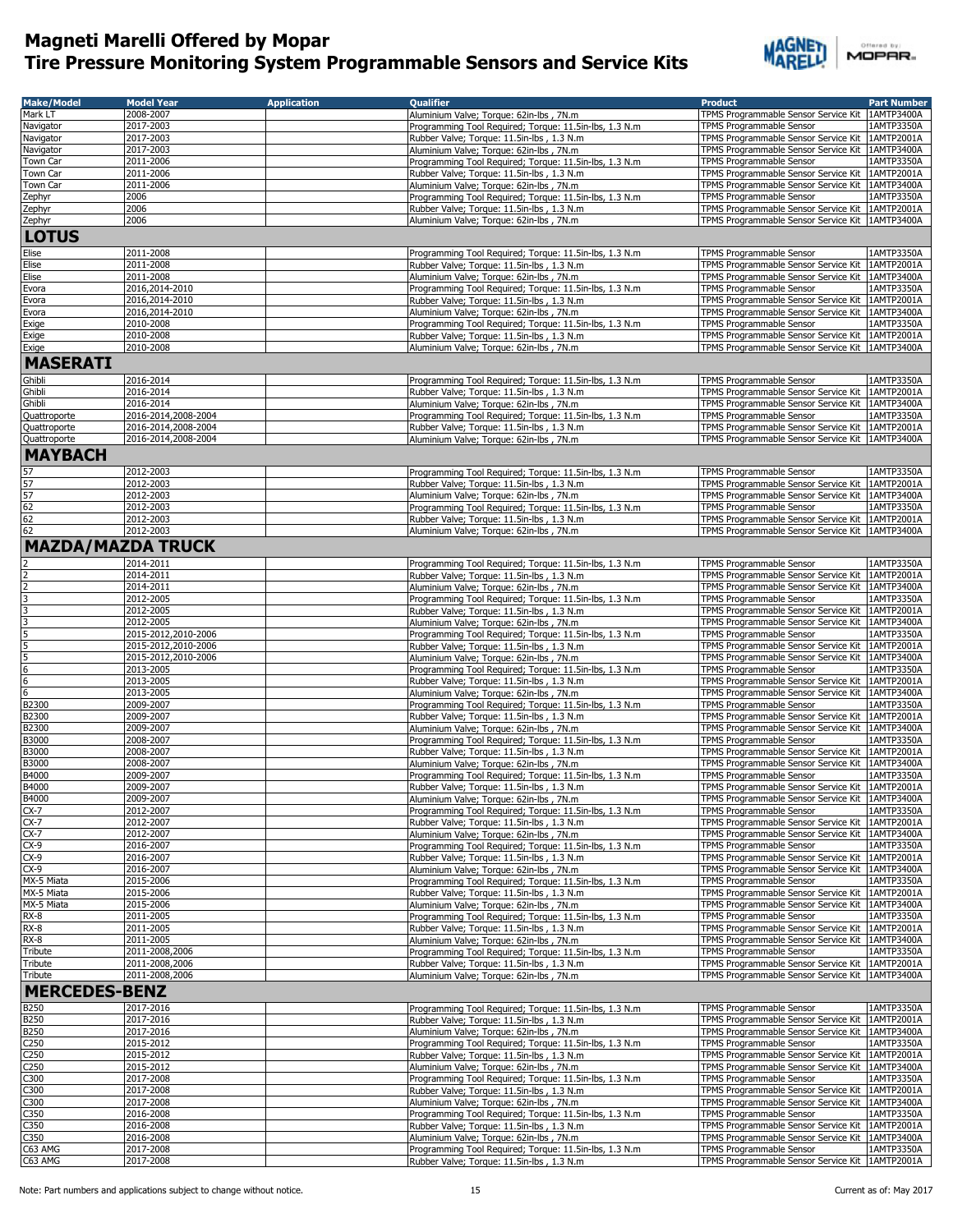# Magneti Marelli Offered by Mopar
# Tire Pressure Monitoring System Programmable Sensors and Service Kits

| Make/Model | Model Year | Application | Qualifier | Product | Part Number |
|---|---|---|---|---|---|
| Mark LT | 2008-2007 | | Aluminium Valve; Torque: 62in-lbs , 7N.m | TPMS Programmable Sensor Service Kit | 1AMTP3400A |
| Navigator | 2017-2003 | | Programming Tool Required; Torque: 11.5in-lbs, 1.3 N.m | TPMS Programmable Sensor | 1AMTP3350A |
| Navigator | 2017-2003 | | Rubber Valve; Torque: 11.5in-lbs , 1.3 N.m | TPMS Programmable Sensor Service Kit | 1AMTP2001A |
| Navigator | 2017-2003 | | Aluminium Valve; Torque: 62in-lbs , 7N.m | TPMS Programmable Sensor Service Kit | 1AMTP3400A |
| Town Car | 2011-2006 | | Programming Tool Required; Torque: 11.5in-lbs, 1.3 N.m | TPMS Programmable Sensor | 1AMTP3350A |
| Town Car | 2011-2006 | | Rubber Valve; Torque: 11.5in-lbs , 1.3 N.m | TPMS Programmable Sensor Service Kit | 1AMTP2001A |
| Town Car | 2011-2006 | | Aluminium Valve; Torque: 62in-lbs , 7N.m | TPMS Programmable Sensor Service Kit | 1AMTP3400A |
| Zephyr | 2006 | | Programming Tool Required; Torque: 11.5in-lbs, 1.3 N.m | TPMS Programmable Sensor | 1AMTP3350A |
| Zephyr | 2006 | | Rubber Valve; Torque: 11.5in-lbs , 1.3 N.m | TPMS Programmable Sensor Service Kit | 1AMTP2001A |
| Zephyr | 2006 | | Aluminium Valve; Torque: 62in-lbs , 7N.m | TPMS Programmable Sensor Service Kit | 1AMTP3400A |
| **LOTUS** | | | | | |
| Elise | 2011-2008 | | Programming Tool Required; Torque: 11.5in-lbs, 1.3 N.m | TPMS Programmable Sensor | 1AMTP3350A |
| Elise | 2011-2008 | | Rubber Valve; Torque: 11.5in-lbs , 1.3 N.m | TPMS Programmable Sensor Service Kit | 1AMTP2001A |
| Elise | 2011-2008 | | Aluminium Valve; Torque: 62in-lbs , 7N.m | TPMS Programmable Sensor Service Kit | 1AMTP3400A |
| Evora | 2016,2014-2010 | | Programming Tool Required; Torque: 11.5in-lbs, 1.3 N.m | TPMS Programmable Sensor | 1AMTP3350A |
| Evora | 2016,2014-2010 | | Rubber Valve; Torque: 11.5in-lbs , 1.3 N.m | TPMS Programmable Sensor Service Kit | 1AMTP2001A |
| Evora | 2016,2014-2010 | | Aluminium Valve; Torque: 62in-lbs , 7N.m | TPMS Programmable Sensor Service Kit | 1AMTP3400A |
| Exige | 2010-2008 | | Programming Tool Required; Torque: 11.5in-lbs, 1.3 N.m | TPMS Programmable Sensor | 1AMTP3350A |
| Exige | 2010-2008 | | Rubber Valve; Torque: 11.5in-lbs , 1.3 N.m | TPMS Programmable Sensor Service Kit | 1AMTP2001A |
| Exige | 2010-2008 | | Aluminium Valve; Torque: 62in-lbs , 7N.m | TPMS Programmable Sensor Service Kit | 1AMTP3400A |
| **MASERATI** | | | | | |
| Ghibli | 2016-2014 | | Programming Tool Required; Torque: 11.5in-lbs, 1.3 N.m | TPMS Programmable Sensor | 1AMTP3350A |
| Ghibli | 2016-2014 | | Rubber Valve; Torque: 11.5in-lbs , 1.3 N.m | TPMS Programmable Sensor Service Kit | 1AMTP2001A |
| Ghibli | 2016-2014 | | Aluminium Valve; Torque: 62in-lbs , 7N.m | TPMS Programmable Sensor Service Kit | 1AMTP3400A |
| Quattroporte | 2016-2014,2008-2004 | | Programming Tool Required; Torque: 11.5in-lbs, 1.3 N.m | TPMS Programmable Sensor | 1AMTP3350A |
| Quattroporte | 2016-2014,2008-2004 | | Rubber Valve; Torque: 11.5in-lbs , 1.3 N.m | TPMS Programmable Sensor Service Kit | 1AMTP2001A |
| Quattroporte | 2016-2014,2008-2004 | | Aluminium Valve; Torque: 62in-lbs , 7N.m | TPMS Programmable Sensor Service Kit | 1AMTP3400A |
| **MAYBACH** | | | | | |
| 57 | 2012-2003 | | Programming Tool Required; Torque: 11.5in-lbs, 1.3 N.m | TPMS Programmable Sensor | 1AMTP3350A |
| 57 | 2012-2003 | | Rubber Valve; Torque: 11.5in-lbs , 1.3 N.m | TPMS Programmable Sensor Service Kit | 1AMTP2001A |
| 57 | 2012-2003 | | Aluminium Valve; Torque: 62in-lbs , 7N.m | TPMS Programmable Sensor Service Kit | 1AMTP3400A |
| 62 | 2012-2003 | | Programming Tool Required; Torque: 11.5in-lbs, 1.3 N.m | TPMS Programmable Sensor | 1AMTP3350A |
| 62 | 2012-2003 | | Rubber Valve; Torque: 11.5in-lbs , 1.3 N.m | TPMS Programmable Sensor Service Kit | 1AMTP2001A |
| 62 | 2012-2003 | | Aluminium Valve; Torque: 62in-lbs , 7N.m | TPMS Programmable Sensor Service Kit | 1AMTP3400A |
| **MAZDA/MAZDA TRUCK** | | | | | |
| 2 | 2014-2011 | | Programming Tool Required; Torque: 11.5in-lbs, 1.3 N.m | TPMS Programmable Sensor | 1AMTP3350A |
| 2 | 2014-2011 | | Rubber Valve; Torque: 11.5in-lbs , 1.3 N.m | TPMS Programmable Sensor Service Kit | 1AMTP2001A |
| 2 | 2014-2011 | | Aluminium Valve; Torque: 62in-lbs , 7N.m | TPMS Programmable Sensor Service Kit | 1AMTP3400A |
| 3 | 2012-2005 | | Programming Tool Required; Torque: 11.5in-lbs, 1.3 N.m | TPMS Programmable Sensor | 1AMTP3350A |
| 3 | 2012-2005 | | Rubber Valve; Torque: 11.5in-lbs , 1.3 N.m | TPMS Programmable Sensor Service Kit | 1AMTP2001A |
| 3 | 2012-2005 | | Aluminium Valve; Torque: 62in-lbs , 7N.m | TPMS Programmable Sensor Service Kit | 1AMTP3400A |
| 5 | 2015-2012,2010-2006 | | Programming Tool Required; Torque: 11.5in-lbs, 1.3 N.m | TPMS Programmable Sensor | 1AMTP3350A |
| 5 | 2015-2012,2010-2006 | | Rubber Valve; Torque: 11.5in-lbs , 1.3 N.m | TPMS Programmable Sensor Service Kit | 1AMTP2001A |
| 5 | 2015-2012,2010-2006 | | Aluminium Valve; Torque: 62in-lbs , 7N.m | TPMS Programmable Sensor Service Kit | 1AMTP3400A |
| 6 | 2013-2005 | | Programming Tool Required; Torque: 11.5in-lbs, 1.3 N.m | TPMS Programmable Sensor | 1AMTP3350A |
| 6 | 2013-2005 | | Rubber Valve; Torque: 11.5in-lbs , 1.3 N.m | TPMS Programmable Sensor Service Kit | 1AMTP2001A |
| 6 | 2013-2005 | | Aluminium Valve; Torque: 62in-lbs , 7N.m | TPMS Programmable Sensor Service Kit | 1AMTP3400A |
| B2300 | 2009-2007 | | Programming Tool Required; Torque: 11.5in-lbs, 1.3 N.m | TPMS Programmable Sensor | 1AMTP3350A |
| B2300 | 2009-2007 | | Rubber Valve; Torque: 11.5in-lbs , 1.3 N.m | TPMS Programmable Sensor Service Kit | 1AMTP2001A |
| B2300 | 2009-2007 | | Aluminium Valve; Torque: 62in-lbs , 7N.m | TPMS Programmable Sensor Service Kit | 1AMTP3400A |
| B3000 | 2008-2007 | | Programming Tool Required; Torque: 11.5in-lbs, 1.3 N.m | TPMS Programmable Sensor | 1AMTP3350A |
| B3000 | 2008-2007 | | Rubber Valve; Torque: 11.5in-lbs , 1.3 N.m | TPMS Programmable Sensor Service Kit | 1AMTP2001A |
| B3000 | 2008-2007 | | Aluminium Valve; Torque: 62in-lbs , 7N.m | TPMS Programmable Sensor Service Kit | 1AMTP3400A |
| B4000 | 2009-2007 | | Programming Tool Required; Torque: 11.5in-lbs, 1.3 N.m | TPMS Programmable Sensor | 1AMTP3350A |
| B4000 | 2009-2007 | | Rubber Valve; Torque: 11.5in-lbs , 1.3 N.m | TPMS Programmable Sensor Service Kit | 1AMTP2001A |
| B4000 | 2009-2007 | | Aluminium Valve; Torque: 62in-lbs , 7N.m | TPMS Programmable Sensor Service Kit | 1AMTP3400A |
| CX-7 | 2012-2007 | | Programming Tool Required; Torque: 11.5in-lbs, 1.3 N.m | TPMS Programmable Sensor | 1AMTP3350A |
| CX-7 | 2012-2007 | | Rubber Valve; Torque: 11.5in-lbs , 1.3 N.m | TPMS Programmable Sensor Service Kit | 1AMTP2001A |
| CX-7 | 2012-2007 | | Aluminium Valve; Torque: 62in-lbs , 7N.m | TPMS Programmable Sensor Service Kit | 1AMTP3400A |
| CX-9 | 2016-2007 | | Programming Tool Required; Torque: 11.5in-lbs, 1.3 N.m | TPMS Programmable Sensor | 1AMTP3350A |
| CX-9 | 2016-2007 | | Rubber Valve; Torque: 11.5in-lbs , 1.3 N.m | TPMS Programmable Sensor Service Kit | 1AMTP2001A |
| CX-9 | 2016-2007 | | Aluminium Valve; Torque: 62in-lbs , 7N.m | TPMS Programmable Sensor Service Kit | 1AMTP3400A |
| MX-5 Miata | 2015-2006 | | Programming Tool Required; Torque: 11.5in-lbs, 1.3 N.m | TPMS Programmable Sensor | 1AMTP3350A |
| MX-5 Miata | 2015-2006 | | Rubber Valve; Torque: 11.5in-lbs , 1.3 N.m | TPMS Programmable Sensor Service Kit | 1AMTP2001A |
| MX-5 Miata | 2015-2006 | | Aluminium Valve; Torque: 62in-lbs , 7N.m | TPMS Programmable Sensor Service Kit | 1AMTP3400A |
| RX-8 | 2011-2005 | | Programming Tool Required; Torque: 11.5in-lbs, 1.3 N.m | TPMS Programmable Sensor | 1AMTP3350A |
| RX-8 | 2011-2005 | | Rubber Valve; Torque: 11.5in-lbs , 1.3 N.m | TPMS Programmable Sensor Service Kit | 1AMTP2001A |
| RX-8 | 2011-2005 | | Aluminium Valve; Torque: 62in-lbs , 7N.m | TPMS Programmable Sensor Service Kit | 1AMTP3400A |
| Tribute | 2011-2008,2006 | | Programming Tool Required; Torque: 11.5in-lbs, 1.3 N.m | TPMS Programmable Sensor | 1AMTP3350A |
| Tribute | 2011-2008,2006 | | Rubber Valve; Torque: 11.5in-lbs , 1.3 N.m | TPMS Programmable Sensor Service Kit | 1AMTP2001A |
| Tribute | 2011-2008,2006 | | Aluminium Valve; Torque: 62in-lbs , 7N.m | TPMS Programmable Sensor Service Kit | 1AMTP3400A |
| **MERCEDES-BENZ** | | | | | |
| B250 | 2017-2016 | | Programming Tool Required; Torque: 11.5in-lbs, 1.3 N.m | TPMS Programmable Sensor | 1AMTP3350A |
| B250 | 2017-2016 | | Rubber Valve; Torque: 11.5in-lbs , 1.3 N.m | TPMS Programmable Sensor Service Kit | 1AMTP2001A |
| B250 | 2017-2016 | | Aluminium Valve; Torque: 62in-lbs , 7N.m | TPMS Programmable Sensor Service Kit | 1AMTP3400A |
| C250 | 2015-2012 | | Programming Tool Required; Torque: 11.5in-lbs, 1.3 N.m | TPMS Programmable Sensor | 1AMTP3350A |
| C250 | 2015-2012 | | Rubber Valve; Torque: 11.5in-lbs , 1.3 N.m | TPMS Programmable Sensor Service Kit | 1AMTP2001A |
| C250 | 2015-2012 | | Aluminium Valve; Torque: 62in-lbs , 7N.m | TPMS Programmable Sensor Service Kit | 1AMTP3400A |
| C300 | 2017-2008 | | Programming Tool Required; Torque: 11.5in-lbs, 1.3 N.m | TPMS Programmable Sensor | 1AMTP3350A |
| C300 | 2017-2008 | | Rubber Valve; Torque: 11.5in-lbs , 1.3 N.m | TPMS Programmable Sensor Service Kit | 1AMTP2001A |
| C300 | 2017-2008 | | Aluminium Valve; Torque: 62in-lbs , 7N.m | TPMS Programmable Sensor Service Kit | 1AMTP3400A |
| C350 | 2016-2008 | | Programming Tool Required; Torque: 11.5in-lbs, 1.3 N.m | TPMS Programmable Sensor | 1AMTP3350A |
| C350 | 2016-2008 | | Rubber Valve; Torque: 11.5in-lbs , 1.3 N.m | TPMS Programmable Sensor Service Kit | 1AMTP2001A |
| C350 | 2016-2008 | | Aluminium Valve; Torque: 62in-lbs , 7N.m | TPMS Programmable Sensor Service Kit | 1AMTP3400A |
| C63 AMG | 2017-2008 | | Programming Tool Required; Torque: 11.5in-lbs, 1.3 N.m | TPMS Programmable Sensor | 1AMTP3350A |
| C63 AMG | 2017-2008 | | Rubber Valve; Torque: 11.5in-lbs , 1.3 N.m | TPMS Programmable Sensor Service Kit | 1AMTP2001A |

Note: Part numbers and applications subject to change without notice.

Current as of: May 2017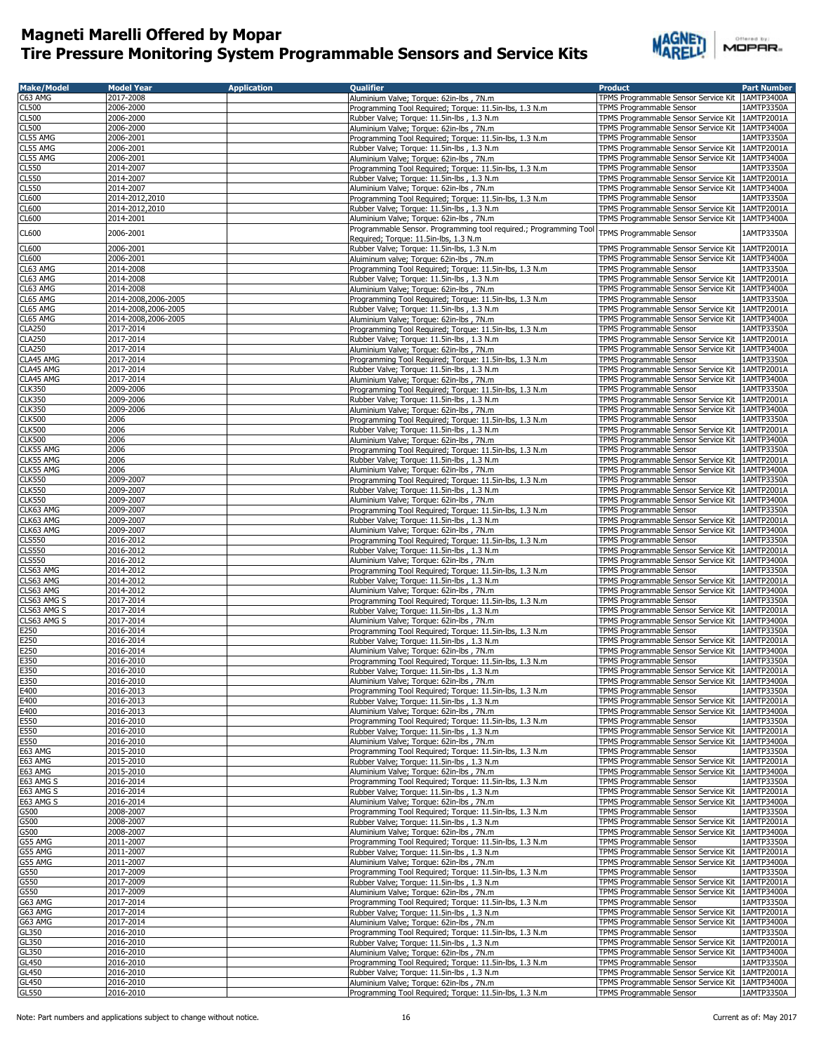# Magneti Marelli Offered by Mopar
# Tire Pressure Monitoring System Programmable Sensors and Service Kits

| Make/Model | Model Year | Application | Qualifier | Product | Part Number |
|---|---|---|---|---|---|
| C63 AMG | 2017-2008 | | Aluminium Valve; Torque: 62in-lbs , 7N.m | TPMS Programmable Sensor Service Kit | 1AMTP3400A |
| CL500 | 2006-2000 | | Programming Tool Required; Torque: 11.5in-lbs, 1.3 N.m | TPMS Programmable Sensor | 1AMTP3350A |
| CL500 | 2006-2000 | | Rubber Valve; Torque: 11.5in-lbs , 1.3 N.m | TPMS Programmable Sensor Service Kit | 1AMTP2001A |
| CL500 | 2006-2000 | | Aluminium Valve; Torque: 62in-lbs , 7N.m | TPMS Programmable Sensor Service Kit | 1AMTP3400A |
| CL55 AMG | 2006-2001 | | Programming Tool Required; Torque: 11.5in-lbs, 1.3 N.m | TPMS Programmable Sensor | 1AMTP3350A |
| CL55 AMG | 2006-2001 | | Rubber Valve; Torque: 11.5in-lbs , 1.3 N.m | TPMS Programmable Sensor Service Kit | 1AMTP2001A |
| CL55 AMG | 2006-2001 | | Aluminium Valve; Torque: 62in-lbs , 7N.m | TPMS Programmable Sensor Service Kit | 1AMTP3400A |
| CL550 | 2014-2007 | | Programming Tool Required; Torque: 11.5in-lbs, 1.3 N.m | TPMS Programmable Sensor | 1AMTP3350A |
| CL550 | 2014-2007 | | Rubber Valve; Torque: 11.5in-lbs , 1.3 N.m | TPMS Programmable Sensor Service Kit | 1AMTP2001A |
| CL550 | 2014-2007 | | Aluminium Valve; Torque: 62in-lbs , 7N.m | TPMS Programmable Sensor Service Kit | 1AMTP3400A |
| CL600 | 2014-2012,2010 | | Programming Tool Required; Torque: 11.5in-lbs, 1.3 N.m | TPMS Programmable Sensor | 1AMTP3350A |
| CL600 | 2014-2012,2010 | | Rubber Valve; Torque: 11.5in-lbs , 1.3 N.m | TPMS Programmable Sensor Service Kit | 1AMTP2001A |
| CL600 | 2014-2001 | | Aluminium Valve; Torque: 62in-lbs , 7N.m | TPMS Programmable Sensor Service Kit | 1AMTP3400A |
| CL600 | 2006-2001 | | Programmable Sensor. Programming tool required.; Programming Tool Required; Torque: 11.5in-lbs, 1.3 N.m | TPMS Programmable Sensor | 1AMTP3350A |
| CL600 | 2006-2001 | | Rubber Valve; Torque: 11.5in-lbs, 1.3 N.m | TPMS Programmable Sensor Service Kit | 1AMTP2001A |
| CL600 | 2006-2001 | | Aluminium valve; Torque: 62in-lbs , 7N.m | TPMS Programmable Sensor Service Kit | 1AMTP3400A |
| CL63 AMG | 2014-2008 | | Programming Tool Required; Torque: 11.5in-lbs, 1.3 N.m | TPMS Programmable Sensor | 1AMTP3350A |
| CL63 AMG | 2014-2008 | | Rubber Valve; Torque: 11.5in-lbs , 1.3 N.m | TPMS Programmable Sensor Service Kit | 1AMTP2001A |
| CL63 AMG | 2014-2008 | | Aluminium Valve; Torque: 62in-lbs , 7N.m | TPMS Programmable Sensor Service Kit | 1AMTP3400A |
| CL65 AMG | 2014-2008,2006-2005 | | Programming Tool Required; Torque: 11.5in-lbs, 1.3 N.m | TPMS Programmable Sensor | 1AMTP3350A |
| CL65 AMG | 2014-2008,2006-2005 | | Rubber Valve; Torque: 11.5in-lbs , 1.3 N.m | TPMS Programmable Sensor Service Kit | 1AMTP2001A |
| CL65 AMG | 2014-2008,2006-2005 | | Aluminium Valve; Torque: 62in-lbs , 7N.m | TPMS Programmable Sensor Service Kit | 1AMTP3400A |
| CLA250 | 2017-2014 | | Programming Tool Required; Torque: 11.5in-lbs, 1.3 N.m | TPMS Programmable Sensor | 1AMTP3350A |
| CLA250 | 2017-2014 | | Rubber Valve; Torque: 11.5in-lbs , 1.3 N.m | TPMS Programmable Sensor Service Kit | 1AMTP2001A |
| CLA250 | 2017-2014 | | Aluminium Valve; Torque: 62in-lbs , 7N.m | TPMS Programmable Sensor Service Kit | 1AMTP3400A |
| CLA45 AMG | 2017-2014 | | Programming Tool Required; Torque: 11.5in-lbs, 1.3 N.m | TPMS Programmable Sensor | 1AMTP3350A |
| CLA45 AMG | 2017-2014 | | Rubber Valve; Torque: 11.5in-lbs , 1.3 N.m | TPMS Programmable Sensor Service Kit | 1AMTP2001A |
| CLA45 AMG | 2017-2014 | | Aluminium Valve; Torque: 62in-lbs , 7N.m | TPMS Programmable Sensor Service Kit | 1AMTP3400A |
| CLK350 | 2009-2006 | | Programming Tool Required; Torque: 11.5in-lbs, 1.3 N.m | TPMS Programmable Sensor | 1AMTP3350A |
| CLK350 | 2009-2006 | | Rubber Valve; Torque: 11.5in-lbs , 1.3 N.m | TPMS Programmable Sensor Service Kit | 1AMTP2001A |
| CLK350 | 2009-2006 | | Aluminium Valve; Torque: 62in-lbs , 7N.m | TPMS Programmable Sensor Service Kit | 1AMTP3400A |
| CLK500 | 2006 | | Programming Tool Required; Torque: 11.5in-lbs, 1.3 N.m | TPMS Programmable Sensor | 1AMTP3350A |
| CLK500 | 2006 | | Rubber Valve; Torque: 11.5in-lbs , 1.3 N.m | TPMS Programmable Sensor Service Kit | 1AMTP2001A |
| CLK500 | 2006 | | Aluminium Valve; Torque: 62in-lbs , 7N.m | TPMS Programmable Sensor Service Kit | 1AMTP3400A |
| CLK55 AMG | 2006 | | Programming Tool Required; Torque: 11.5in-lbs, 1.3 N.m | TPMS Programmable Sensor | 1AMTP3350A |
| CLK55 AMG | 2006 | | Rubber Valve; Torque: 11.5in-lbs , 1.3 N.m | TPMS Programmable Sensor Service Kit | 1AMTP2001A |
| CLK55 AMG | 2006 | | Aluminium Valve; Torque: 62in-lbs , 7N.m | TPMS Programmable Sensor Service Kit | 1AMTP3400A |
| CLK550 | 2009-2007 | | Programming Tool Required; Torque: 11.5in-lbs, 1.3 N.m | TPMS Programmable Sensor | 1AMTP3350A |
| CLK550 | 2009-2007 | | Rubber Valve; Torque: 11.5in-lbs , 1.3 N.m | TPMS Programmable Sensor Service Kit | 1AMTP2001A |
| CLK550 | 2009-2007 | | Aluminium Valve; Torque: 62in-lbs , 7N.m | TPMS Programmable Sensor Service Kit | 1AMTP3400A |
| CLK63 AMG | 2009-2007 | | Programming Tool Required; Torque: 11.5in-lbs, 1.3 N.m | TPMS Programmable Sensor | 1AMTP3350A |
| CLK63 AMG | 2009-2007 | | Rubber Valve; Torque: 11.5in-lbs , 1.3 N.m | TPMS Programmable Sensor Service Kit | 1AMTP2001A |
| CLK63 AMG | 2009-2007 | | Aluminium Valve; Torque: 62in-lbs , 7N.m | TPMS Programmable Sensor Service Kit | 1AMTP3400A |
| CLS550 | 2016-2012 | | Programming Tool Required; Torque: 11.5in-lbs, 1.3 N.m | TPMS Programmable Sensor | 1AMTP3350A |
| CLS550 | 2016-2012 | | Rubber Valve; Torque: 11.5in-lbs , 1.3 N.m | TPMS Programmable Sensor Service Kit | 1AMTP2001A |
| CLS550 | 2016-2012 | | Aluminium Valve; Torque: 62in-lbs , 7N.m | TPMS Programmable Sensor Service Kit | 1AMTP3400A |
| CLS63 AMG | 2014-2012 | | Programming Tool Required; Torque: 11.5in-lbs, 1.3 N.m | TPMS Programmable Sensor | 1AMTP3350A |
| CLS63 AMG | 2014-2012 | | Rubber Valve; Torque: 11.5in-lbs , 1.3 N.m | TPMS Programmable Sensor Service Kit | 1AMTP2001A |
| CLS63 AMG | 2014-2012 | | Aluminium Valve; Torque: 62in-lbs , 7N.m | TPMS Programmable Sensor Service Kit | 1AMTP3400A |
| CLS63 AMG S | 2017-2014 | | Programming Tool Required; Torque: 11.5in-lbs, 1.3 N.m | TPMS Programmable Sensor | 1AMTP3350A |
| CLS63 AMG S | 2017-2014 | | Rubber Valve; Torque: 11.5in-lbs , 1.3 N.m | TPMS Programmable Sensor Service Kit | 1AMTP2001A |
| CLS63 AMG S | 2017-2014 | | Aluminium Valve; Torque: 62in-lbs , 7N.m | TPMS Programmable Sensor Service Kit | 1AMTP3400A |
| E250 | 2016-2014 | | Programming Tool Required; Torque: 11.5in-lbs, 1.3 N.m | TPMS Programmable Sensor | 1AMTP3350A |
| E250 | 2016-2014 | | Rubber Valve; Torque: 11.5in-lbs , 1.3 N.m | TPMS Programmable Sensor Service Kit | 1AMTP2001A |
| E250 | 2016-2014 | | Aluminium Valve; Torque: 62in-lbs , 7N.m | TPMS Programmable Sensor Service Kit | 1AMTP3400A |
| E350 | 2016-2010 | | Programming Tool Required; Torque: 11.5in-lbs, 1.3 N.m | TPMS Programmable Sensor | 1AMTP3350A |
| E350 | 2016-2010 | | Rubber Valve; Torque: 11.5in-lbs , 1.3 N.m | TPMS Programmable Sensor Service Kit | 1AMTP2001A |
| E350 | 2016-2010 | | Aluminium Valve; Torque: 62in-lbs , 7N.m | TPMS Programmable Sensor Service Kit | 1AMTP3400A |
| E400 | 2016-2013 | | Programming Tool Required; Torque: 11.5in-lbs, 1.3 N.m | TPMS Programmable Sensor | 1AMTP3350A |
| E400 | 2016-2013 | | Rubber Valve; Torque: 11.5in-lbs , 1.3 N.m | TPMS Programmable Sensor Service Kit | 1AMTP2001A |
| E400 | 2016-2013 | | Aluminium Valve; Torque: 62in-lbs , 7N.m | TPMS Programmable Sensor Service Kit | 1AMTP3400A |
| E550 | 2016-2010 | | Programming Tool Required; Torque: 11.5in-lbs, 1.3 N.m | TPMS Programmable Sensor | 1AMTP3350A |
| E550 | 2016-2010 | | Rubber Valve; Torque: 11.5in-lbs , 1.3 N.m | TPMS Programmable Sensor Service Kit | 1AMTP2001A |
| E550 | 2016-2010 | | Aluminium Valve; Torque: 62in-lbs , 7N.m | TPMS Programmable Sensor Service Kit | 1AMTP3400A |
| E63 AMG | 2015-2010 | | Programming Tool Required; Torque: 11.5in-lbs, 1.3 N.m | TPMS Programmable Sensor | 1AMTP3350A |
| E63 AMG | 2015-2010 | | Rubber Valve; Torque: 11.5in-lbs , 1.3 N.m | TPMS Programmable Sensor Service Kit | 1AMTP2001A |
| E63 AMG | 2015-2010 | | Aluminium Valve; Torque: 62in-lbs , 7N.m | TPMS Programmable Sensor Service Kit | 1AMTP3400A |
| E63 AMG S | 2016-2014 | | Programming Tool Required; Torque: 11.5in-lbs, 1.3 N.m | TPMS Programmable Sensor | 1AMTP3350A |
| E63 AMG S | 2016-2014 | | Rubber Valve; Torque: 11.5in-lbs , 1.3 N.m | TPMS Programmable Sensor Service Kit | 1AMTP2001A |
| E63 AMG S | 2016-2014 | | Aluminium Valve; Torque: 62in-lbs , 7N.m | TPMS Programmable Sensor Service Kit | 1AMTP3400A |
| G500 | 2008-2007 | | Programming Tool Required; Torque: 11.5in-lbs, 1.3 N.m | TPMS Programmable Sensor | 1AMTP3350A |
| G500 | 2008-2007 | | Rubber Valve; Torque: 11.5in-lbs , 1.3 N.m | TPMS Programmable Sensor Service Kit | 1AMTP2001A |
| G500 | 2008-2007 | | Aluminium Valve; Torque: 62in-lbs , 7N.m | TPMS Programmable Sensor Service Kit | 1AMTP3400A |
| G55 AMG | 2011-2007 | | Programming Tool Required; Torque: 11.5in-lbs, 1.3 N.m | TPMS Programmable Sensor | 1AMTP3350A |
| G55 AMG | 2011-2007 | | Rubber Valve; Torque: 11.5in-lbs , 1.3 N.m | TPMS Programmable Sensor Service Kit | 1AMTP2001A |
| G55 AMG | 2011-2007 | | Aluminium Valve; Torque: 62in-lbs , 7N.m | TPMS Programmable Sensor Service Kit | 1AMTP3400A |
| G550 | 2017-2009 | | Programming Tool Required; Torque: 11.5in-lbs, 1.3 N.m | TPMS Programmable Sensor | 1AMTP3350A |
| G550 | 2017-2009 | | Rubber Valve; Torque: 11.5in-lbs , 1.3 N.m | TPMS Programmable Sensor Service Kit | 1AMTP2001A |
| G550 | 2017-2009 | | Aluminium Valve; Torque: 62in-lbs , 7N.m | TPMS Programmable Sensor Service Kit | 1AMTP3400A |
| G63 AMG | 2017-2014 | | Programming Tool Required; Torque: 11.5in-lbs, 1.3 N.m | TPMS Programmable Sensor | 1AMTP3350A |
| G63 AMG | 2017-2014 | | Rubber Valve; Torque: 11.5in-lbs , 1.3 N.m | TPMS Programmable Sensor Service Kit | 1AMTP2001A |
| G63 AMG | 2017-2014 | | Aluminium Valve; Torque: 62in-lbs , 7N.m | TPMS Programmable Sensor Service Kit | 1AMTP3400A |
| GL350 | 2016-2010 | | Programming Tool Required; Torque: 11.5in-lbs, 1.3 N.m | TPMS Programmable Sensor | 1AMTP3350A |
| GL350 | 2016-2010 | | Rubber Valve; Torque: 11.5in-lbs , 1.3 N.m | TPMS Programmable Sensor Service Kit | 1AMTP2001A |
| GL350 | 2016-2010 | | Aluminium Valve; Torque: 62in-lbs , 7N.m | TPMS Programmable Sensor Service Kit | 1AMTP3400A |
| GL450 | 2016-2010 | | Programming Tool Required; Torque: 11.5in-lbs, 1.3 N.m | TPMS Programmable Sensor | 1AMTP3350A |
| GL450 | 2016-2010 | | Rubber Valve; Torque: 11.5in-lbs , 1.3 N.m | TPMS Programmable Sensor Service Kit | 1AMTP2001A |
| GL450 | 2016-2010 | | Aluminium Valve; Torque: 62in-lbs , 7N.m | TPMS Programmable Sensor Service Kit | 1AMTP3400A |
| GL550 | 2016-2010 | | Programming Tool Required; Torque: 11.5in-lbs, 1.3 N.m | TPMS Programmable Sensor | 1AMTP3350A |

Note: Part numbers and applications subject to change without notice.

Current as of: May 2017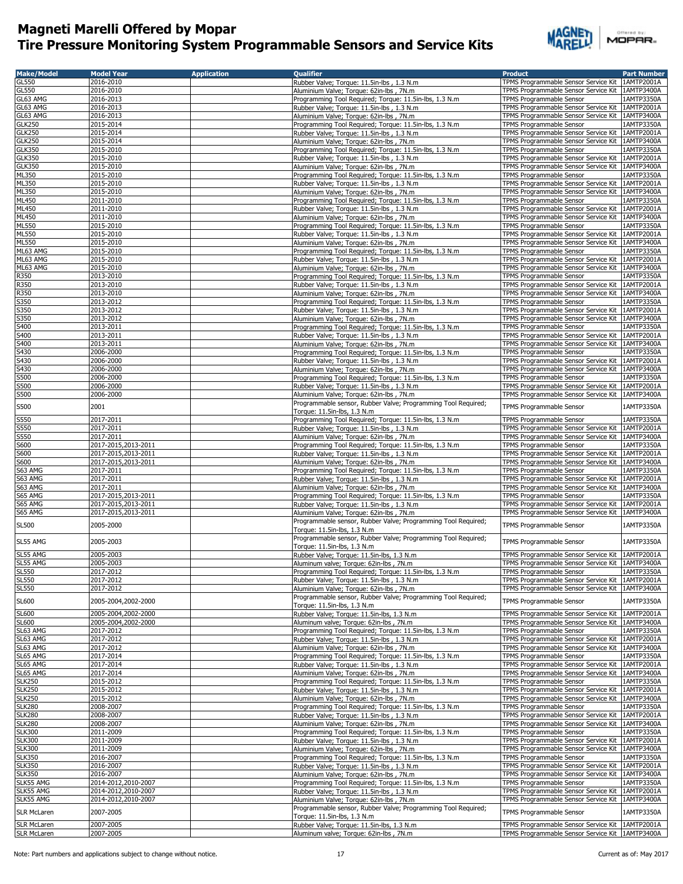# Magneti Marelli Offered by Mopar
## Tire Pressure Monitoring System Programmable Sensors and Service Kits

| Make/Model | Model Year | Application | Qualifier | Product | Part Number |
|---|---|---|---|---|---|
| GL550 | 2016-2010 | | Rubber Valve; Torque: 11.5in-lbs , 1.3 N.m | TPMS Programmable Sensor Service Kit | 1AMTP2001A |
| GL550 | 2016-2010 | | Aluminium Valve; Torque: 62in-lbs , 7N.m | TPMS Programmable Sensor Service Kit | 1AMTP3400A |
| GL63 AMG | 2016-2013 | | Programming Tool Required; Torque: 11.5in-lbs, 1.3 N.m | TPMS Programmable Sensor | 1AMTP3350A |
| GL63 AMG | 2016-2013 | | Rubber Valve; Torque: 11.5in-lbs , 1.3 N.m | TPMS Programmable Sensor Service Kit | 1AMTP2001A |
| GL63 AMG | 2016-2013 | | Aluminium Valve; Torque: 62in-lbs , 7N.m | TPMS Programmable Sensor Service Kit | 1AMTP3400A |
| GLK250 | 2015-2014 | | Programming Tool Required; Torque: 11.5in-lbs, 1.3 N.m | TPMS Programmable Sensor | 1AMTP3350A |
| GLK250 | 2015-2014 | | Rubber Valve; Torque: 11.5in-lbs , 1.3 N.m | TPMS Programmable Sensor Service Kit | 1AMTP2001A |
| GLK250 | 2015-2014 | | Aluminium Valve; Torque: 62in-lbs , 7N.m | TPMS Programmable Sensor Service Kit | 1AMTP3400A |
| GLK350 | 2015-2010 | | Programming Tool Required; Torque: 11.5in-lbs, 1.3 N.m | TPMS Programmable Sensor | 1AMTP3350A |
| GLK350 | 2015-2010 | | Rubber Valve; Torque: 11.5in-lbs , 1.3 N.m | TPMS Programmable Sensor Service Kit | 1AMTP2001A |
| GLK350 | 2015-2010 | | Aluminium Valve; Torque: 62in-lbs , 7N.m | TPMS Programmable Sensor Service Kit | 1AMTP3400A |
| ML350 | 2015-2010 | | Programming Tool Required; Torque: 11.5in-lbs, 1.3 N.m | TPMS Programmable Sensor | 1AMTP3350A |
| ML350 | 2015-2010 | | Rubber Valve; Torque: 11.5in-lbs , 1.3 N.m | TPMS Programmable Sensor Service Kit | 1AMTP2001A |
| ML350 | 2015-2010 | | Aluminium Valve; Torque: 62in-lbs , 7N.m | TPMS Programmable Sensor Service Kit | 1AMTP3400A |
| ML450 | 2011-2010 | | Programming Tool Required; Torque: 11.5in-lbs, 1.3 N.m | TPMS Programmable Sensor | 1AMTP3350A |
| ML450 | 2011-2010 | | Rubber Valve; Torque: 11.5in-lbs , 1.3 N.m | TPMS Programmable Sensor Service Kit | 1AMTP2001A |
| ML450 | 2011-2010 | | Aluminium Valve; Torque: 62in-lbs , 7N.m | TPMS Programmable Sensor Service Kit | 1AMTP3400A |
| ML550 | 2015-2010 | | Programming Tool Required; Torque: 11.5in-lbs, 1.3 N.m | TPMS Programmable Sensor | 1AMTP3350A |
| ML550 | 2015-2010 | | Rubber Valve; Torque: 11.5in-lbs , 1.3 N.m | TPMS Programmable Sensor Service Kit | 1AMTP2001A |
| ML550 | 2015-2010 | | Aluminium Valve; Torque: 62in-lbs , 7N.m | TPMS Programmable Sensor Service Kit | 1AMTP3400A |
| ML63 AMG | 2015-2010 | | Programming Tool Required; Torque: 11.5in-lbs, 1.3 N.m | TPMS Programmable Sensor | 1AMTP3350A |
| ML63 AMG | 2015-2010 | | Rubber Valve; Torque: 11.5in-lbs , 1.3 N.m | TPMS Programmable Sensor Service Kit | 1AMTP2001A |
| ML63 AMG | 2015-2010 | | Aluminium Valve; Torque: 62in-lbs , 7N.m | TPMS Programmable Sensor Service Kit | 1AMTP3400A |
| R350 | 2013-2010 | | Programming Tool Required; Torque: 11.5in-lbs, 1.3 N.m | TPMS Programmable Sensor | 1AMTP3350A |
| R350 | 2013-2010 | | Rubber Valve; Torque: 11.5in-lbs , 1.3 N.m | TPMS Programmable Sensor Service Kit | 1AMTP2001A |
| R350 | 2013-2010 | | Aluminium Valve; Torque: 62in-lbs , 7N.m | TPMS Programmable Sensor Service Kit | 1AMTP3400A |
| S350 | 2013-2012 | | Programming Tool Required; Torque: 11.5in-lbs, 1.3 N.m | TPMS Programmable Sensor | 1AMTP3350A |
| S350 | 2013-2012 | | Rubber Valve; Torque: 11.5in-lbs , 1.3 N.m | TPMS Programmable Sensor Service Kit | 1AMTP2001A |
| S350 | 2013-2012 | | Aluminium Valve; Torque: 62in-lbs , 7N.m | TPMS Programmable Sensor Service Kit | 1AMTP3400A |
| S400 | 2013-2011 | | Programming Tool Required; Torque: 11.5in-lbs, 1.3 N.m | TPMS Programmable Sensor | 1AMTP3350A |
| S400 | 2013-2011 | | Rubber Valve; Torque: 11.5in-lbs , 1.3 N.m | TPMS Programmable Sensor Service Kit | 1AMTP2001A |
| S400 | 2013-2011 | | Aluminium Valve; Torque: 62in-lbs , 7N.m | TPMS Programmable Sensor Service Kit | 1AMTP3400A |
| S430 | 2006-2000 | | Programming Tool Required; Torque: 11.5in-lbs, 1.3 N.m | TPMS Programmable Sensor | 1AMTP3350A |
| S430 | 2006-2000 | | Rubber Valve; Torque: 11.5in-lbs , 1.3 N.m | TPMS Programmable Sensor Service Kit | 1AMTP2001A |
| S430 | 2006-2000 | | Aluminium Valve; Torque: 62in-lbs , 7N.m | TPMS Programmable Sensor Service Kit | 1AMTP3400A |
| S500 | 2006-2000 | | Programming Tool Required; Torque: 11.5in-lbs, 1.3 N.m | TPMS Programmable Sensor | 1AMTP3350A |
| S500 | 2006-2000 | | Rubber Valve; Torque: 11.5in-lbs , 1.3 N.m | TPMS Programmable Sensor Service Kit | 1AMTP2001A |
| S500 | 2006-2000 | | Aluminium Valve; Torque: 62in-lbs , 7N.m | TPMS Programmable Sensor Service Kit | 1AMTP3400A |
| S500 | 2001 | | Programmable sensor, Rubber Valve; Programming Tool Required; Torque: 11.5in-lbs, 1.3 N.m | TPMS Programmable Sensor | 1AMTP3350A |
| S550 | 2017-2011 | | Programming Tool Required; Torque: 11.5in-lbs, 1.3 N.m | TPMS Programmable Sensor | 1AMTP3350A |
| S550 | 2017-2011 | | Rubber Valve; Torque: 11.5in-lbs , 1.3 N.m | TPMS Programmable Sensor Service Kit | 1AMTP2001A |
| S550 | 2017-2011 | | Aluminium Valve; Torque: 62in-lbs , 7N.m | TPMS Programmable Sensor Service Kit | 1AMTP3400A |
| S600 | 2017-2015,2013-2011 | | Programming Tool Required; Torque: 11.5in-lbs, 1.3 N.m | TPMS Programmable Sensor | 1AMTP3350A |
| S600 | 2017-2015,2013-2011 | | Rubber Valve; Torque: 11.5in-lbs , 1.3 N.m | TPMS Programmable Sensor Service Kit | 1AMTP2001A |
| S600 | 2017-2015,2013-2011 | | Aluminium Valve; Torque: 62in-lbs , 7N.m | TPMS Programmable Sensor Service Kit | 1AMTP3400A |
| S63 AMG | 2017-2011 | | Programming Tool Required; Torque: 11.5in-lbs, 1.3 N.m | TPMS Programmable Sensor | 1AMTP3350A |
| S63 AMG | 2017-2011 | | Rubber Valve; Torque: 11.5in-lbs , 1.3 N.m | TPMS Programmable Sensor Service Kit | 1AMTP2001A |
| S63 AMG | 2017-2011 | | Aluminium Valve; Torque: 62in-lbs , 7N.m | TPMS Programmable Sensor Service Kit | 1AMTP3400A |
| S65 AMG | 2017-2015,2013-2011 | | Programming Tool Required; Torque: 11.5in-lbs, 1.3 N.m | TPMS Programmable Sensor | 1AMTP3350A |
| S65 AMG | 2017-2015,2013-2011 | | Rubber Valve; Torque: 11.5in-lbs , 1.3 N.m | TPMS Programmable Sensor Service Kit | 1AMTP2001A |
| S65 AMG | 2017-2015,2013-2011 | | Aluminium Valve; Torque: 62in-lbs , 7N.m | TPMS Programmable Sensor Service Kit | 1AMTP3400A |
| SL500 | 2005-2000 | | Programmable sensor, Rubber Valve; Programming Tool Required; Torque: 11.5in-lbs, 1.3 N.m | TPMS Programmable Sensor | 1AMTP3350A |
| SL55 AMG | 2005-2003 | | Programmable sensor, Rubber Valve; Programming Tool Required; Torque: 11.5in-lbs, 1.3 N.m | TPMS Programmable Sensor | 1AMTP3350A |
| SL55 AMG | 2005-2003 | | Rubber Valve; Torque: 11.5in-lbs, 1.3 N.m | TPMS Programmable Sensor Service Kit | 1AMTP2001A |
| SL55 AMG | 2005-2003 | | Aluminum valve; Torque: 62in-lbs , 7N.m | TPMS Programmable Sensor Service Kit | 1AMTP3400A |
| SL550 | 2017-2012 | | Programming Tool Required; Torque: 11.5in-lbs, 1.3 N.m | TPMS Programmable Sensor | 1AMTP3350A |
| SL550 | 2017-2012 | | Rubber Valve; Torque: 11.5in-lbs , 1.3 N.m | TPMS Programmable Sensor Service Kit | 1AMTP2001A |
| SL550 | 2017-2012 | | Aluminium Valve; Torque: 62in-lbs , 7N.m | TPMS Programmable Sensor Service Kit | 1AMTP3400A |
| SL600 | 2005-2004,2002-2000 | | Programmable sensor, Rubber Valve; Programming Tool Required; Torque: 11.5in-lbs, 1.3 N.m | TPMS Programmable Sensor | 1AMTP3350A |
| SL600 | 2005-2004,2002-2000 | | Rubber Valve; Torque: 11.5in-lbs, 1.3 N.m | TPMS Programmable Sensor Service Kit | 1AMTP2001A |
| SL600 | 2005-2004,2002-2000 | | Aluminum valve; Torque: 62in-lbs , 7N.m | TPMS Programmable Sensor Service Kit | 1AMTP3400A |
| SL63 AMG | 2017-2012 | | Programming Tool Required; Torque: 11.5in-lbs, 1.3 N.m | TPMS Programmable Sensor | 1AMTP3350A |
| SL63 AMG | 2017-2012 | | Rubber Valve; Torque: 11.5in-lbs , 1.3 N.m | TPMS Programmable Sensor Service Kit | 1AMTP2001A |
| SL63 AMG | 2017-2012 | | Aluminium Valve; Torque: 62in-lbs , 7N.m | TPMS Programmable Sensor Service Kit | 1AMTP3400A |
| SL65 AMG | 2017-2014 | | Programming Tool Required; Torque: 11.5in-lbs, 1.3 N.m | TPMS Programmable Sensor | 1AMTP3350A |
| SL65 AMG | 2017-2014 | | Rubber Valve; Torque: 11.5in-lbs , 1.3 N.m | TPMS Programmable Sensor Service Kit | 1AMTP2001A |
| SL65 AMG | 2017-2014 | | Aluminium Valve; Torque: 62in-lbs , 7N.m | TPMS Programmable Sensor Service Kit | 1AMTP3400A |
| SLK250 | 2015-2012 | | Programming Tool Required; Torque: 11.5in-lbs, 1.3 N.m | TPMS Programmable Sensor | 1AMTP3350A |
| SLK250 | 2015-2012 | | Rubber Valve; Torque: 11.5in-lbs , 1.3 N.m | TPMS Programmable Sensor Service Kit | 1AMTP2001A |
| SLK250 | 2015-2012 | | Aluminium Valve; Torque: 62in-lbs , 7N.m | TPMS Programmable Sensor Service Kit | 1AMTP3400A |
| SLK280 | 2008-2007 | | Programming Tool Required; Torque: 11.5in-lbs, 1.3 N.m | TPMS Programmable Sensor | 1AMTP3350A |
| SLK280 | 2008-2007 | | Rubber Valve; Torque: 11.5in-lbs , 1.3 N.m | TPMS Programmable Sensor Service Kit | 1AMTP2001A |
| SLK280 | 2008-2007 | | Aluminium Valve; Torque: 62in-lbs , 7N.m | TPMS Programmable Sensor Service Kit | 1AMTP3400A |
| SLK300 | 2011-2009 | | Programming Tool Required; Torque: 11.5in-lbs, 1.3 N.m | TPMS Programmable Sensor | 1AMTP3350A |
| SLK300 | 2011-2009 | | Rubber Valve; Torque: 11.5in-lbs , 1.3 N.m | TPMS Programmable Sensor Service Kit | 1AMTP2001A |
| SLK300 | 2011-2009 | | Aluminium Valve; Torque: 62in-lbs , 7N.m | TPMS Programmable Sensor Service Kit | 1AMTP3400A |
| SLK350 | 2016-2007 | | Programming Tool Required; Torque: 11.5in-lbs, 1.3 N.m | TPMS Programmable Sensor | 1AMTP3350A |
| SLK350 | 2016-2007 | | Rubber Valve; Torque: 11.5in-lbs , 1.3 N.m | TPMS Programmable Sensor Service Kit | 1AMTP2001A |
| SLK350 | 2016-2007 | | Aluminium Valve; Torque: 62in-lbs , 7N.m | TPMS Programmable Sensor Service Kit | 1AMTP3400A |
| SLK55 AMG | 2014-2012,2010-2007 | | Programming Tool Required; Torque: 11.5in-lbs, 1.3 N.m | TPMS Programmable Sensor | 1AMTP3350A |
| SLK55 AMG | 2014-2012,2010-2007 | | Rubber Valve; Torque: 11.5in-lbs , 1.3 N.m | TPMS Programmable Sensor Service Kit | 1AMTP2001A |
| SLK55 AMG | 2014-2012,2010-2007 | | Aluminium Valve; Torque: 62in-lbs , 7N.m | TPMS Programmable Sensor Service Kit | 1AMTP3400A |
| SLR McLaren | 2007-2005 | | Programmable sensor, Rubber Valve; Programming Tool Required; Torque: 11.5in-lbs, 1.3 N.m | TPMS Programmable Sensor | 1AMTP3350A |
| SLR McLaren | 2007-2005 | | Rubber Valve; Torque: 11.5in-lbs, 1.3 N.m | TPMS Programmable Sensor Service Kit | 1AMTP2001A |
| SLR McLaren | 2007-2005 | | Aluminum valve; Torque: 62in-lbs , 7N.m | TPMS Programmable Sensor Service Kit | 1AMTP3400A |

Note: Part numbers and applications subject to change without notice.

Current as of: May 2017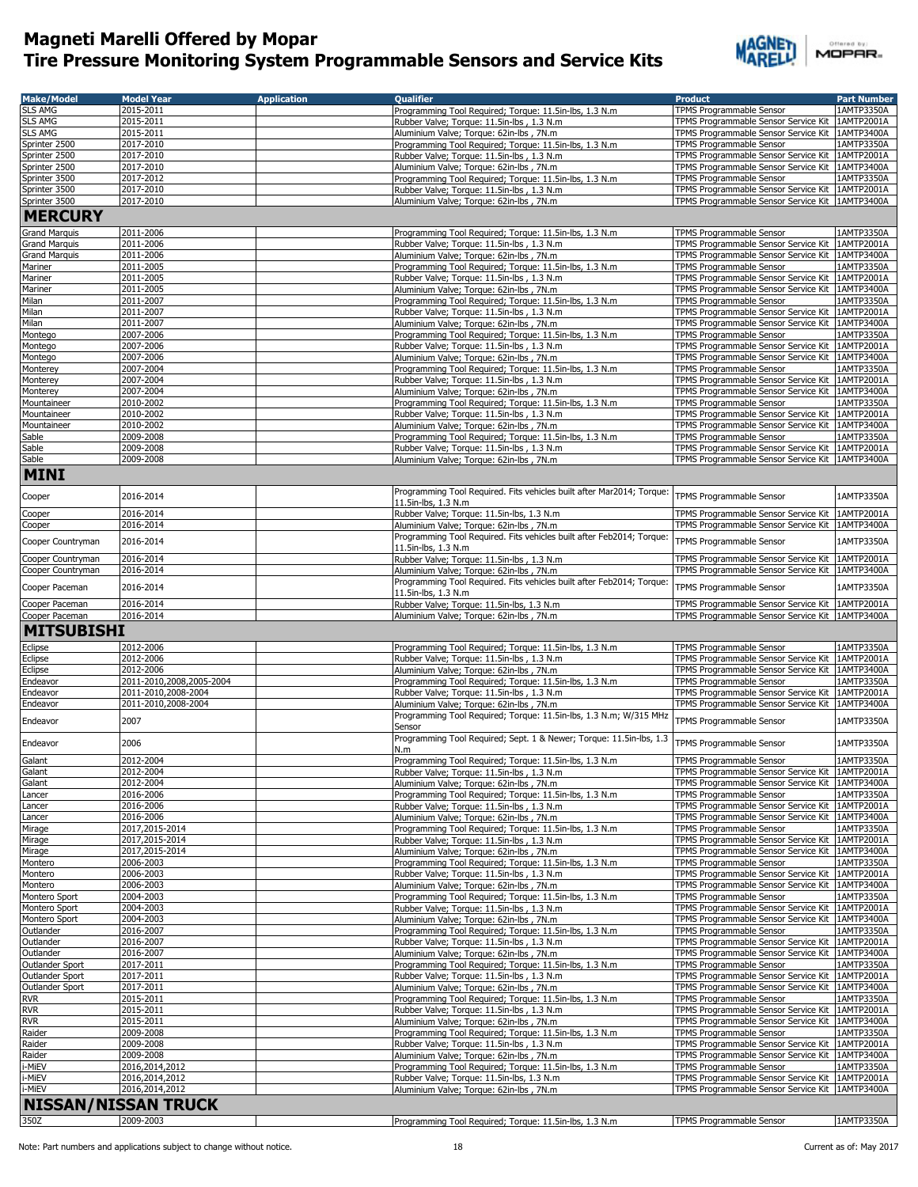# Magneti Marelli Offered by Mopar
## Tire Pressure Monitoring System Programmable Sensors and Service Kits

| Make/Model | Model Year | Application | Qualifier | Product | Part Number |
|---|---|---|---|---|---|
| SLS AMG | 2015-2011 | | Programming Tool Required; Torque: 11.5in-lbs, 1.3 N.m | TPMS Programmable Sensor | 1AMTP3350A |
| SLS AMG | 2015-2011 | | Rubber Valve; Torque: 11.5in-lbs , 1.3 N.m | TPMS Programmable Sensor Service Kit | 1AMTP2001A |
| SLS AMG | 2015-2011 | | Aluminium Valve; Torque: 62in-lbs , 7N.m | TPMS Programmable Sensor Service Kit | 1AMTP3400A |
| Sprinter 2500 | 2017-2010 | | Programming Tool Required; Torque: 11.5in-lbs, 1.3 N.m | TPMS Programmable Sensor | 1AMTP3350A |
| Sprinter 2500 | 2017-2010 | | Rubber Valve; Torque: 11.5in-lbs , 1.3 N.m | TPMS Programmable Sensor Service Kit | 1AMTP2001A |
| Sprinter 2500 | 2017-2010 | | Aluminium Valve; Torque: 62in-lbs , 7N.m | TPMS Programmable Sensor Service Kit | 1AMTP3400A |
| Sprinter 3500 | 2017-2012 | | Programming Tool Required; Torque: 11.5in-lbs, 1.3 N.m | TPMS Programmable Sensor | 1AMTP3350A |
| Sprinter 3500 | 2017-2010 | | Rubber Valve; Torque: 11.5in-lbs , 1.3 N.m | TPMS Programmable Sensor Service Kit | 1AMTP2001A |
| Sprinter 3500 | 2017-2010 | | Aluminium Valve; Torque: 62in-lbs , 7N.m | TPMS Programmable Sensor Service Kit | 1AMTP3400A |
| **MERCURY** | | | | | |
| Grand Marquis | 2011-2006 | | Programming Tool Required; Torque: 11.5in-lbs, 1.3 N.m | TPMS Programmable Sensor | 1AMTP3350A |
| Grand Marquis | 2011-2006 | | Rubber Valve; Torque: 11.5in-lbs , 1.3 N.m | TPMS Programmable Sensor Service Kit | 1AMTP2001A |
| Grand Marquis | 2011-2006 | | Aluminium Valve; Torque: 62in-lbs , 7N.m | TPMS Programmable Sensor Service Kit | 1AMTP3400A |
| Mariner | 2011-2005 | | Programming Tool Required; Torque: 11.5in-lbs, 1.3 N.m | TPMS Programmable Sensor | 1AMTP3350A |
| Mariner | 2011-2005 | | Rubber Valve; Torque: 11.5in-lbs , 1.3 N.m | TPMS Programmable Sensor Service Kit | 1AMTP2001A |
| Mariner | 2011-2005 | | Aluminium Valve; Torque: 62in-lbs , 7N.m | TPMS Programmable Sensor Service Kit | 1AMTP3400A |
| Milan | 2011-2007 | | Programming Tool Required; Torque: 11.5in-lbs, 1.3 N.m | TPMS Programmable Sensor | 1AMTP3350A |
| Milan | 2011-2007 | | Rubber Valve; Torque: 11.5in-lbs , 1.3 N.m | TPMS Programmable Sensor Service Kit | 1AMTP2001A |
| Milan | 2011-2007 | | Aluminium Valve; Torque: 62in-lbs , 7N.m | TPMS Programmable Sensor Service Kit | 1AMTP3400A |
| Montego | 2007-2006 | | Programming Tool Required; Torque: 11.5in-lbs, 1.3 N.m | TPMS Programmable Sensor | 1AMTP3350A |
| Montego | 2007-2006 | | Rubber Valve; Torque: 11.5in-lbs , 1.3 N.m | TPMS Programmable Sensor Service Kit | 1AMTP2001A |
| Montego | 2007-2006 | | Aluminium Valve; Torque: 62in-lbs , 7N.m | TPMS Programmable Sensor Service Kit | 1AMTP3400A |
| Monterey | 2007-2004 | | Programming Tool Required; Torque: 11.5in-lbs, 1.3 N.m | TPMS Programmable Sensor | 1AMTP3350A |
| Monterey | 2007-2004 | | Rubber Valve; Torque: 11.5in-lbs , 1.3 N.m | TPMS Programmable Sensor Service Kit | 1AMTP2001A |
| Monterey | 2007-2004 | | Aluminium Valve; Torque: 62in-lbs , 7N.m | TPMS Programmable Sensor Service Kit | 1AMTP3400A |
| Mountaineer | 2010-2002 | | Programming Tool Required; Torque: 11.5in-lbs, 1.3 N.m | TPMS Programmable Sensor | 1AMTP3350A |
| Mountaineer | 2010-2002 | | Rubber Valve; Torque: 11.5in-lbs , 1.3 N.m | TPMS Programmable Sensor Service Kit | 1AMTP2001A |
| Mountaineer | 2010-2002 | | Aluminium Valve; Torque: 62in-lbs , 7N.m | TPMS Programmable Sensor Service Kit | 1AMTP3400A |
| Sable | 2009-2008 | | Programming Tool Required; Torque: 11.5in-lbs, 1.3 N.m | TPMS Programmable Sensor | 1AMTP3350A |
| Sable | 2009-2008 | | Rubber Valve; Torque: 11.5in-lbs , 1.3 N.m | TPMS Programmable Sensor Service Kit | 1AMTP2001A |
| Sable | 2009-2008 | | Aluminium Valve; Torque: 62in-lbs , 7N.m | TPMS Programmable Sensor Service Kit | 1AMTP3400A |
| **MINI** | | | | | |
| Cooper | 2016-2014 | | Programming Tool Required. Fits vehicles built after Mar2014; Torque: 11.5in-lbs, 1.3 N.m | TPMS Programmable Sensor | 1AMTP3350A |
| Cooper | 2016-2014 | | Rubber Valve; Torque: 11.5in-lbs, 1.3 N.m | TPMS Programmable Sensor Service Kit | 1AMTP2001A |
| Cooper | 2016-2014 | | Aluminium Valve; Torque: 62in-lbs , 7N.m | TPMS Programmable Sensor Service Kit | 1AMTP3400A |
| Cooper Countryman | 2016-2014 | | Programming Tool Required. Fits vehicles built after Feb2014; Torque: 11.5in-lbs, 1.3 N.m | TPMS Programmable Sensor | 1AMTP3350A |
| Cooper Countryman | 2016-2014 | | Rubber Valve; Torque: 11.5in-lbs , 1.3 N.m | TPMS Programmable Sensor Service Kit | 1AMTP2001A |
| Cooper Countryman | 2016-2014 | | Aluminium Valve; Torque: 62in-lbs , 7N.m | TPMS Programmable Sensor Service Kit | 1AMTP3400A |
| Cooper Paceman | 2016-2014 | | Programming Tool Required. Fits vehicles built after Feb2014; Torque: 11.5in-lbs, 1.3 N.m | TPMS Programmable Sensor | 1AMTP3350A |
| Cooper Paceman | 2016-2014 | | Rubber Valve; Torque: 11.5in-lbs, 1.3 N.m | TPMS Programmable Sensor Service Kit | 1AMTP2001A |
| Cooper Paceman | 2016-2014 | | Aluminium Valve; Torque: 62in-lbs , 7N.m | TPMS Programmable Sensor Service Kit | 1AMTP3400A |
| **MITSUBISHI** | | | | | |
| Eclipse | 2012-2006 | | Programming Tool Required; Torque: 11.5in-lbs, 1.3 N.m | TPMS Programmable Sensor | 1AMTP3350A |
| Eclipse | 2012-2006 | | Rubber Valve; Torque: 11.5in-lbs , 1.3 N.m | TPMS Programmable Sensor Service Kit | 1AMTP2001A |
| Eclipse | 2012-2006 | | Aluminium Valve; Torque: 62in-lbs , 7N.m | TPMS Programmable Sensor Service Kit | 1AMTP3400A |
| Endeavor | 2011-2010,2008,2005-2004 | | Programming Tool Required; Torque: 11.5in-lbs, 1.3 N.m | TPMS Programmable Sensor | 1AMTP3350A |
| Endeavor | 2011-2010,2008-2004 | | Rubber Valve; Torque: 11.5in-lbs , 1.3 N.m | TPMS Programmable Sensor Service Kit | 1AMTP2001A |
| Endeavor | 2011-2010,2008-2004 | | Aluminium Valve; Torque: 62in-lbs , 7N.m | TPMS Programmable Sensor Service Kit | 1AMTP3400A |
| Endeavor | 2007 | | Programming Tool Required; Torque: 11.5in-lbs, 1.3 N.m; W/315 MHz Sensor | TPMS Programmable Sensor | 1AMTP3350A |
| Endeavor | 2006 | | Programming Tool Required; Sept. 1 & Newer; Torque: 11.5in-lbs, 1.3 N.m | TPMS Programmable Sensor | 1AMTP3350A |
| Galant | 2012-2004 | | Programming Tool Required; Torque: 11.5in-lbs, 1.3 N.m | TPMS Programmable Sensor | 1AMTP3350A |
| Galant | 2012-2004 | | Rubber Valve; Torque: 11.5in-lbs , 1.3 N.m | TPMS Programmable Sensor Service Kit | 1AMTP2001A |
| Galant | 2012-2004 | | Aluminium Valve; Torque: 62in-lbs , 7N.m | TPMS Programmable Sensor Service Kit | 1AMTP3400A |
| Lancer | 2016-2006 | | Programming Tool Required; Torque: 11.5in-lbs, 1.3 N.m | TPMS Programmable Sensor | 1AMTP3350A |
| Lancer | 2016-2006 | | Rubber Valve; Torque: 11.5in-lbs , 1.3 N.m | TPMS Programmable Sensor Service Kit | 1AMTP2001A |
| Lancer | 2016-2006 | | Aluminium Valve; Torque: 62in-lbs , 7N.m | TPMS Programmable Sensor Service Kit | 1AMTP3400A |
| Mirage | 2017,2015-2014 | | Programming Tool Required; Torque: 11.5in-lbs, 1.3 N.m | TPMS Programmable Sensor | 1AMTP3350A |
| Mirage | 2017,2015-2014 | | Rubber Valve; Torque: 11.5in-lbs , 1.3 N.m | TPMS Programmable Sensor Service Kit | 1AMTP2001A |
| Mirage | 2017,2015-2014 | | Aluminium Valve; Torque: 62in-lbs , 7N.m | TPMS Programmable Sensor Service Kit | 1AMTP3400A |
| Montero | 2006-2003 | | Programming Tool Required; Torque: 11.5in-lbs, 1.3 N.m | TPMS Programmable Sensor | 1AMTP3350A |
| Montero | 2006-2003 | | Rubber Valve; Torque: 11.5in-lbs , 1.3 N.m | TPMS Programmable Sensor Service Kit | 1AMTP2001A |
| Montero | 2006-2003 | | Aluminium Valve; Torque: 62in-lbs , 7N.m | TPMS Programmable Sensor Service Kit | 1AMTP3400A |
| Montero Sport | 2004-2003 | | Programming Tool Required; Torque: 11.5in-lbs, 1.3 N.m | TPMS Programmable Sensor | 1AMTP3350A |
| Montero Sport | 2004-2003 | | Rubber Valve; Torque: 11.5in-lbs , 1.3 N.m | TPMS Programmable Sensor Service Kit | 1AMTP2001A |
| Montero Sport | 2004-2003 | | Aluminium Valve; Torque: 62in-lbs , 7N.m | TPMS Programmable Sensor Service Kit | 1AMTP3400A |
| Outlander | 2016-2007 | | Programming Tool Required; Torque: 11.5in-lbs, 1.3 N.m | TPMS Programmable Sensor | 1AMTP3350A |
| Outlander | 2016-2007 | | Rubber Valve; Torque: 11.5in-lbs , 1.3 N.m | TPMS Programmable Sensor Service Kit | 1AMTP2001A |
| Outlander | 2016-2007 | | Aluminium Valve; Torque: 62in-lbs , 7N.m | TPMS Programmable Sensor Service Kit | 1AMTP3400A |
| Outlander Sport | 2017-2011 | | Programming Tool Required; Torque: 11.5in-lbs, 1.3 N.m | TPMS Programmable Sensor | 1AMTP3350A |
| Outlander Sport | 2017-2011 | | Rubber Valve; Torque: 11.5in-lbs , 1.3 N.m | TPMS Programmable Sensor Service Kit | 1AMTP2001A |
| Outlander Sport | 2017-2011 | | Aluminium Valve; Torque: 62in-lbs , 7N.m | TPMS Programmable Sensor Service Kit | 1AMTP3400A |
| RVR | 2015-2011 | | Programming Tool Required; Torque: 11.5in-lbs, 1.3 N.m | TPMS Programmable Sensor | 1AMTP3350A |
| RVR | 2015-2011 | | Rubber Valve; Torque: 11.5in-lbs , 1.3 N.m | TPMS Programmable Sensor Service Kit | 1AMTP2001A |
| RVR | 2015-2011 | | Aluminium Valve; Torque: 62in-lbs , 7N.m | TPMS Programmable Sensor Service Kit | 1AMTP3400A |
| Raider | 2009-2008 | | Programming Tool Required; Torque: 11.5in-lbs, 1.3 N.m | TPMS Programmable Sensor | 1AMTP3350A |
| Raider | 2009-2008 | | Rubber Valve; Torque: 11.5in-lbs , 1.3 N.m | TPMS Programmable Sensor Service Kit | 1AMTP2001A |
| Raider | 2009-2008 | | Aluminium Valve; Torque: 62in-lbs , 7N.m | TPMS Programmable Sensor Service Kit | 1AMTP3400A |
| i-MiEV | 2016,2014,2012 | | Programming Tool Required; Torque: 11.5in-lbs, 1.3 N.m | TPMS Programmable Sensor | 1AMTP3350A |
| i-MiEV | 2016,2014,2012 | | Rubber Valve; Torque: 11.5in-lbs, 1.3 N.m | TPMS Programmable Sensor Service Kit | 1AMTP2001A |
| i-MiEV | 2016,2014,2012 | | Aluminium Valve; Torque: 62in-lbs , 7N.m | TPMS Programmable Sensor Service Kit | 1AMTP3400A |
| **NISSAN/NISSAN TRUCK** | | | | | |
| 350Z | 2009-2003 | | Programming Tool Required; Torque: 11.5in-lbs, 1.3 N.m | TPMS Programmable Sensor | 1AMTP3350A |

Note: Part numbers and applications subject to change without notice.

Current as of: May 2017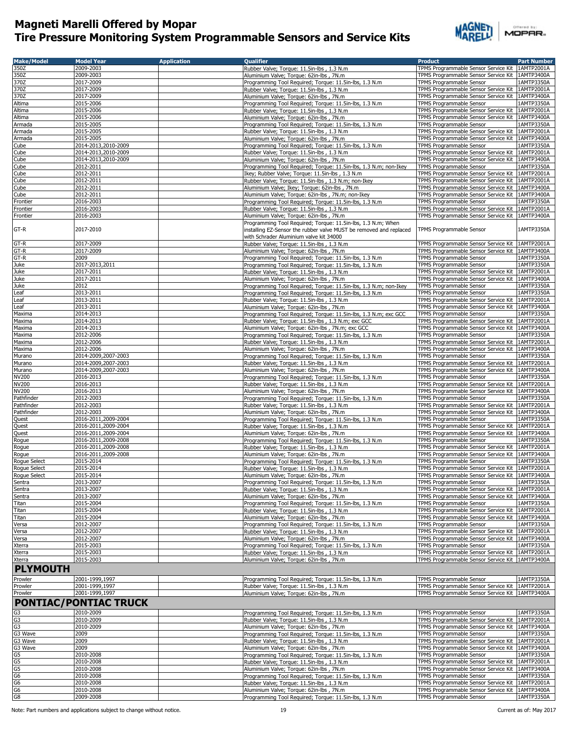# Magneti Marelli Offered by Mopar
# Tire Pressure Monitoring System Programmable Sensors and Service Kits

| Make/Model | Model Year | Application | Qualifier | Product | Part Number |
|---|---|---|---|---|---|
| 350Z | 2009-2003 | | Rubber Valve; Torque: 11.5in-lbs , 1.3 N.m | TPMS Programmable Sensor Service Kit | 1AMTP2001A |
| 350Z | 2009-2003 | | Aluminium Valve; Torque: 62in-lbs , 7N.m | TPMS Programmable Sensor Service Kit | 1AMTP3400A |
| 370Z | 2017-2009 | | Programming Tool Required; Torque: 11.5in-lbs, 1.3 N.m | TPMS Programmable Sensor | 1AMTP3350A |
| 370Z | 2017-2009 | | Rubber Valve; Torque: 11.5in-lbs , 1.3 N.m | TPMS Programmable Sensor Service Kit | 1AMTP2001A |
| 370Z | 2017-2009 | | Aluminium Valve; Torque: 62in-lbs , 7N.m | TPMS Programmable Sensor Service Kit | 1AMTP3400A |
| Altima | 2015-2006 | | Programming Tool Required; Torque: 11.5in-lbs, 1.3 N.m | TPMS Programmable Sensor | 1AMTP3350A |
| Altima | 2015-2006 | | Rubber Valve; Torque: 11.5in-lbs , 1.3 N.m | TPMS Programmable Sensor Service Kit | 1AMTP2001A |
| Altima | 2015-2006 | | Aluminium Valve; Torque: 62in-lbs , 7N.m | TPMS Programmable Sensor Service Kit | 1AMTP3400A |
| Armada | 2015-2005 | | Programming Tool Required; Torque: 11.5in-lbs, 1.3 N.m | TPMS Programmable Sensor | 1AMTP3350A |
| Armada | 2015-2005 | | Rubber Valve; Torque: 11.5in-lbs , 1.3 N.m | TPMS Programmable Sensor Service Kit | 1AMTP2001A |
| Armada | 2015-2005 | | Aluminium Valve; Torque: 62in-lbs , 7N.m | TPMS Programmable Sensor Service Kit | 1AMTP3400A |
| Cube | 2014-2013,2010-2009 | | Programming Tool Required; Torque: 11.5in-lbs, 1.3 N.m | TPMS Programmable Sensor | 1AMTP3350A |
| Cube | 2014-2013,2010-2009 | | Rubber Valve; Torque: 11.5in-lbs , 1.3 N.m | TPMS Programmable Sensor Service Kit | 1AMTP2001A |
| Cube | 2014-2013,2010-2009 | | Aluminium Valve; Torque: 62in-lbs , 7N.m | TPMS Programmable Sensor Service Kit | 1AMTP3400A |
| Cube | 2012-2011 | | Programming Tool Required; Torque: 11.5in-lbs, 1.3 N.m; non-Ikey | TPMS Programmable Sensor | 1AMTP3350A |
| Cube | 2012-2011 | | Ikey; Rubber Valve; Torque: 11.5in-lbs , 1.3 N.m | TPMS Programmable Sensor Service Kit | 1AMTP2001A |
| Cube | 2012-2011 | | Rubber Valve; Torque: 11.5in-lbs , 1.3 N.m; non-Ikey | TPMS Programmable Sensor Service Kit | 1AMTP2001A |
| Cube | 2012-2011 | | Aluminium Valve; Ikey; Torque: 62in-lbs , 7N.m | TPMS Programmable Sensor Service Kit | 1AMTP3400A |
| Cube | 2012-2011 | | Aluminium Valve; Torque: 62in-lbs , 7N.m; non-Ikey | TPMS Programmable Sensor Service Kit | 1AMTP3400A |
| Frontier | 2016-2003 | | Programming Tool Required; Torque: 11.5in-lbs, 1.3 N.m | TPMS Programmable Sensor | 1AMTP3350A |
| Frontier | 2016-2003 | | Rubber Valve; Torque: 11.5in-lbs , 1.3 N.m | TPMS Programmable Sensor Service Kit | 1AMTP2001A |
| Frontier | 2016-2003 | | Aluminium Valve; Torque: 62in-lbs , 7N.m | TPMS Programmable Sensor Service Kit | 1AMTP3400A |
| GT-R | 2017-2010 | | Programming Tool Required; Torque: 11.5in-lbs, 1.3 N.m; When installing EZ-Sensor the rubber valve MUST be removed and replaced with Schrader Aluminium valve kit 34000 | TPMS Programmable Sensor | 1AMTP3350A |
| GT-R | 2017-2009 | | Rubber Valve; Torque: 11.5in-lbs , 1.3 N.m | TPMS Programmable Sensor Service Kit | 1AMTP2001A |
| GT-R | 2017-2009 | | Aluminium Valve; Torque: 62in-lbs , 7N.m | TPMS Programmable Sensor Service Kit | 1AMTP3400A |
| GT-R | 2009 | | Programming Tool Required; Torque: 11.5in-lbs, 1.3 N.m | TPMS Programmable Sensor | 1AMTP3350A |
| Juke | 2017-2013,2011 | | Programming Tool Required; Torque: 11.5in-lbs, 1.3 N.m | TPMS Programmable Sensor | 1AMTP3350A |
| Juke | 2017-2011 | | Rubber Valve; Torque: 11.5in-lbs , 1.3 N.m | TPMS Programmable Sensor Service Kit | 1AMTP2001A |
| Juke | 2017-2011 | | Aluminium Valve; Torque: 62in-lbs , 7N.m | TPMS Programmable Sensor Service Kit | 1AMTP3400A |
| Juke | 2012 | | Programming Tool Required; Torque: 11.5in-lbs, 1.3 N.m; non-Ikey | TPMS Programmable Sensor | 1AMTP3350A |
| Leaf | 2013-2011 | | Programming Tool Required; Torque: 11.5in-lbs, 1.3 N.m | TPMS Programmable Sensor | 1AMTP3350A |
| Leaf | 2013-2011 | | Rubber Valve; Torque: 11.5in-lbs , 1.3 N.m | TPMS Programmable Sensor Service Kit | 1AMTP2001A |
| Leaf | 2013-2011 | | Aluminium Valve; Torque: 62in-lbs , 7N.m | TPMS Programmable Sensor Service Kit | 1AMTP3400A |
| Maxima | 2014-2013 | | Programming Tool Required; Torque: 11.5in-lbs, 1.3 N.m; exc GCC | TPMS Programmable Sensor | 1AMTP3350A |
| Maxima | 2014-2013 | | Rubber Valve; Torque: 11.5in-lbs , 1.3 N.m; exc GCC | TPMS Programmable Sensor Service Kit | 1AMTP2001A |
| Maxima | 2014-2013 | | Aluminium Valve; Torque: 62in-lbs , 7N.m; exc GCC | TPMS Programmable Sensor Service Kit | 1AMTP3400A |
| Maxima | 2012-2006 | | Programming Tool Required; Torque: 11.5in-lbs, 1.3 N.m | TPMS Programmable Sensor | 1AMTP3350A |
| Maxima | 2012-2006 | | Rubber Valve; Torque: 11.5in-lbs , 1.3 N.m | TPMS Programmable Sensor Service Kit | 1AMTP2001A |
| Maxima | 2012-2006 | | Aluminium Valve; Torque: 62in-lbs , 7N.m | TPMS Programmable Sensor Service Kit | 1AMTP3400A |
| Murano | 2014-2009,2007-2003 | | Programming Tool Required; Torque: 11.5in-lbs, 1.3 N.m | TPMS Programmable Sensor | 1AMTP3350A |
| Murano | 2014-2009,2007-2003 | | Rubber Valve; Torque: 11.5in-lbs , 1.3 N.m | TPMS Programmable Sensor Service Kit | 1AMTP2001A |
| Murano | 2014-2009,2007-2003 | | Aluminium Valve; Torque: 62in-lbs , 7N.m | TPMS Programmable Sensor Service Kit | 1AMTP3400A |
| NV200 | 2016-2013 | | Programming Tool Required; Torque: 11.5in-lbs, 1.3 N.m | TPMS Programmable Sensor | 1AMTP3350A |
| NV200 | 2016-2013 | | Rubber Valve; Torque: 11.5in-lbs , 1.3 N.m | TPMS Programmable Sensor Service Kit | 1AMTP2001A |
| NV200 | 2016-2013 | | Aluminium Valve; Torque: 62in-lbs , 7N.m | TPMS Programmable Sensor Service Kit | 1AMTP3400A |
| Pathfinder | 2012-2003 | | Programming Tool Required; Torque: 11.5in-lbs, 1.3 N.m | TPMS Programmable Sensor | 1AMTP3350A |
| Pathfinder | 2012-2003 | | Rubber Valve; Torque: 11.5in-lbs , 1.3 N.m | TPMS Programmable Sensor Service Kit | 1AMTP2001A |
| Pathfinder | 2012-2003 | | Aluminium Valve; Torque: 62in-lbs , 7N.m | TPMS Programmable Sensor Service Kit | 1AMTP3400A |
| Quest | 2016-2011,2009-2004 | | Programming Tool Required; Torque: 11.5in-lbs, 1.3 N.m | TPMS Programmable Sensor | 1AMTP3350A |
| Quest | 2016-2011,2009-2004 | | Rubber Valve; Torque: 11.5in-lbs , 1.3 N.m | TPMS Programmable Sensor Service Kit | 1AMTP2001A |
| Quest | 2016-2011,2009-2004 | | Aluminium Valve; Torque: 62in-lbs , 7N.m | TPMS Programmable Sensor Service Kit | 1AMTP3400A |
| Rogue | 2016-2011,2009-2008 | | Programming Tool Required; Torque: 11.5in-lbs, 1.3 N.m | TPMS Programmable Sensor | 1AMTP3350A |
| Rogue | 2016-2011,2009-2008 | | Rubber Valve; Torque: 11.5in-lbs , 1.3 N.m | TPMS Programmable Sensor Service Kit | 1AMTP2001A |
| Rogue | 2016-2011,2009-2008 | | Aluminium Valve; Torque: 62in-lbs , 7N.m | TPMS Programmable Sensor Service Kit | 1AMTP3400A |
| Rogue Select | 2015-2014 | | Programming Tool Required; Torque: 11.5in-lbs, 1.3 N.m | TPMS Programmable Sensor | 1AMTP3350A |
| Rogue Select | 2015-2014 | | Rubber Valve; Torque: 11.5in-lbs , 1.3 N.m | TPMS Programmable Sensor Service Kit | 1AMTP2001A |
| Rogue Select | 2015-2014 | | Aluminium Valve; Torque: 62in-lbs , 7N.m | TPMS Programmable Sensor Service Kit | 1AMTP3400A |
| Sentra | 2013-2007 | | Programming Tool Required; Torque: 11.5in-lbs, 1.3 N.m | TPMS Programmable Sensor | 1AMTP3350A |
| Sentra | 2013-2007 | | Rubber Valve; Torque: 11.5in-lbs , 1.3 N.m | TPMS Programmable Sensor Service Kit | 1AMTP2001A |
| Sentra | 2013-2007 | | Aluminium Valve; Torque: 62in-lbs , 7N.m | TPMS Programmable Sensor Service Kit | 1AMTP3400A |
| Titan | 2015-2004 | | Programming Tool Required; Torque: 11.5in-lbs, 1.3 N.m | TPMS Programmable Sensor | 1AMTP3350A |
| Titan | 2015-2004 | | Rubber Valve; Torque: 11.5in-lbs , 1.3 N.m | TPMS Programmable Sensor Service Kit | 1AMTP2001A |
| Titan | 2015-2004 | | Aluminium Valve; Torque: 62in-lbs , 7N.m | TPMS Programmable Sensor Service Kit | 1AMTP3400A |
| Versa | 2012-2007 | | Programming Tool Required; Torque: 11.5in-lbs, 1.3 N.m | TPMS Programmable Sensor | 1AMTP3350A |
| Versa | 2012-2007 | | Rubber Valve; Torque: 11.5in-lbs , 1.3 N.m | TPMS Programmable Sensor Service Kit | 1AMTP2001A |
| Versa | 2012-2007 | | Aluminium Valve; Torque: 62in-lbs , 7N.m | TPMS Programmable Sensor Service Kit | 1AMTP3400A |
| Xterra | 2015-2003 | | Programming Tool Required; Torque: 11.5in-lbs, 1.3 N.m | TPMS Programmable Sensor | 1AMTP3350A |
| Xterra | 2015-2003 | | Rubber Valve; Torque: 11.5in-lbs , 1.3 N.m | TPMS Programmable Sensor Service Kit | 1AMTP2001A |
| Xterra | 2015-2003 | | Aluminium Valve; Torque: 62in-lbs , 7N.m | TPMS Programmable Sensor Service Kit | 1AMTP3400A |
| **PLYMOUTH** | | | | | |
| Prowler | 2001-1999,1997 | | Programming Tool Required; Torque: 11.5in-lbs, 1.3 N.m | TPMS Programmable Sensor | 1AMTP3350A |
| Prowler | 2001-1999,1997 | | Rubber Valve; Torque: 11.5in-lbs , 1.3 N.m | TPMS Programmable Sensor Service Kit | 1AMTP2001A |
| Prowler | 2001-1999,1997 | | Aluminium Valve; Torque: 62in-lbs , 7N.m | TPMS Programmable Sensor Service Kit | 1AMTP3400A |
| **PONTIAC/PONTIAC TRUCK** | | | | | |
| G3 | 2010-2009 | | Programming Tool Required; Torque: 11.5in-lbs, 1.3 N.m | TPMS Programmable Sensor | 1AMTP3350A |
| G3 | 2010-2009 | | Rubber Valve; Torque: 11.5in-lbs , 1.3 N.m | TPMS Programmable Sensor Service Kit | 1AMTP2001A |
| G3 | 2010-2009 | | Aluminium Valve; Torque: 62in-lbs , 7N.m | TPMS Programmable Sensor Service Kit | 1AMTP3400A |
| G3 Wave | 2009 | | Programming Tool Required; Torque: 11.5in-lbs, 1.3 N.m | TPMS Programmable Sensor | 1AMTP3350A |
| G3 Wave | 2009 | | Rubber Valve; Torque: 11.5in-lbs , 1.3 N.m | TPMS Programmable Sensor Service Kit | 1AMTP2001A |
| G3 Wave | 2009 | | Aluminium Valve; Torque: 62in-lbs , 7N.m | TPMS Programmable Sensor Service Kit | 1AMTP3400A |
| G5 | 2010-2008 | | Programming Tool Required; Torque: 11.5in-lbs, 1.3 N.m | TPMS Programmable Sensor | 1AMTP3350A |
| G5 | 2010-2008 | | Rubber Valve; Torque: 11.5in-lbs , 1.3 N.m | TPMS Programmable Sensor Service Kit | 1AMTP2001A |
| G5 | 2010-2008 | | Aluminium Valve; Torque: 62in-lbs , 7N.m | TPMS Programmable Sensor Service Kit | 1AMTP3400A |
| G6 | 2010-2008 | | Programming Tool Required; Torque: 11.5in-lbs, 1.3 N.m | TPMS Programmable Sensor | 1AMTP3350A |
| G6 | 2010-2008 | | Rubber Valve; Torque: 11.5in-lbs , 1.3 N.m | TPMS Programmable Sensor Service Kit | 1AMTP2001A |
| G6 | 2010-2008 | | Aluminium Valve; Torque: 62in-lbs , 7N.m | TPMS Programmable Sensor Service Kit | 1AMTP3400A |
| G8 | 2009-2008 | | Programming Tool Required; Torque: 11.5in-lbs, 1.3 N.m | TPMS Programmable Sensor | 1AMTP3350A |

Note: Part numbers and applications subject to change without notice.

Current as of: May 2017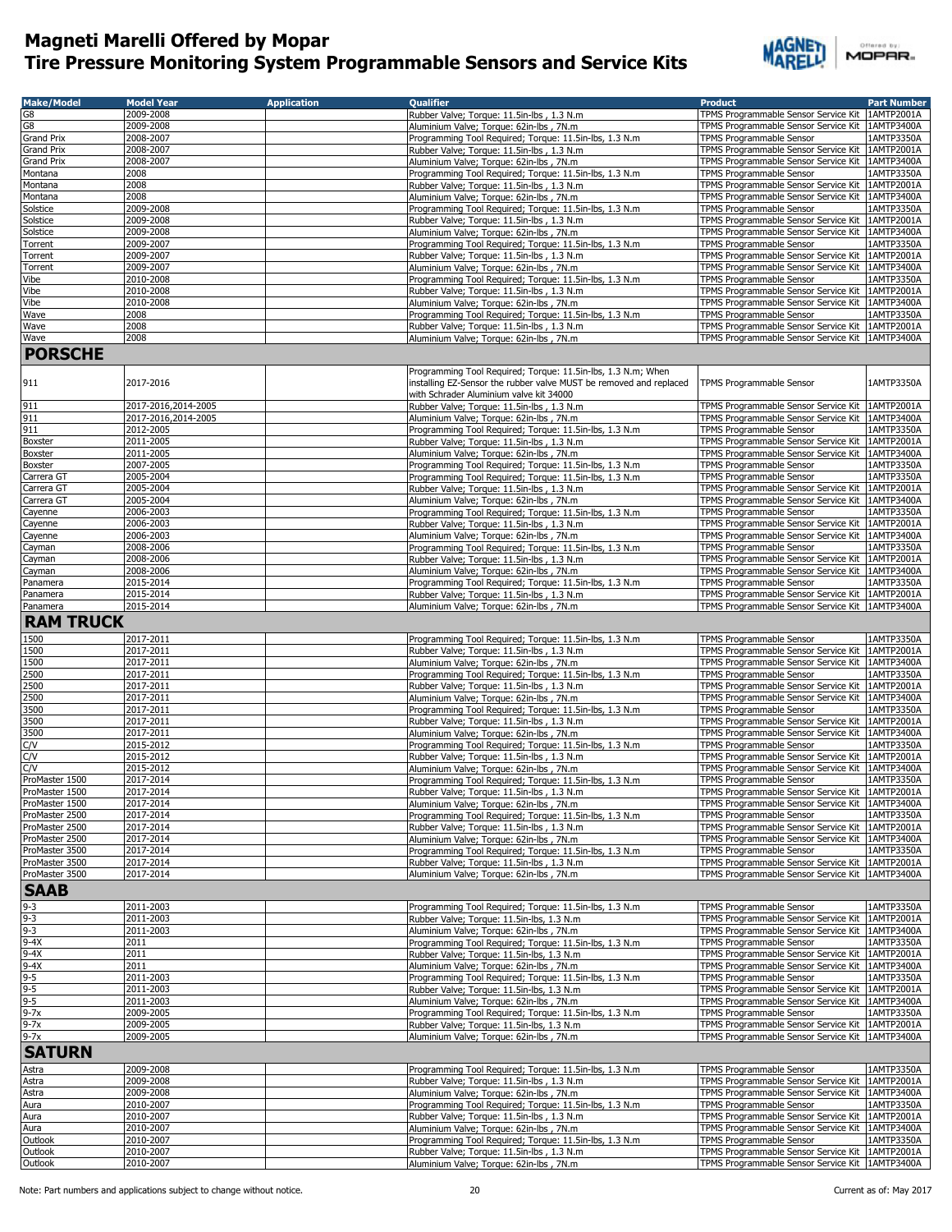# Magneti Marelli Offered by Mopar
## Tire Pressure Monitoring System Programmable Sensors and Service Kits

| Make/Model | Model Year | Application | Qualifier | Product | Part Number |
|---|---|---|---|---|---|
| G8 | 2009-2008 | | Rubber Valve; Torque: 11.5in-lbs , 1.3 N.m | TPMS Programmable Sensor Service Kit | 1AMTP2001A |
| G8 | 2009-2008 | | Aluminium Valve; Torque: 62in-lbs , 7N.m | TPMS Programmable Sensor Service Kit | 1AMTP3400A |
| Grand Prix | 2008-2007 | | Programming Tool Required; Torque: 11.5in-lbs, 1.3 N.m | TPMS Programmable Sensor | 1AMTP3350A |
| Grand Prix | 2008-2007 | | Rubber Valve; Torque: 11.5in-lbs , 1.3 N.m | TPMS Programmable Sensor Service Kit | 1AMTP2001A |
| Grand Prix | 2008-2007 | | Aluminium Valve; Torque: 62in-lbs , 7N.m | TPMS Programmable Sensor Service Kit | 1AMTP3400A |
| Montana | 2008 | | Programming Tool Required; Torque: 11.5in-lbs, 1.3 N.m | TPMS Programmable Sensor | 1AMTP3350A |
| Montana | 2008 | | Rubber Valve; Torque: 11.5in-lbs , 1.3 N.m | TPMS Programmable Sensor Service Kit | 1AMTP2001A |
| Montana | 2008 | | Aluminium Valve; Torque: 62in-lbs , 7N.m | TPMS Programmable Sensor Service Kit | 1AMTP3400A |
| Solstice | 2009-2008 | | Programming Tool Required; Torque: 11.5in-lbs, 1.3 N.m | TPMS Programmable Sensor | 1AMTP3350A |
| Solstice | 2009-2008 | | Rubber Valve; Torque: 11.5in-lbs , 1.3 N.m | TPMS Programmable Sensor Service Kit | 1AMTP2001A |
| Solstice | 2009-2008 | | Aluminium Valve; Torque: 62in-lbs , 7N.m | TPMS Programmable Sensor Service Kit | 1AMTP3400A |
| Torrent | 2009-2007 | | Programming Tool Required; Torque: 11.5in-lbs, 1.3 N.m | TPMS Programmable Sensor | 1AMTP3350A |
| Torrent | 2009-2007 | | Rubber Valve; Torque: 11.5in-lbs , 1.3 N.m | TPMS Programmable Sensor Service Kit | 1AMTP2001A |
| Torrent | 2009-2007 | | Aluminium Valve; Torque: 62in-lbs , 7N.m | TPMS Programmable Sensor Service Kit | 1AMTP3400A |
| Vibe | 2010-2008 | | Programming Tool Required; Torque: 11.5in-lbs, 1.3 N.m | TPMS Programmable Sensor | 1AMTP3350A |
| Vibe | 2010-2008 | | Rubber Valve; Torque: 11.5in-lbs , 1.3 N.m | TPMS Programmable Sensor Service Kit | 1AMTP2001A |
| Vibe | 2010-2008 | | Aluminium Valve; Torque: 62in-lbs , 7N.m | TPMS Programmable Sensor Service Kit | 1AMTP3400A |
| Wave | 2008 | | Programming Tool Required; Torque: 11.5in-lbs, 1.3 N.m | TPMS Programmable Sensor | 1AMTP3350A |
| Wave | 2008 | | Rubber Valve; Torque: 11.5in-lbs , 1.3 N.m | TPMS Programmable Sensor Service Kit | 1AMTP2001A |
| Wave | 2008 | | Aluminium Valve; Torque: 62in-lbs , 7N.m | TPMS Programmable Sensor Service Kit | 1AMTP3400A |
| **PORSCHE** | | | | | |
| 911 | 2017-2016 | | Programming Tool Required; Torque: 11.5in-lbs, 1.3 N.m; When installing EZ-Sensor the rubber valve MUST be removed and replaced with Schrader Aluminium valve kit 34000 | TPMS Programmable Sensor | 1AMTP3350A |
| 911 | 2017-2016,2014-2005 | | Rubber Valve; Torque: 11.5in-lbs , 1.3 N.m | TPMS Programmable Sensor Service Kit | 1AMTP2001A |
| 911 | 2017-2016,2014-2005 | | Aluminium Valve; Torque: 62in-lbs , 7N.m | TPMS Programmable Sensor Service Kit | 1AMTP3400A |
| 911 | 2012-2005 | | Programming Tool Required; Torque: 11.5in-lbs, 1.3 N.m | TPMS Programmable Sensor | 1AMTP3350A |
| Boxster | 2011-2005 | | Rubber Valve; Torque: 11.5in-lbs , 1.3 N.m | TPMS Programmable Sensor Service Kit | 1AMTP2001A |
| Boxster | 2011-2005 | | Aluminium Valve; Torque: 62in-lbs , 7N.m | TPMS Programmable Sensor Service Kit | 1AMTP3400A |
| Boxster | 2007-2005 | | Programming Tool Required; Torque: 11.5in-lbs, 1.3 N.m | TPMS Programmable Sensor | 1AMTP3350A |
| Carrera GT | 2005-2004 | | Programming Tool Required; Torque: 11.5in-lbs, 1.3 N.m | TPMS Programmable Sensor | 1AMTP3350A |
| Carrera GT | 2005-2004 | | Rubber Valve; Torque: 11.5in-lbs , 1.3 N.m | TPMS Programmable Sensor Service Kit | 1AMTP2001A |
| Carrera GT | 2005-2004 | | Aluminium Valve; Torque: 62in-lbs , 7N.m | TPMS Programmable Sensor Service Kit | 1AMTP3400A |
| Cayenne | 2006-2003 | | Programming Tool Required; Torque: 11.5in-lbs, 1.3 N.m | TPMS Programmable Sensor | 1AMTP3350A |
| Cayenne | 2006-2003 | | Rubber Valve; Torque: 11.5in-lbs , 1.3 N.m | TPMS Programmable Sensor Service Kit | 1AMTP2001A |
| Cayenne | 2006-2003 | | Aluminium Valve; Torque: 62in-lbs , 7N.m | TPMS Programmable Sensor Service Kit | 1AMTP3400A |
| Cayman | 2008-2006 | | Programming Tool Required; Torque: 11.5in-lbs, 1.3 N.m | TPMS Programmable Sensor | 1AMTP3350A |
| Cayman | 2008-2006 | | Rubber Valve; Torque: 11.5in-lbs , 1.3 N.m | TPMS Programmable Sensor Service Kit | 1AMTP2001A |
| Cayman | 2008-2006 | | Aluminium Valve; Torque: 62in-lbs , 7N.m | TPMS Programmable Sensor Service Kit | 1AMTP3400A |
| Panamera | 2015-2014 | | Programming Tool Required; Torque: 11.5in-lbs, 1.3 N.m | TPMS Programmable Sensor | 1AMTP3350A |
| Panamera | 2015-2014 | | Rubber Valve; Torque: 11.5in-lbs , 1.3 N.m | TPMS Programmable Sensor Service Kit | 1AMTP2001A |
| Panamera | 2015-2014 | | Aluminium Valve; Torque: 62in-lbs , 7N.m | TPMS Programmable Sensor Service Kit | 1AMTP3400A |
| **RAM TRUCK** | | | | | |
| 1500 | 2017-2011 | | Programming Tool Required; Torque: 11.5in-lbs, 1.3 N.m | TPMS Programmable Sensor | 1AMTP3350A |
| 1500 | 2017-2011 | | Rubber Valve; Torque: 11.5in-lbs , 1.3 N.m | TPMS Programmable Sensor Service Kit | 1AMTP2001A |
| 1500 | 2017-2011 | | Aluminium Valve; Torque: 62in-lbs , 7N.m | TPMS Programmable Sensor Service Kit | 1AMTP3400A |
| 2500 | 2017-2011 | | Programming Tool Required; Torque: 11.5in-lbs, 1.3 N.m | TPMS Programmable Sensor | 1AMTP3350A |
| 2500 | 2017-2011 | | Rubber Valve; Torque: 11.5in-lbs , 1.3 N.m | TPMS Programmable Sensor Service Kit | 1AMTP2001A |
| 2500 | 2017-2011 | | Aluminium Valve; Torque: 62in-lbs , 7N.m | TPMS Programmable Sensor Service Kit | 1AMTP3400A |
| 3500 | 2017-2011 | | Programming Tool Required; Torque: 11.5in-lbs, 1.3 N.m | TPMS Programmable Sensor | 1AMTP3350A |
| 3500 | 2017-2011 | | Rubber Valve; Torque: 11.5in-lbs , 1.3 N.m | TPMS Programmable Sensor Service Kit | 1AMTP2001A |
| 3500 | 2017-2011 | | Aluminium Valve; Torque: 62in-lbs , 7N.m | TPMS Programmable Sensor Service Kit | 1AMTP3400A |
| C/V | 2015-2012 | | Programming Tool Required; Torque: 11.5in-lbs, 1.3 N.m | TPMS Programmable Sensor | 1AMTP3350A |
| C/V | 2015-2012 | | Rubber Valve; Torque: 11.5in-lbs , 1.3 N.m | TPMS Programmable Sensor Service Kit | 1AMTP2001A |
| C/V | 2015-2012 | | Aluminium Valve; Torque: 62in-lbs , 7N.m | TPMS Programmable Sensor Service Kit | 1AMTP3400A |
| ProMaster 1500 | 2017-2014 | | Programming Tool Required; Torque: 11.5in-lbs, 1.3 N.m | TPMS Programmable Sensor | 1AMTP3350A |
| ProMaster 1500 | 2017-2014 | | Rubber Valve; Torque: 11.5in-lbs , 1.3 N.m | TPMS Programmable Sensor Service Kit | 1AMTP2001A |
| ProMaster 1500 | 2017-2014 | | Aluminium Valve; Torque: 62in-lbs , 7N.m | TPMS Programmable Sensor Service Kit | 1AMTP3400A |
| ProMaster 2500 | 2017-2014 | | Programming Tool Required; Torque: 11.5in-lbs, 1.3 N.m | TPMS Programmable Sensor | 1AMTP3350A |
| ProMaster 2500 | 2017-2014 | | Rubber Valve; Torque: 11.5in-lbs , 1.3 N.m | TPMS Programmable Sensor Service Kit | 1AMTP2001A |
| ProMaster 2500 | 2017-2014 | | Aluminium Valve; Torque: 62in-lbs , 7N.m | TPMS Programmable Sensor Service Kit | 1AMTP3400A |
| ProMaster 3500 | 2017-2014 | | Programming Tool Required; Torque: 11.5in-lbs, 1.3 N.m | TPMS Programmable Sensor | 1AMTP3350A |
| ProMaster 3500 | 2017-2014 | | Rubber Valve; Torque: 11.5in-lbs , 1.3 N.m | TPMS Programmable Sensor Service Kit | 1AMTP2001A |
| ProMaster 3500 | 2017-2014 | | Aluminium Valve; Torque: 62in-lbs , 7N.m | TPMS Programmable Sensor Service Kit | 1AMTP3400A |
| **SAAB** | | | | | |
| 9-3 | 2011-2003 | | Programming Tool Required; Torque: 11.5in-lbs, 1.3 N.m | TPMS Programmable Sensor | 1AMTP3350A |
| 9-3 | 2011-2003 | | Rubber Valve; Torque: 11.5in-lbs, 1.3 N.m | TPMS Programmable Sensor Service Kit | 1AMTP2001A |
| 9-3 | 2011-2003 | | Aluminium Valve; Torque: 62in-lbs , 7N.m | TPMS Programmable Sensor Service Kit | 1AMTP3400A |
| 9-4X | 2011 | | Programming Tool Required; Torque: 11.5in-lbs, 1.3 N.m | TPMS Programmable Sensor | 1AMTP3350A |
| 9-4X | 2011 | | Rubber Valve; Torque: 11.5in-lbs, 1.3 N.m | TPMS Programmable Sensor Service Kit | 1AMTP2001A |
| 9-4X | 2011 | | Aluminium Valve; Torque: 62in-lbs , 7N.m | TPMS Programmable Sensor Service Kit | 1AMTP3400A |
| 9-5 | 2011-2003 | | Programming Tool Required; Torque: 11.5in-lbs, 1.3 N.m | TPMS Programmable Sensor | 1AMTP3350A |
| 9-5 | 2011-2003 | | Rubber Valve; Torque: 11.5in-lbs, 1.3 N.m | TPMS Programmable Sensor Service Kit | 1AMTP2001A |
| 9-5 | 2011-2003 | | Aluminium Valve; Torque: 62in-lbs , 7N.m | TPMS Programmable Sensor Service Kit | 1AMTP3400A |
| 9-7x | 2009-2005 | | Programming Tool Required; Torque: 11.5in-lbs, 1.3 N.m | TPMS Programmable Sensor | 1AMTP3350A |
| 9-7x | 2009-2005 | | Rubber Valve; Torque: 11.5in-lbs, 1.3 N.m | TPMS Programmable Sensor Service Kit | 1AMTP2001A |
| 9-7x | 2009-2005 | | Aluminium Valve; Torque: 62in-lbs , 7N.m | TPMS Programmable Sensor Service Kit | 1AMTP3400A |
| **SATURN** | | | | | |
| Astra | 2009-2008 | | Programming Tool Required; Torque: 11.5in-lbs, 1.3 N.m | TPMS Programmable Sensor | 1AMTP3350A |
| Astra | 2009-2008 | | Rubber Valve; Torque: 11.5in-lbs , 1.3 N.m | TPMS Programmable Sensor Service Kit | 1AMTP2001A |
| Astra | 2009-2008 | | Aluminium Valve; Torque: 62in-lbs , 7N.m | TPMS Programmable Sensor Service Kit | 1AMTP3400A |
| Aura | 2010-2007 | | Programming Tool Required; Torque: 11.5in-lbs, 1.3 N.m | TPMS Programmable Sensor | 1AMTP3350A |
| Aura | 2010-2007 | | Rubber Valve; Torque: 11.5in-lbs , 1.3 N.m | TPMS Programmable Sensor Service Kit | 1AMTP2001A |
| Aura | 2010-2007 | | Aluminium Valve; Torque: 62in-lbs , 7N.m | TPMS Programmable Sensor Service Kit | 1AMTP3400A |
| Outlook | 2010-2007 | | Programming Tool Required; Torque: 11.5in-lbs, 1.3 N.m | TPMS Programmable Sensor | 1AMTP3350A |
| Outlook | 2010-2007 | | Rubber Valve; Torque: 11.5in-lbs , 1.3 N.m | TPMS Programmable Sensor Service Kit | 1AMTP2001A |
| Outlook | 2010-2007 | | Aluminium Valve; Torque: 62in-lbs , 7N.m | TPMS Programmable Sensor Service Kit | 1AMTP3400A |

Note: Part numbers and applications subject to change without notice.

Current as of: May 2017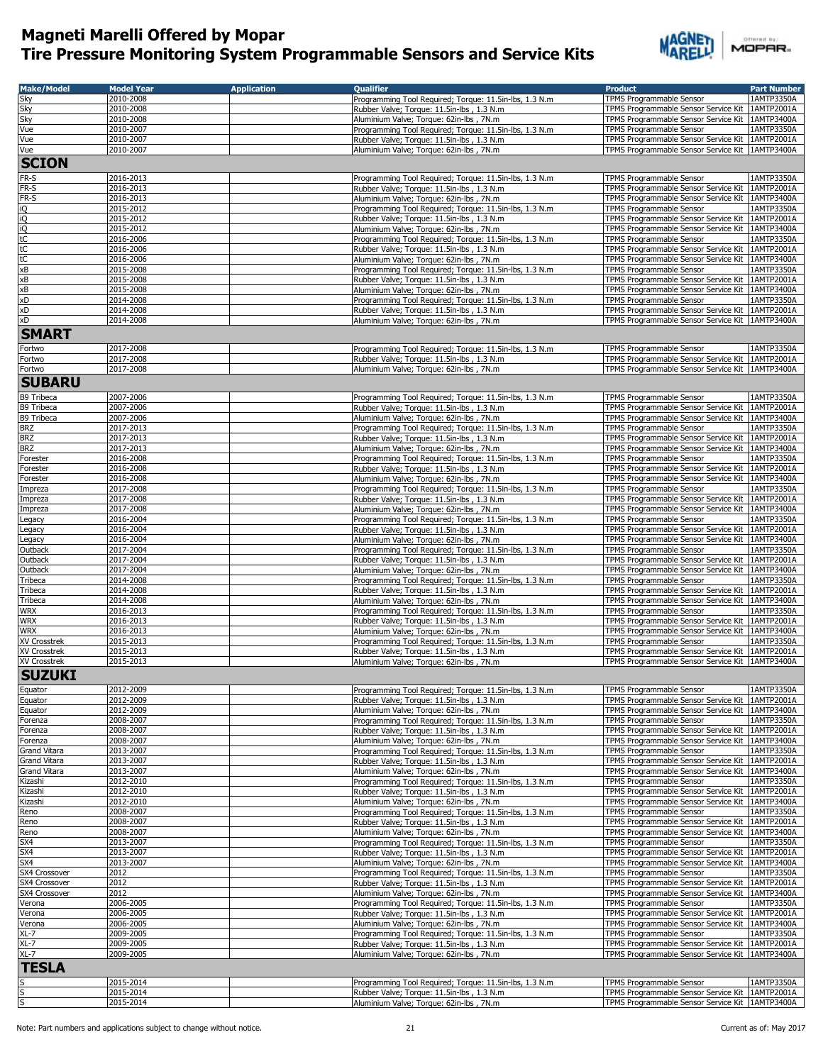# Magneti Marelli Offered by Mopar
## Tire Pressure Monitoring System Programmable Sensors and Service Kits

| Make/Model | Model Year | Application | Qualifier | Product | Part Number |
|---|---|---|---|---|---|
| Sky | 2010-2008 | | Programming Tool Required; Torque: 11.5in-lbs, 1.3 N.m | TPMS Programmable Sensor | 1AMTP3350A |
| Sky | 2010-2008 | | Rubber Valve; Torque: 11.5in-lbs , 1.3 N.m | TPMS Programmable Sensor Service Kit | 1AMTP2001A |
| Sky | 2010-2008 | | Aluminium Valve; Torque: 62in-lbs , 7N.m | TPMS Programmable Sensor Service Kit | 1AMTP3400A |
| Vue | 2010-2007 | | Programming Tool Required; Torque: 11.5in-lbs, 1.3 N.m | TPMS Programmable Sensor | 1AMTP3350A |
| Vue | 2010-2007 | | Rubber Valve; Torque: 11.5in-lbs , 1.3 N.m | TPMS Programmable Sensor Service Kit | 1AMTP2001A |
| Vue | 2010-2007 | | Aluminium Valve; Torque: 62in-lbs , 7N.m | TPMS Programmable Sensor Service Kit | 1AMTP3400A |
| **SCION** | | | | | |
| FR-S | 2016-2013 | | Programming Tool Required; Torque: 11.5in-lbs, 1.3 N.m | TPMS Programmable Sensor | 1AMTP3350A |
| FR-S | 2016-2013 | | Rubber Valve; Torque: 11.5in-lbs , 1.3 N.m | TPMS Programmable Sensor Service Kit | 1AMTP2001A |
| FR-S | 2016-2013 | | Aluminium Valve; Torque: 62in-lbs , 7N.m | TPMS Programmable Sensor Service Kit | 1AMTP3400A |
| iQ | 2015-2012 | | Programming Tool Required; Torque: 11.5in-lbs, 1.3 N.m | TPMS Programmable Sensor | 1AMTP3350A |
| iQ | 2015-2012 | | Rubber Valve; Torque: 11.5in-lbs , 1.3 N.m | TPMS Programmable Sensor Service Kit | 1AMTP2001A |
| iQ | 2015-2012 | | Aluminium Valve; Torque: 62in-lbs , 7N.m | TPMS Programmable Sensor Service Kit | 1AMTP3400A |
| tC | 2016-2006 | | Programming Tool Required; Torque: 11.5in-lbs, 1.3 N.m | TPMS Programmable Sensor | 1AMTP3350A |
| tC | 2016-2006 | | Rubber Valve; Torque: 11.5in-lbs , 1.3 N.m | TPMS Programmable Sensor Service Kit | 1AMTP2001A |
| tC | 2016-2006 | | Aluminium Valve; Torque: 62in-lbs , 7N.m | TPMS Programmable Sensor Service Kit | 1AMTP3400A |
| xB | 2015-2008 | | Programming Tool Required; Torque: 11.5in-lbs, 1.3 N.m | TPMS Programmable Sensor | 1AMTP3350A |
| xB | 2015-2008 | | Rubber Valve; Torque: 11.5in-lbs , 1.3 N.m | TPMS Programmable Sensor Service Kit | 1AMTP2001A |
| xB | 2015-2008 | | Aluminium Valve; Torque: 62in-lbs , 7N.m | TPMS Programmable Sensor Service Kit | 1AMTP3400A |
| xD | 2014-2008 | | Programming Tool Required; Torque: 11.5in-lbs, 1.3 N.m | TPMS Programmable Sensor | 1AMTP3350A |
| xD | 2014-2008 | | Rubber Valve; Torque: 11.5in-lbs , 1.3 N.m | TPMS Programmable Sensor Service Kit | 1AMTP2001A |
| xD | 2014-2008 | | Aluminium Valve; Torque: 62in-lbs , 7N.m | TPMS Programmable Sensor Service Kit | 1AMTP3400A |
| **SMART** | | | | | |
| Fortwo | 2017-2008 | | Programming Tool Required; Torque: 11.5in-lbs, 1.3 N.m | TPMS Programmable Sensor | 1AMTP3350A |
| Fortwo | 2017-2008 | | Rubber Valve; Torque: 11.5in-lbs , 1.3 N.m | TPMS Programmable Sensor Service Kit | 1AMTP2001A |
| Fortwo | 2017-2008 | | Aluminium Valve; Torque: 62in-lbs , 7N.m | TPMS Programmable Sensor Service Kit | 1AMTP3400A |
| **SUBARU** | | | | | |
| B9 Tribeca | 2007-2006 | | Programming Tool Required; Torque: 11.5in-lbs, 1.3 N.m | TPMS Programmable Sensor | 1AMTP3350A |
| B9 Tribeca | 2007-2006 | | Rubber Valve; Torque: 11.5in-lbs , 1.3 N.m | TPMS Programmable Sensor Service Kit | 1AMTP2001A |
| B9 Tribeca | 2007-2006 | | Aluminium Valve; Torque: 62in-lbs , 7N.m | TPMS Programmable Sensor Service Kit | 1AMTP3400A |
| BRZ | 2017-2013 | | Programming Tool Required; Torque: 11.5in-lbs, 1.3 N.m | TPMS Programmable Sensor | 1AMTP3350A |
| BRZ | 2017-2013 | | Rubber Valve; Torque: 11.5in-lbs , 1.3 N.m | TPMS Programmable Sensor Service Kit | 1AMTP2001A |
| BRZ | 2017-2013 | | Aluminium Valve; Torque: 62in-lbs , 7N.m | TPMS Programmable Sensor Service Kit | 1AMTP3400A |
| Forester | 2016-2008 | | Programming Tool Required; Torque: 11.5in-lbs, 1.3 N.m | TPMS Programmable Sensor | 1AMTP3350A |
| Forester | 2016-2008 | | Rubber Valve; Torque: 11.5in-lbs , 1.3 N.m | TPMS Programmable Sensor Service Kit | 1AMTP2001A |
| Forester | 2016-2008 | | Aluminium Valve; Torque: 62in-lbs , 7N.m | TPMS Programmable Sensor Service Kit | 1AMTP3400A |
| Impreza | 2017-2008 | | Programming Tool Required; Torque: 11.5in-lbs, 1.3 N.m | TPMS Programmable Sensor | 1AMTP3350A |
| Impreza | 2017-2008 | | Rubber Valve; Torque: 11.5in-lbs , 1.3 N.m | TPMS Programmable Sensor Service Kit | 1AMTP2001A |
| Impreza | 2017-2008 | | Aluminium Valve; Torque: 62in-lbs , 7N.m | TPMS Programmable Sensor Service Kit | 1AMTP3400A |
| Legacy | 2016-2004 | | Programming Tool Required; Torque: 11.5in-lbs, 1.3 N.m | TPMS Programmable Sensor | 1AMTP3350A |
| Legacy | 2016-2004 | | Rubber Valve; Torque: 11.5in-lbs , 1.3 N.m | TPMS Programmable Sensor Service Kit | 1AMTP2001A |
| Legacy | 2016-2004 | | Aluminium Valve; Torque: 62in-lbs , 7N.m | TPMS Programmable Sensor Service Kit | 1AMTP3400A |
| Outback | 2017-2004 | | Programming Tool Required; Torque: 11.5in-lbs, 1.3 N.m | TPMS Programmable Sensor | 1AMTP3350A |
| Outback | 2017-2004 | | Rubber Valve; Torque: 11.5in-lbs , 1.3 N.m | TPMS Programmable Sensor Service Kit | 1AMTP2001A |
| Outback | 2017-2004 | | Aluminium Valve; Torque: 62in-lbs , 7N.m | TPMS Programmable Sensor Service Kit | 1AMTP3400A |
| Tribeca | 2014-2008 | | Programming Tool Required; Torque: 11.5in-lbs, 1.3 N.m | TPMS Programmable Sensor | 1AMTP3350A |
| Tribeca | 2014-2008 | | Rubber Valve; Torque: 11.5in-lbs , 1.3 N.m | TPMS Programmable Sensor Service Kit | 1AMTP2001A |
| Tribeca | 2014-2008 | | Aluminium Valve; Torque: 62in-lbs , 7N.m | TPMS Programmable Sensor Service Kit | 1AMTP3400A |
| WRX | 2016-2013 | | Programming Tool Required; Torque: 11.5in-lbs, 1.3 N.m | TPMS Programmable Sensor | 1AMTP3350A |
| WRX | 2016-2013 | | Rubber Valve; Torque: 11.5in-lbs , 1.3 N.m | TPMS Programmable Sensor Service Kit | 1AMTP2001A |
| WRX | 2016-2013 | | Aluminium Valve; Torque: 62in-lbs , 7N.m | TPMS Programmable Sensor Service Kit | 1AMTP3400A |
| XV Crosstrek | 2015-2013 | | Programming Tool Required; Torque: 11.5in-lbs, 1.3 N.m | TPMS Programmable Sensor | 1AMTP3350A |
| XV Crosstrek | 2015-2013 | | Rubber Valve; Torque: 11.5in-lbs , 1.3 N.m | TPMS Programmable Sensor Service Kit | 1AMTP2001A |
| XV Crosstrek | 2015-2013 | | Aluminium Valve; Torque: 62in-lbs , 7N.m | TPMS Programmable Sensor Service Kit | 1AMTP3400A |
| **SUZUKI** | | | | | |
| Equator | 2012-2009 | | Programming Tool Required; Torque: 11.5in-lbs, 1.3 N.m | TPMS Programmable Sensor | 1AMTP3350A |
| Equator | 2012-2009 | | Rubber Valve; Torque: 11.5in-lbs , 1.3 N.m | TPMS Programmable Sensor Service Kit | 1AMTP2001A |
| Equator | 2012-2009 | | Aluminium Valve; Torque: 62in-lbs , 7N.m | TPMS Programmable Sensor Service Kit | 1AMTP3400A |
| Forenza | 2008-2007 | | Programming Tool Required; Torque: 11.5in-lbs, 1.3 N.m | TPMS Programmable Sensor | 1AMTP3350A |
| Forenza | 2008-2007 | | Rubber Valve; Torque: 11.5in-lbs , 1.3 N.m | TPMS Programmable Sensor Service Kit | 1AMTP2001A |
| Forenza | 2008-2007 | | Aluminium Valve; Torque: 62in-lbs , 7N.m | TPMS Programmable Sensor Service Kit | 1AMTP3400A |
| Grand Vitara | 2013-2007 | | Programming Tool Required; Torque: 11.5in-lbs, 1.3 N.m | TPMS Programmable Sensor | 1AMTP3350A |
| Grand Vitara | 2013-2007 | | Rubber Valve; Torque: 11.5in-lbs , 1.3 N.m | TPMS Programmable Sensor Service Kit | 1AMTP2001A |
| Grand Vitara | 2013-2007 | | Aluminium Valve; Torque: 62in-lbs , 7N.m | TPMS Programmable Sensor Service Kit | 1AMTP3400A |
| Kizashi | 2012-2010 | | Programming Tool Required; Torque: 11.5in-lbs, 1.3 N.m | TPMS Programmable Sensor | 1AMTP3350A |
| Kizashi | 2012-2010 | | Rubber Valve; Torque: 11.5in-lbs , 1.3 N.m | TPMS Programmable Sensor Service Kit | 1AMTP2001A |
| Kizashi | 2012-2010 | | Aluminium Valve; Torque: 62in-lbs , 7N.m | TPMS Programmable Sensor Service Kit | 1AMTP3400A |
| Reno | 2008-2007 | | Programming Tool Required; Torque: 11.5in-lbs, 1.3 N.m | TPMS Programmable Sensor | 1AMTP3350A |
| Reno | 2008-2007 | | Rubber Valve; Torque: 11.5in-lbs , 1.3 N.m | TPMS Programmable Sensor Service Kit | 1AMTP2001A |
| Reno | 2008-2007 | | Aluminium Valve; Torque: 62in-lbs , 7N.m | TPMS Programmable Sensor Service Kit | 1AMTP3400A |
| SX4 | 2013-2007 | | Programming Tool Required; Torque: 11.5in-lbs, 1.3 N.m | TPMS Programmable Sensor | 1AMTP3350A |
| SX4 | 2013-2007 | | Rubber Valve; Torque: 11.5in-lbs , 1.3 N.m | TPMS Programmable Sensor Service Kit | 1AMTP2001A |
| SX4 | 2013-2007 | | Aluminium Valve; Torque: 62in-lbs , 7N.m | TPMS Programmable Sensor Service Kit | 1AMTP3400A |
| SX4 Crossover | 2012 | | Programming Tool Required; Torque: 11.5in-lbs, 1.3 N.m | TPMS Programmable Sensor | 1AMTP3350A |
| SX4 Crossover | 2012 | | Rubber Valve; Torque: 11.5in-lbs , 1.3 N.m | TPMS Programmable Sensor Service Kit | 1AMTP2001A |
| SX4 Crossover | 2012 | | Aluminium Valve; Torque: 62in-lbs , 7N.m | TPMS Programmable Sensor Service Kit | 1AMTP3400A |
| Verona | 2006-2005 | | Programming Tool Required; Torque: 11.5in-lbs, 1.3 N.m | TPMS Programmable Sensor | 1AMTP3350A |
| Verona | 2006-2005 | | Rubber Valve; Torque: 11.5in-lbs , 1.3 N.m | TPMS Programmable Sensor Service Kit | 1AMTP2001A |
| Verona | 2006-2005 | | Aluminium Valve; Torque: 62in-lbs , 7N.m | TPMS Programmable Sensor Service Kit | 1AMTP3400A |
| XL-7 | 2009-2005 | | Programming Tool Required; Torque: 11.5in-lbs, 1.3 N.m | TPMS Programmable Sensor | 1AMTP3350A |
| XL-7 | 2009-2005 | | Rubber Valve; Torque: 11.5in-lbs , 1.3 N.m | TPMS Programmable Sensor Service Kit | 1AMTP2001A |
| XL-7 | 2009-2005 | | Aluminium Valve; Torque: 62in-lbs , 7N.m | TPMS Programmable Sensor Service Kit | 1AMTP3400A |
| **TESLA** | | | | | |
| S | 2015-2014 | | Programming Tool Required; Torque: 11.5in-lbs, 1.3 N.m | TPMS Programmable Sensor | 1AMTP3350A |
| S | 2015-2014 | | Rubber Valve; Torque: 11.5in-lbs , 1.3 N.m | TPMS Programmable Sensor Service Kit | 1AMTP2001A |
| S | 2015-2014 | | Aluminium Valve; Torque: 62in-lbs , 7N.m | TPMS Programmable Sensor Service Kit | 1AMTP3400A |

Note: Part numbers and applications subject to change without notice.

Current as of: May 2017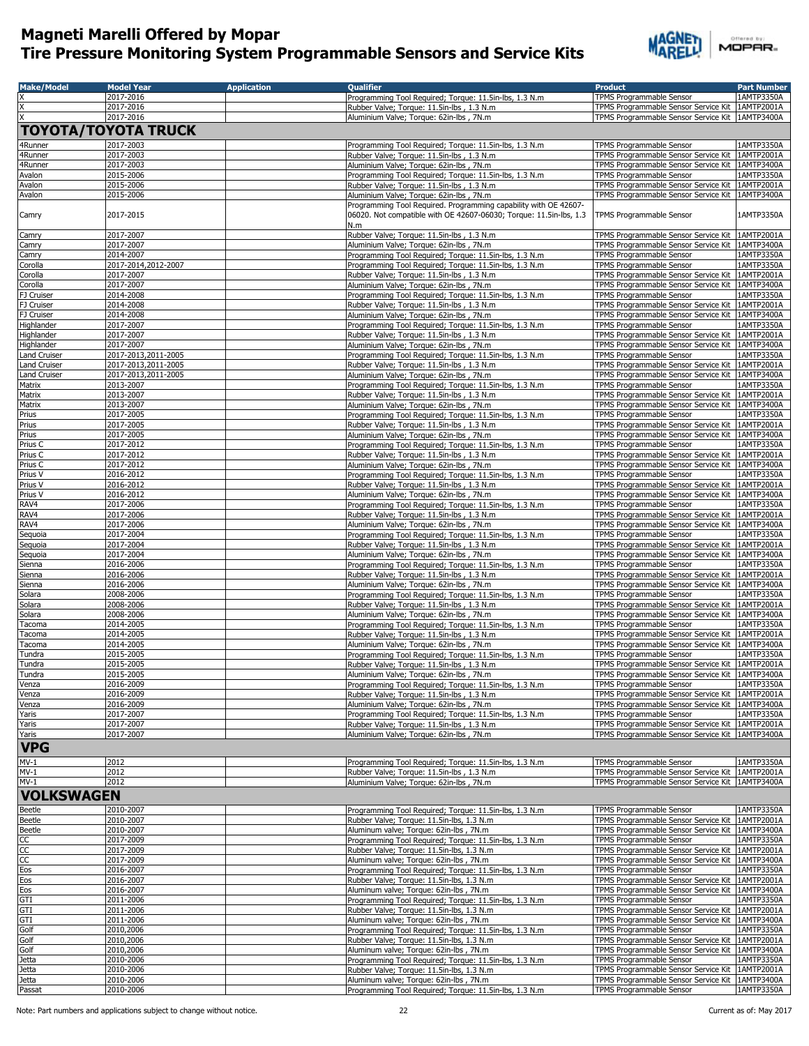# Magneti Marelli Offered by Mopar
# Tire Pressure Monitoring System Programmable Sensors and Service Kits

| Make/Model | Model Year | Application | Qualifier | Product | Part Number |
|---|---|---|---|---|---|
| X | 2017-2016 | | Programming Tool Required; Torque: 11.5in-lbs, 1.3 N.m | TPMS Programmable Sensor | 1AMTP3350A |
| X | 2017-2016 | | Rubber Valve; Torque: 11.5in-lbs , 1.3 N.m | TPMS Programmable Sensor Service Kit | 1AMTP2001A |
| X | 2017-2016 | | Aluminium Valve; Torque: 62in-lbs , 7N.m | TPMS Programmable Sensor Service Kit | 1AMTP3400A |
| **TOYOTA/TOYOTA TRUCK** | | | | | |
| 4Runner | 2017-2003 | | Programming Tool Required; Torque: 11.5in-lbs, 1.3 N.m | TPMS Programmable Sensor | 1AMTP3350A |
| 4Runner | 2017-2003 | | Rubber Valve; Torque: 11.5in-lbs , 1.3 N.m | TPMS Programmable Sensor Service Kit | 1AMTP2001A |
| 4Runner | 2017-2003 | | Aluminium Valve; Torque: 62in-lbs , 7N.m | TPMS Programmable Sensor Service Kit | 1AMTP3400A |
| Avalon | 2015-2006 | | Programming Tool Required; Torque: 11.5in-lbs, 1.3 N.m | TPMS Programmable Sensor | 1AMTP3350A |
| Avalon | 2015-2006 | | Rubber Valve; Torque: 11.5in-lbs , 1.3 N.m | TPMS Programmable Sensor Service Kit | 1AMTP2001A |
| Avalon | 2015-2006 | | Aluminium Valve; Torque: 62in-lbs , 7N.m | TPMS Programmable Sensor Service Kit | 1AMTP3400A |
| Camry | 2017-2015 | | Programming Tool Required. Programming capability with OE 42607-06020. Not compatible with OE 42607-06030; Torque: 11.5in-lbs, 1.3 N.m | TPMS Programmable Sensor | 1AMTP3350A |
| Camry | 2017-2007 | | Rubber Valve; Torque: 11.5in-lbs , 1.3 N.m | TPMS Programmable Sensor Service Kit | 1AMTP2001A |
| Camry | 2017-2007 | | Aluminium Valve; Torque: 62in-lbs , 7N.m | TPMS Programmable Sensor Service Kit | 1AMTP3400A |
| Camry | 2014-2007 | | Programming Tool Required; Torque: 11.5in-lbs, 1.3 N.m | TPMS Programmable Sensor | 1AMTP3350A |
| Corolla | 2017-2014,2012-2007 | | Programming Tool Required; Torque: 11.5in-lbs, 1.3 N.m | TPMS Programmable Sensor | 1AMTP3350A |
| Corolla | 2017-2007 | | Rubber Valve; Torque: 11.5in-lbs , 1.3 N.m | TPMS Programmable Sensor Service Kit | 1AMTP2001A |
| Corolla | 2017-2007 | | Aluminium Valve; Torque: 62in-lbs , 7N.m | TPMS Programmable Sensor Service Kit | 1AMTP3400A |
| FJ Cruiser | 2014-2008 | | Programming Tool Required; Torque: 11.5in-lbs, 1.3 N.m | TPMS Programmable Sensor | 1AMTP3350A |
| FJ Cruiser | 2014-2008 | | Rubber Valve; Torque: 11.5in-lbs , 1.3 N.m | TPMS Programmable Sensor Service Kit | 1AMTP2001A |
| FJ Cruiser | 2014-2008 | | Aluminium Valve; Torque: 62in-lbs , 7N.m | TPMS Programmable Sensor Service Kit | 1AMTP3400A |
| Highlander | 2017-2007 | | Programming Tool Required; Torque: 11.5in-lbs, 1.3 N.m | TPMS Programmable Sensor | 1AMTP3350A |
| Highlander | 2017-2007 | | Rubber Valve; Torque: 11.5in-lbs , 1.3 N.m | TPMS Programmable Sensor Service Kit | 1AMTP2001A |
| Highlander | 2017-2007 | | Aluminium Valve; Torque: 62in-lbs , 7N.m | TPMS Programmable Sensor Service Kit | 1AMTP3400A |
| Land Cruiser | 2017-2013,2011-2005 | | Programming Tool Required; Torque: 11.5in-lbs, 1.3 N.m | TPMS Programmable Sensor | 1AMTP3350A |
| Land Cruiser | 2017-2013,2011-2005 | | Rubber Valve; Torque: 11.5in-lbs , 1.3 N.m | TPMS Programmable Sensor Service Kit | 1AMTP2001A |
| Land Cruiser | 2017-2013,2011-2005 | | Aluminium Valve; Torque: 62in-lbs , 7N.m | TPMS Programmable Sensor Service Kit | 1AMTP3400A |
| Matrix | 2013-2007 | | Programming Tool Required; Torque: 11.5in-lbs, 1.3 N.m | TPMS Programmable Sensor | 1AMTP3350A |
| Matrix | 2013-2007 | | Rubber Valve; Torque: 11.5in-lbs , 1.3 N.m | TPMS Programmable Sensor Service Kit | 1AMTP2001A |
| Matrix | 2013-2007 | | Aluminium Valve; Torque: 62in-lbs , 7N.m | TPMS Programmable Sensor Service Kit | 1AMTP3400A |
| Prius | 2017-2005 | | Programming Tool Required; Torque: 11.5in-lbs, 1.3 N.m | TPMS Programmable Sensor | 1AMTP3350A |
| Prius | 2017-2005 | | Rubber Valve; Torque: 11.5in-lbs , 1.3 N.m | TPMS Programmable Sensor Service Kit | 1AMTP2001A |
| Prius | 2017-2005 | | Aluminium Valve; Torque: 62in-lbs , 7N.m | TPMS Programmable Sensor Service Kit | 1AMTP3400A |
| Prius C | 2017-2012 | | Programming Tool Required; Torque: 11.5in-lbs, 1.3 N.m | TPMS Programmable Sensor | 1AMTP3350A |
| Prius C | 2017-2012 | | Rubber Valve; Torque: 11.5in-lbs , 1.3 N.m | TPMS Programmable Sensor Service Kit | 1AMTP2001A |
| Prius C | 2017-2012 | | Aluminium Valve; Torque: 62in-lbs , 7N.m | TPMS Programmable Sensor Service Kit | 1AMTP3400A |
| Prius V | 2016-2012 | | Programming Tool Required; Torque: 11.5in-lbs, 1.3 N.m | TPMS Programmable Sensor | 1AMTP3350A |
| Prius V | 2016-2012 | | Rubber Valve; Torque: 11.5in-lbs , 1.3 N.m | TPMS Programmable Sensor Service Kit | 1AMTP2001A |
| Prius V | 2016-2012 | | Aluminium Valve; Torque: 62in-lbs , 7N.m | TPMS Programmable Sensor Service Kit | 1AMTP3400A |
| RAV4 | 2017-2006 | | Programming Tool Required; Torque: 11.5in-lbs, 1.3 N.m | TPMS Programmable Sensor | 1AMTP3350A |
| RAV4 | 2017-2006 | | Rubber Valve; Torque: 11.5in-lbs , 1.3 N.m | TPMS Programmable Sensor Service Kit | 1AMTP2001A |
| RAV4 | 2017-2006 | | Aluminium Valve; Torque: 62in-lbs , 7N.m | TPMS Programmable Sensor Service Kit | 1AMTP3400A |
| Sequoia | 2017-2004 | | Programming Tool Required; Torque: 11.5in-lbs, 1.3 N.m | TPMS Programmable Sensor | 1AMTP3350A |
| Sequoia | 2017-2004 | | Rubber Valve; Torque: 11.5in-lbs , 1.3 N.m | TPMS Programmable Sensor Service Kit | 1AMTP2001A |
| Sequoia | 2017-2004 | | Aluminium Valve; Torque: 62in-lbs , 7N.m | TPMS Programmable Sensor Service Kit | 1AMTP3400A |
| Sienna | 2016-2006 | | Programming Tool Required; Torque: 11.5in-lbs, 1.3 N.m | TPMS Programmable Sensor | 1AMTP3350A |
| Sienna | 2016-2006 | | Rubber Valve; Torque: 11.5in-lbs , 1.3 N.m | TPMS Programmable Sensor Service Kit | 1AMTP2001A |
| Sienna | 2016-2006 | | Aluminium Valve; Torque: 62in-lbs , 7N.m | TPMS Programmable Sensor Service Kit | 1AMTP3400A |
| Solara | 2008-2006 | | Programming Tool Required; Torque: 11.5in-lbs, 1.3 N.m | TPMS Programmable Sensor | 1AMTP3350A |
| Solara | 2008-2006 | | Rubber Valve; Torque: 11.5in-lbs , 1.3 N.m | TPMS Programmable Sensor Service Kit | 1AMTP2001A |
| Solara | 2008-2006 | | Aluminium Valve; Torque: 62in-lbs , 7N.m | TPMS Programmable Sensor Service Kit | 1AMTP3400A |
| Tacoma | 2014-2005 | | Programming Tool Required; Torque: 11.5in-lbs, 1.3 N.m | TPMS Programmable Sensor | 1AMTP3350A |
| Tacoma | 2014-2005 | | Rubber Valve; Torque: 11.5in-lbs , 1.3 N.m | TPMS Programmable Sensor Service Kit | 1AMTP2001A |
| Tacoma | 2014-2005 | | Aluminium Valve; Torque: 62in-lbs , 7N.m | TPMS Programmable Sensor Service Kit | 1AMTP3400A |
| Tundra | 2015-2005 | | Programming Tool Required; Torque: 11.5in-lbs, 1.3 N.m | TPMS Programmable Sensor | 1AMTP3350A |
| Tundra | 2015-2005 | | Rubber Valve; Torque: 11.5in-lbs , 1.3 N.m | TPMS Programmable Sensor Service Kit | 1AMTP2001A |
| Tundra | 2015-2005 | | Aluminium Valve; Torque: 62in-lbs , 7N.m | TPMS Programmable Sensor Service Kit | 1AMTP3400A |
| Venza | 2016-2009 | | Programming Tool Required; Torque: 11.5in-lbs, 1.3 N.m | TPMS Programmable Sensor | 1AMTP3350A |
| Venza | 2016-2009 | | Rubber Valve; Torque: 11.5in-lbs , 1.3 N.m | TPMS Programmable Sensor Service Kit | 1AMTP2001A |
| Venza | 2016-2009 | | Aluminium Valve; Torque: 62in-lbs , 7N.m | TPMS Programmable Sensor Service Kit | 1AMTP3400A |
| Yaris | 2017-2007 | | Programming Tool Required; Torque: 11.5in-lbs, 1.3 N.m | TPMS Programmable Sensor | 1AMTP3350A |
| Yaris | 2017-2007 | | Rubber Valve; Torque: 11.5in-lbs , 1.3 N.m | TPMS Programmable Sensor Service Kit | 1AMTP2001A |
| Yaris | 2017-2007 | | Aluminium Valve; Torque: 62in-lbs , 7N.m | TPMS Programmable Sensor Service Kit | 1AMTP3400A |
| **VPG** | | | | | |
| MV-1 | 2012 | | Programming Tool Required; Torque: 11.5in-lbs, 1.3 N.m | TPMS Programmable Sensor | 1AMTP3350A |
| MV-1 | 2012 | | Rubber Valve; Torque: 11.5in-lbs , 1.3 N.m | TPMS Programmable Sensor Service Kit | 1AMTP2001A |
| MV-1 | 2012 | | Aluminium Valve; Torque: 62in-lbs , 7N.m | TPMS Programmable Sensor Service Kit | 1AMTP3400A |
| **VOLKSWAGEN** | | | | | |
| Beetle | 2010-2007 | | Programming Tool Required; Torque: 11.5in-lbs, 1.3 N.m | TPMS Programmable Sensor | 1AMTP3350A |
| Beetle | 2010-2007 | | Rubber Valve; Torque: 11.5in-lbs, 1.3 N.m | TPMS Programmable Sensor Service Kit | 1AMTP2001A |
| Beetle | 2010-2007 | | Aluminum valve; Torque: 62in-lbs , 7N.m | TPMS Programmable Sensor Service Kit | 1AMTP3400A |
| CC | 2017-2009 | | Programming Tool Required; Torque: 11.5in-lbs, 1.3 N.m | TPMS Programmable Sensor | 1AMTP3350A |
| CC | 2017-2009 | | Rubber Valve; Torque: 11.5in-lbs, 1.3 N.m | TPMS Programmable Sensor Service Kit | 1AMTP2001A |
| CC | 2017-2009 | | Aluminum valve; Torque: 62in-lbs , 7N.m | TPMS Programmable Sensor Service Kit | 1AMTP3400A |
| Eos | 2016-2007 | | Programming Tool Required; Torque: 11.5in-lbs, 1.3 N.m | TPMS Programmable Sensor | 1AMTP3350A |
| Eos | 2016-2007 | | Rubber Valve; Torque: 11.5in-lbs, 1.3 N.m | TPMS Programmable Sensor Service Kit | 1AMTP2001A |
| Eos | 2016-2007 | | Aluminum valve; Torque: 62in-lbs , 7N.m | TPMS Programmable Sensor Service Kit | 1AMTP3400A |
| GTI | 2011-2006 | | Programming Tool Required; Torque: 11.5in-lbs, 1.3 N.m | TPMS Programmable Sensor | 1AMTP3350A |
| GTI | 2011-2006 | | Rubber Valve; Torque: 11.5in-lbs, 1.3 N.m | TPMS Programmable Sensor Service Kit | 1AMTP2001A |
| GTI | 2011-2006 | | Aluminum valve; Torque: 62in-lbs , 7N.m | TPMS Programmable Sensor Service Kit | 1AMTP3400A |
| Golf | 2010,2006 | | Programming Tool Required; Torque: 11.5in-lbs, 1.3 N.m | TPMS Programmable Sensor | 1AMTP3350A |
| Golf | 2010,2006 | | Rubber Valve; Torque: 11.5in-lbs, 1.3 N.m | TPMS Programmable Sensor Service Kit | 1AMTP2001A |
| Golf | 2010,2006 | | Aluminum valve; Torque: 62in-lbs , 7N.m | TPMS Programmable Sensor Service Kit | 1AMTP3400A |
| Jetta | 2010-2006 | | Programming Tool Required; Torque: 11.5in-lbs, 1.3 N.m | TPMS Programmable Sensor | 1AMTP3350A |
| Jetta | 2010-2006 | | Rubber Valve; Torque: 11.5in-lbs, 1.3 N.m | TPMS Programmable Sensor Service Kit | 1AMTP2001A |
| Jetta | 2010-2006 | | Aluminum valve; Torque: 62in-lbs , 7N.m | TPMS Programmable Sensor Service Kit | 1AMTP3400A |
| Passat | 2010-2006 | | Programming Tool Required; Torque: 11.5in-lbs, 1.3 N.m | TPMS Programmable Sensor | 1AMTP3350A |

Note: Part numbers and applications subject to change without notice.

Current as of: May 2017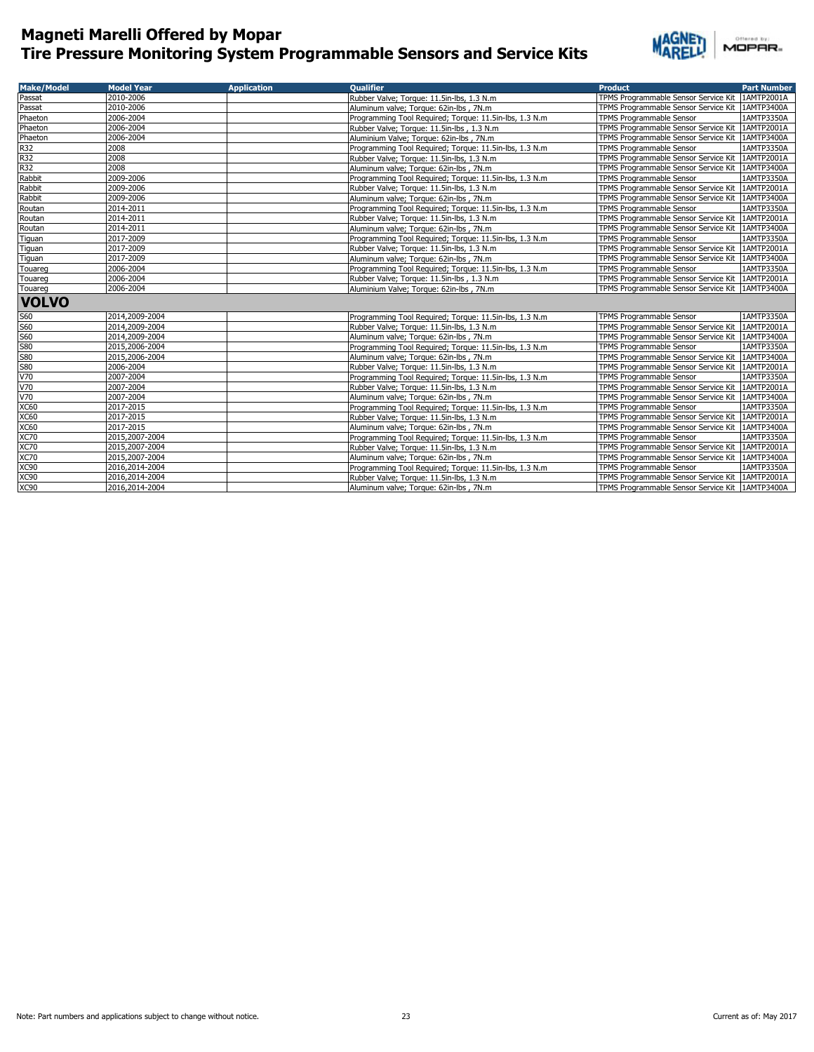# Magneti Marelli Offered by Mopar
# Tire Pressure Monitoring System Programmable Sensors and Service Kits

| Make/Model | Model Year | Application | Qualifier | Product | Part Number |
|---|---|---|---|---|---|
| Passat | 2010-2006 | | Rubber Valve; Torque: 11.5in-lbs, 1.3 N.m | TPMS Programmable Sensor Service Kit | 1AMTP2001A |
| Passat | 2010-2006 | | Aluminum valve; Torque: 62in-lbs , 7N.m | TPMS Programmable Sensor Service Kit | 1AMTP3400A |
| Phaeton | 2006-2004 | | Programming Tool Required; Torque: 11.5in-lbs, 1.3 N.m | TPMS Programmable Sensor | 1AMTP3350A |
| Phaeton | 2006-2004 | | Rubber Valve; Torque: 11.5in-lbs , 1.3 N.m | TPMS Programmable Sensor Service Kit | 1AMTP2001A |
| Phaeton | 2006-2004 | | Aluminium Valve; Torque: 62in-lbs , 7N.m | TPMS Programmable Sensor Service Kit | 1AMTP3400A |
| R32 | 2008 | | Programming Tool Required; Torque: 11.5in-lbs, 1.3 N.m | TPMS Programmable Sensor | 1AMTP3350A |
| R32 | 2008 | | Rubber Valve; Torque: 11.5in-lbs, 1.3 N.m | TPMS Programmable Sensor Service Kit | 1AMTP2001A |
| R32 | 2008 | | Aluminum valve; Torque: 62in-lbs , 7N.m | TPMS Programmable Sensor Service Kit | 1AMTP3400A |
| Rabbit | 2009-2006 | | Programming Tool Required; Torque: 11.5in-lbs, 1.3 N.m | TPMS Programmable Sensor | 1AMTP3350A |
| Rabbit | 2009-2006 | | Rubber Valve; Torque: 11.5in-lbs, 1.3 N.m | TPMS Programmable Sensor Service Kit | 1AMTP2001A |
| Rabbit | 2009-2006 | | Aluminum valve; Torque: 62in-lbs , 7N.m | TPMS Programmable Sensor Service Kit | 1AMTP3400A |
| Routan | 2014-2011 | | Programming Tool Required; Torque: 11.5in-lbs, 1.3 N.m | TPMS Programmable Sensor | 1AMTP3350A |
| Routan | 2014-2011 | | Rubber Valve; Torque: 11.5in-lbs, 1.3 N.m | TPMS Programmable Sensor Service Kit | 1AMTP2001A |
| Routan | 2014-2011 | | Aluminum valve; Torque: 62in-lbs , 7N.m | TPMS Programmable Sensor Service Kit | 1AMTP3400A |
| Tiguan | 2017-2009 | | Programming Tool Required; Torque: 11.5in-lbs, 1.3 N.m | TPMS Programmable Sensor | 1AMTP3350A |
| Tiguan | 2017-2009 | | Rubber Valve; Torque: 11.5in-lbs, 1.3 N.m | TPMS Programmable Sensor Service Kit | 1AMTP2001A |
| Tiguan | 2017-2009 | | Aluminum valve; Torque: 62in-lbs , 7N.m | TPMS Programmable Sensor Service Kit | 1AMTP3400A |
| Touareg | 2006-2004 | | Programming Tool Required; Torque: 11.5in-lbs, 1.3 N.m | TPMS Programmable Sensor | 1AMTP3350A |
| Touareg | 2006-2004 | | Rubber Valve; Torque: 11.5in-lbs , 1.3 N.m | TPMS Programmable Sensor Service Kit | 1AMTP2001A |
| Touareg | 2006-2004 | | Aluminium Valve; Torque: 62in-lbs , 7N.m | TPMS Programmable Sensor Service Kit | 1AMTP3400A |
| **VOLVO** | | | | | |
| S60 | 2014,2009-2004 | | Programming Tool Required; Torque: 11.5in-lbs, 1.3 N.m | TPMS Programmable Sensor | 1AMTP3350A |
| S60 | 2014,2009-2004 | | Rubber Valve; Torque: 11.5in-lbs, 1.3 N.m | TPMS Programmable Sensor Service Kit | 1AMTP2001A |
| S60 | 2014,2009-2004 | | Aluminum valve; Torque: 62in-lbs , 7N.m | TPMS Programmable Sensor Service Kit | 1AMTP3400A |
| S80 | 2015,2006-2004 | | Programming Tool Required; Torque: 11.5in-lbs, 1.3 N.m | TPMS Programmable Sensor | 1AMTP3350A |
| S80 | 2015,2006-2004 | | Aluminum valve; Torque: 62in-lbs , 7N.m | TPMS Programmable Sensor Service Kit | 1AMTP3400A |
| S80 | 2006-2004 | | Rubber Valve; Torque: 11.5in-lbs, 1.3 N.m | TPMS Programmable Sensor Service Kit | 1AMTP2001A |
| V70 | 2007-2004 | | Programming Tool Required; Torque: 11.5in-lbs, 1.3 N.m | TPMS Programmable Sensor | 1AMTP3350A |
| V70 | 2007-2004 | | Rubber Valve; Torque: 11.5in-lbs, 1.3 N.m | TPMS Programmable Sensor Service Kit | 1AMTP2001A |
| V70 | 2007-2004 | | Aluminum valve; Torque: 62in-lbs , 7N.m | TPMS Programmable Sensor Service Kit | 1AMTP3400A |
| XC60 | 2017-2015 | | Programming Tool Required; Torque: 11.5in-lbs, 1.3 N.m | TPMS Programmable Sensor | 1AMTP3350A |
| XC60 | 2017-2015 | | Rubber Valve; Torque: 11.5in-lbs, 1.3 N.m | TPMS Programmable Sensor Service Kit | 1AMTP2001A |
| XC60 | 2017-2015 | | Aluminum valve; Torque: 62in-lbs , 7N.m | TPMS Programmable Sensor Service Kit | 1AMTP3400A |
| XC70 | 2015,2007-2004 | | Programming Tool Required; Torque: 11.5in-lbs, 1.3 N.m | TPMS Programmable Sensor | 1AMTP3350A |
| XC70 | 2015,2007-2004 | | Rubber Valve; Torque: 11.5in-lbs, 1.3 N.m | TPMS Programmable Sensor Service Kit | 1AMTP2001A |
| XC70 | 2015,2007-2004 | | Aluminum valve; Torque: 62in-lbs , 7N.m | TPMS Programmable Sensor Service Kit | 1AMTP3400A |
| XC90 | 2016,2014-2004 | | Programming Tool Required; Torque: 11.5in-lbs, 1.3 N.m | TPMS Programmable Sensor | 1AMTP3350A |
| XC90 | 2016,2014-2004 | | Rubber Valve; Torque: 11.5in-lbs, 1.3 N.m | TPMS Programmable Sensor Service Kit | 1AMTP2001A |
| XC90 | 2016,2014-2004 | | Aluminum valve; Torque: 62in-lbs , 7N.m | TPMS Programmable Sensor Service Kit | 1AMTP3400A |

Note: Part numbers and applications subject to change without notice.

Current as of: May 2017